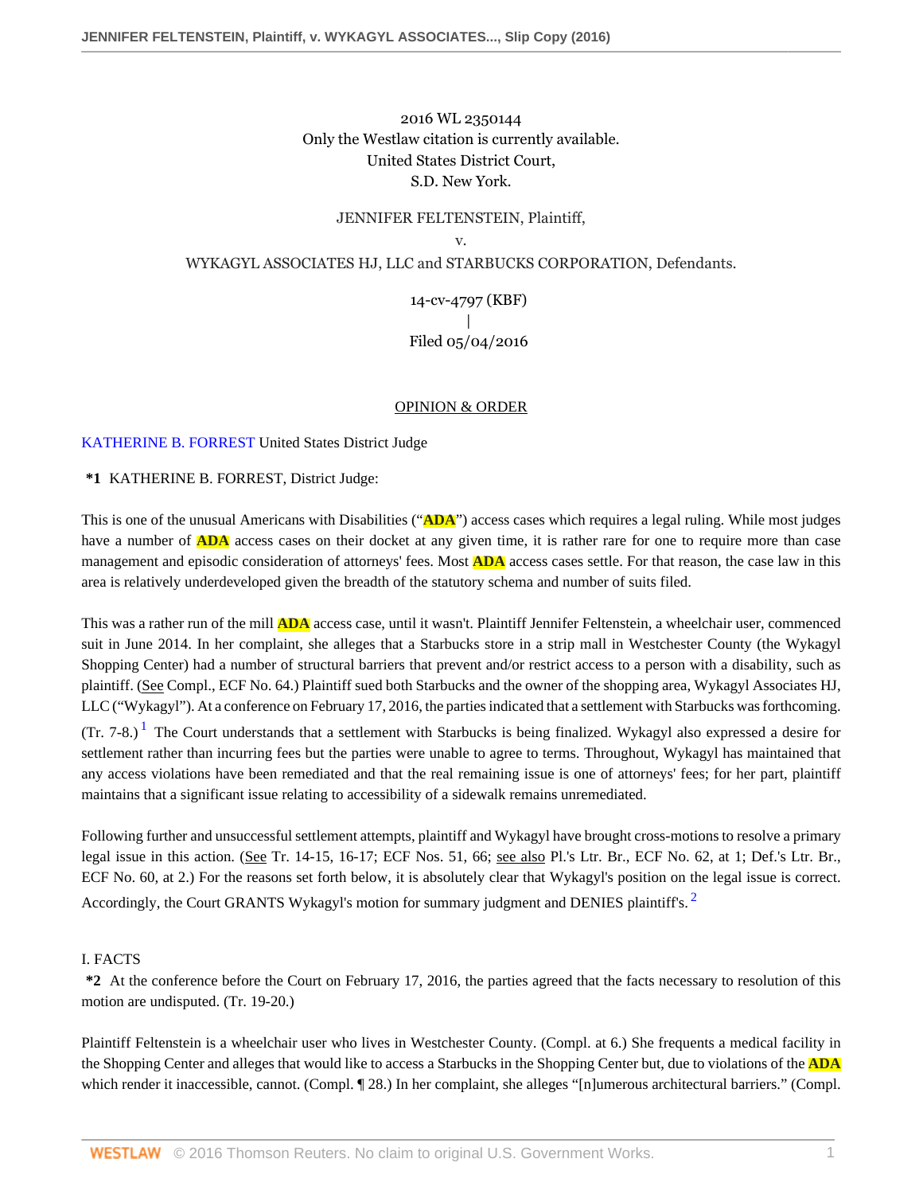2016 WL 2350144
Only the Westlaw citation is currently available.
United States District Court,
S.D. New York.

JENNIFER FELTENSTEIN, Plaintiff,
v.
WYKAGYL ASSOCIATES HJ, LLC and STARBUCKS CORPORATION, Defendants.

14-cv-4797 (KBF)
|
Filed 05/04/2016

OPINION & ORDER

KATHERINE B. FORREST United States District Judge

**\*1** KATHERINE B. FORREST, District Judge:

This is one of the unusual Americans with Disabilities ("**ADA**") access cases which requires a legal ruling. While most judges have a number of **ADA** access cases on their docket at any given time, it is rather rare for one to require more than case management and episodic consideration of attorneys' fees. Most **ADA** access cases settle. For that reason, the case law in this area is relatively underdeveloped given the breadth of the statutory schema and number of suits filed.

This was a rather run of the mill **ADA** access case, until it wasn't. Plaintiff Jennifer Feltenstein, a wheelchair user, commenced suit in June 2014. In her complaint, she alleges that a Starbucks store in a strip mall in Westchester County (the Wykagyl Shopping Center) had a number of structural barriers that prevent and/or restrict access to a person with a disability, such as plaintiff. (See Compl., ECF No. 64.) Plaintiff sued both Starbucks and the owner of the shopping area, Wykagyl Associates HJ, LLC ("Wykagyl"). At a conference on February 17, 2016, the parties indicated that a settlement with Starbucks was forthcoming. (Tr. 7-8.)[1] The Court understands that a settlement with Starbucks is being finalized. Wykagyl also expressed a desire for settlement rather than incurring fees but the parties were unable to agree to terms. Throughout, Wykagyl has maintained that any access violations have been remediated and that the real remaining issue is one of attorneys' fees; for her part, plaintiff maintains that a significant issue relating to accessibility of a sidewalk remains unremediated.

Following further and unsuccessful settlement attempts, plaintiff and Wykagyl have brought cross-motions to resolve a primary legal issue in this action. (See Tr. 14-15, 16-17; ECF Nos. 51, 66; see also Pl.'s Ltr. Br., ECF No. 62, at 1; Def.'s Ltr. Br., ECF No. 60, at 2.) For the reasons set forth below, it is absolutely clear that Wykagyl's position on the legal issue is correct. Accordingly, the Court GRANTS Wykagyl's motion for summary judgment and DENIES plaintiff's.[2]

## I. FACTS

**\*2** At the conference before the Court on February 17, 2016, the parties agreed that the facts necessary to resolution of this motion are undisputed. (Tr. 19-20.)

Plaintiff Feltenstein is a wheelchair user who lives in Westchester County. (Compl. at 6.) She frequents a medical facility in the Shopping Center and alleges that would like to access a Starbucks in the Shopping Center but, due to violations of the **ADA** which render it inaccessible, cannot. (Compl. ¶ 28.) In her complaint, she alleges "[n]umerous architectural barriers." (Compl.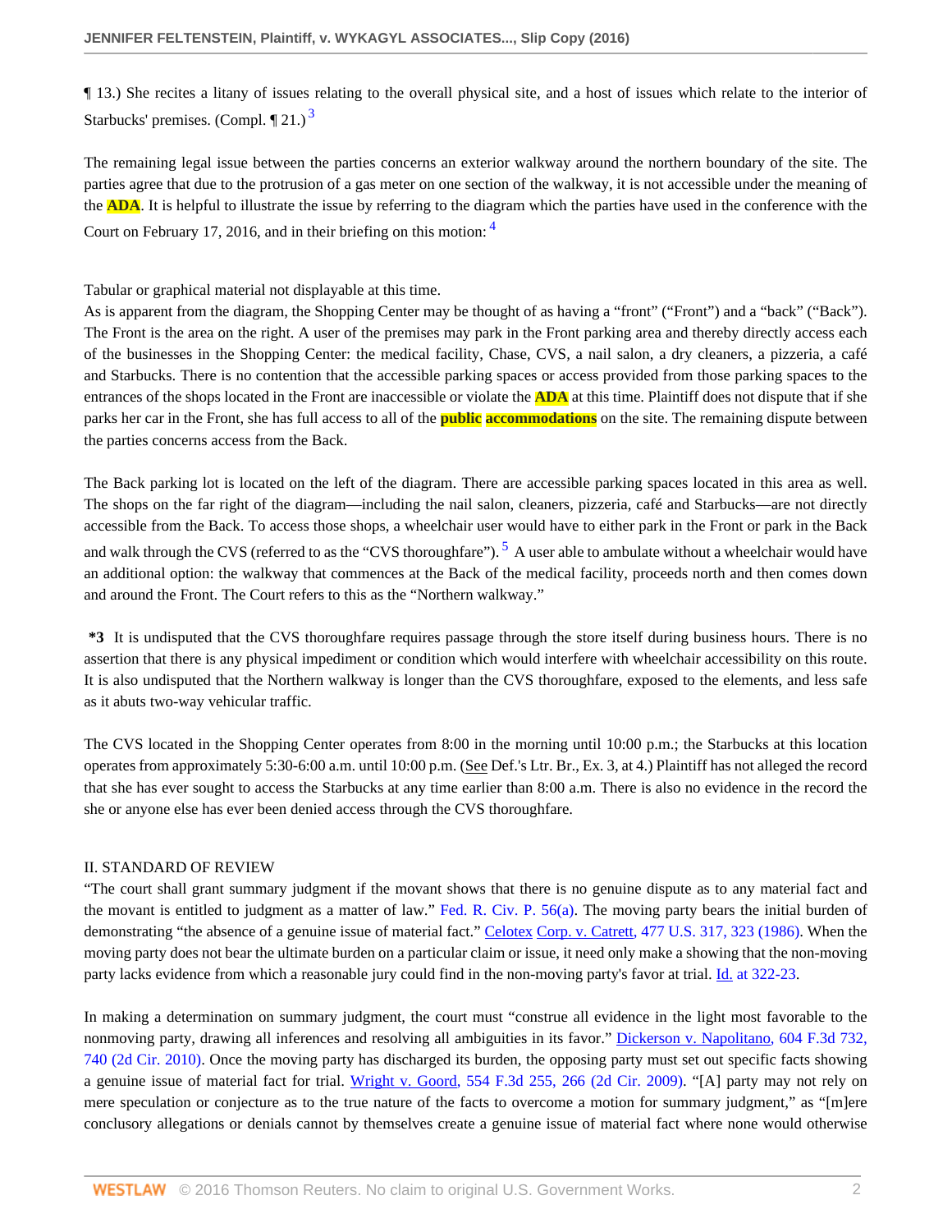¶ 13.) She recites a litany of issues relating to the overall physical site, and a host of issues which relate to the interior of Starbucks' premises. (Compl. ¶ 21.) [3]

The remaining legal issue between the parties concerns an exterior walkway around the northern boundary of the site. The parties agree that due to the protrusion of a gas meter on one section of the walkway, it is not accessible under the meaning of the ADA. It is helpful to illustrate the issue by referring to the diagram which the parties have used in the conference with the Court on February 17, 2016, and in their briefing on this motion: [4]

Tabular or graphical material not displayable at this time.

As is apparent from the diagram, the Shopping Center may be thought of as having a "front" ("Front") and a "back" ("Back"). The Front is the area on the right. A user of the premises may park in the Front parking area and thereby directly access each of the businesses in the Shopping Center: the medical facility, Chase, CVS, a nail salon, a dry cleaners, a pizzeria, a café and Starbucks. There is no contention that the accessible parking spaces or access provided from those parking spaces to the entrances of the shops located in the Front are inaccessible or violate the ADA at this time. Plaintiff does not dispute that if she parks her car in the Front, she has full access to all of the public accommodations on the site. The remaining dispute between the parties concerns access from the Back.

The Back parking lot is located on the left of the diagram. There are accessible parking spaces located in this area as well. The shops on the far right of the diagram—including the nail salon, cleaners, pizzeria, café and Starbucks—are not directly accessible from the Back. To access those shops, a wheelchair user would have to either park in the Front or park in the Back and walk through the CVS (referred to as the "CVS thoroughfare"). [5] A user able to ambulate without a wheelchair would have an additional option: the walkway that commences at the Back of the medical facility, proceeds north and then comes down and around the Front. The Court refers to this as the "Northern walkway."

**\*3** It is undisputed that the CVS thoroughfare requires passage through the store itself during business hours. There is no assertion that there is any physical impediment or condition which would interfere with wheelchair accessibility on this route. It is also undisputed that the Northern walkway is longer than the CVS thoroughfare, exposed to the elements, and less safe as it abuts two-way vehicular traffic.

The CVS located in the Shopping Center operates from 8:00 in the morning until 10:00 p.m.; the Starbucks at this location operates from approximately 5:30-6:00 a.m. until 10:00 p.m. (See Def.'s Ltr. Br., Ex. 3, at 4.) Plaintiff has not alleged the record that she has ever sought to access the Starbucks at any time earlier than 8:00 a.m. There is also no evidence in the record the she or anyone else has ever been denied access through the CVS thoroughfare.

## II. STANDARD OF REVIEW

"The court shall grant summary judgment if the movant shows that there is no genuine dispute as to any material fact and the movant is entitled to judgment as a matter of law." Fed. R. Civ. P. 56(a). The moving party bears the initial burden of demonstrating "the absence of a genuine issue of material fact." Celotex Corp. v. Catrett, 477 U.S. 317, 323 (1986). When the moving party does not bear the ultimate burden on a particular claim or issue, it need only make a showing that the non-moving party lacks evidence from which a reasonable jury could find in the non-moving party's favor at trial. Id. at 322-23.

In making a determination on summary judgment, the court must "construe all evidence in the light most favorable to the nonmoving party, drawing all inferences and resolving all ambiguities in its favor." Dickerson v. Napolitano, 604 F.3d 732, 740 (2d Cir. 2010). Once the moving party has discharged its burden, the opposing party must set out specific facts showing a genuine issue of material fact for trial. Wright v. Goord, 554 F.3d 255, 266 (2d Cir. 2009). "[A] party may not rely on mere speculation or conjecture as to the true nature of the facts to overcome a motion for summary judgment," as "[m]ere conclusory allegations or denials cannot by themselves create a genuine issue of material fact where none would otherwise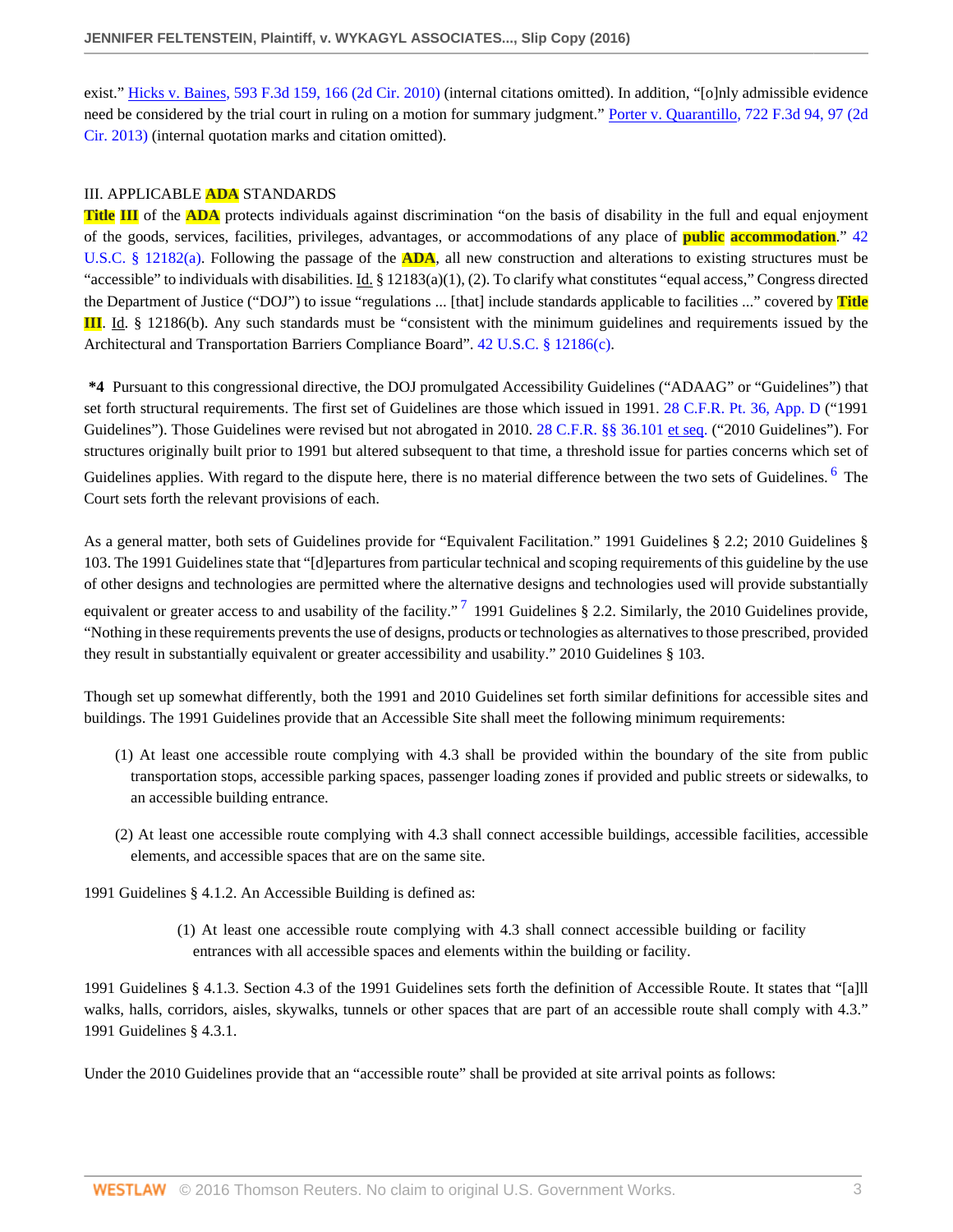exist." Hicks v. Baines, 593 F.3d 159, 166 (2d Cir. 2010) (internal citations omitted). In addition, "[o]nly admissible evidence need be considered by the trial court in ruling on a motion for summary judgment." Porter v. Quarantillo, 722 F.3d 94, 97 (2d Cir. 2013) (internal quotation marks and citation omitted).

## III. APPLICABLE ADA STANDARDS

Title III of the ADA protects individuals against discrimination "on the basis of disability in the full and equal enjoyment of the goods, services, facilities, privileges, advantages, or accommodations of any place of public accommodation." 42 U.S.C. § 12182(a). Following the passage of the ADA, all new construction and alterations to existing structures must be "accessible" to individuals with disabilities. Id. § 12183(a)(1), (2). To clarify what constitutes "equal access," Congress directed the Department of Justice ("DOJ") to issue "regulations ... [that] include standards applicable to facilities ..." covered by Title III. Id. § 12186(b). Any such standards must be "consistent with the minimum guidelines and requirements issued by the Architectural and Transportation Barriers Compliance Board". 42 U.S.C. § 12186(c).

**\*4** Pursuant to this congressional directive, the DOJ promulgated Accessibility Guidelines ("ADAAG" or "Guidelines") that set forth structural requirements. The first set of Guidelines are those which issued in 1991. 28 C.F.R. Pt. 36, App. D ("1991 Guidelines"). Those Guidelines were revised but not abrogated in 2010. 28 C.F.R. §§ 36.101 et seq. ("2010 Guidelines"). For structures originally built prior to 1991 but altered subsequent to that time, a threshold issue for parties concerns which set of Guidelines applies. With regard to the dispute here, there is no material difference between the two sets of Guidelines.[6] The Court sets forth the relevant provisions of each.

As a general matter, both sets of Guidelines provide for "Equivalent Facilitation." 1991 Guidelines § 2.2; 2010 Guidelines § 103. The 1991 Guidelines state that "[d]epartures from particular technical and scoping requirements of this guideline by the use of other designs and technologies are permitted where the alternative designs and technologies used will provide substantially equivalent or greater access to and usability of the facility."[7] 1991 Guidelines § 2.2. Similarly, the 2010 Guidelines provide, "Nothing in these requirements prevents the use of designs, products or technologies as alternatives to those prescribed, provided they result in substantially equivalent or greater accessibility and usability." 2010 Guidelines § 103.

Though set up somewhat differently, both the 1991 and 2010 Guidelines set forth similar definitions for accessible sites and buildings. The 1991 Guidelines provide that an Accessible Site shall meet the following minimum requirements:

> (1) At least one accessible route complying with 4.3 shall be provided within the boundary of the site from public transportation stops, accessible parking spaces, passenger loading zones if provided and public streets or sidewalks, to an accessible building entrance.
>
> (2) At least one accessible route complying with 4.3 shall connect accessible buildings, accessible facilities, accessible elements, and accessible spaces that are on the same site.

1991 Guidelines § 4.1.2. An Accessible Building is defined as:

> (1) At least one accessible route complying with 4.3 shall connect accessible building or facility entrances with all accessible spaces and elements within the building or facility.

1991 Guidelines § 4.1.3. Section 4.3 of the 1991 Guidelines sets forth the definition of Accessible Route. It states that "[a]ll walks, halls, corridors, aisles, skywalks, tunnels or other spaces that are part of an accessible route shall comply with 4.3." 1991 Guidelines § 4.3.1.

Under the 2010 Guidelines provide that an "accessible route" shall be provided at site arrival points as follows: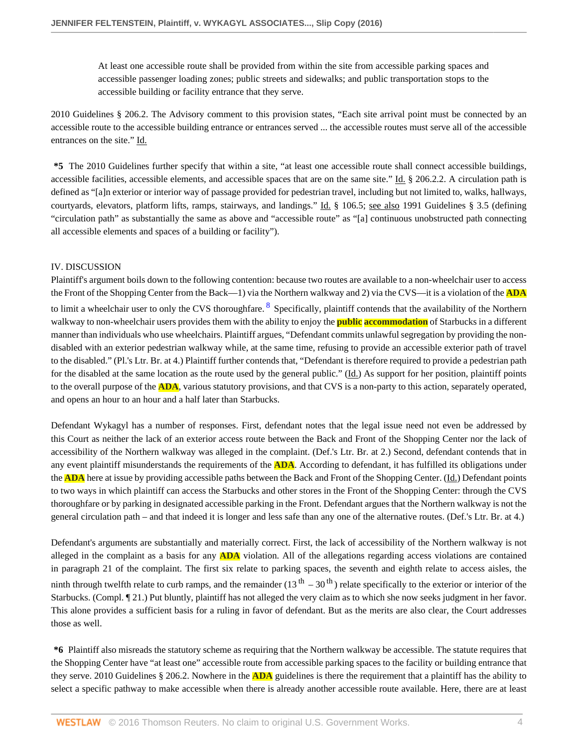> At least one accessible route shall be provided from within the site from accessible parking spaces and accessible passenger loading zones; public streets and sidewalks; and public transportation stops to the accessible building or facility entrance that they serve.

2010 Guidelines § 206.2. The Advisory comment to this provision states, "Each site arrival point must be connected by an accessible route to the accessible building entrance or entrances served ... the accessible routes must serve all of the accessible entrances on the site." Id.

**\*5** The 2010 Guidelines further specify that within a site, "at least one accessible route shall connect accessible buildings, accessible facilities, accessible elements, and accessible spaces that are on the same site." Id. § 206.2.2. A circulation path is defined as "[a]n exterior or interior way of passage provided for pedestrian travel, including but not limited to, walks, hallways, courtyards, elevators, platform lifts, ramps, stairways, and landings." Id. § 106.5; see also 1991 Guidelines § 3.5 (defining "circulation path" as substantially the same as above and "accessible route" as "[a] continuous unobstructed path connecting all accessible elements and spaces of a building or facility").

## IV. DISCUSSION

Plaintiff's argument boils down to the following contention: because two routes are available to a non-wheelchair user to access the Front of the Shopping Center from the Back—1) via the Northern walkway and 2) via the CVS—it is a violation of the ADA to limit a wheelchair user to only the CVS thoroughfare.[8] Specifically, plaintiff contends that the availability of the Northern walkway to non-wheelchair users provides them with the ability to enjoy the public accommodation of Starbucks in a different manner than individuals who use wheelchairs. Plaintiff argues, "Defendant commits unlawful segregation by providing the non-disabled with an exterior pedestrian walkway while, at the same time, refusing to provide an accessible exterior path of travel to the disabled." (Pl.'s Ltr. Br. at 4.) Plaintiff further contends that, "Defendant is therefore required to provide a pedestrian path for the disabled at the same location as the route used by the general public." (Id.) As support for her position, plaintiff points to the overall purpose of the ADA, various statutory provisions, and that CVS is a non-party to this action, separately operated, and opens an hour to an hour and a half later than Starbucks.

Defendant Wykagyl has a number of responses. First, defendant notes that the legal issue need not even be addressed by this Court as neither the lack of an exterior access route between the Back and Front of the Shopping Center nor the lack of accessibility of the Northern walkway was alleged in the complaint. (Def.'s Ltr. Br. at 2.) Second, defendant contends that in any event plaintiff misunderstands the requirements of the ADA. According to defendant, it has fulfilled its obligations under the ADA here at issue by providing accessible paths between the Back and Front of the Shopping Center. (Id.) Defendant points to two ways in which plaintiff can access the Starbucks and other stores in the Front of the Shopping Center: through the CVS thoroughfare or by parking in designated accessible parking in the Front. Defendant argues that the Northern walkway is not the general circulation path – and that indeed it is longer and less safe than any one of the alternative routes. (Def.'s Ltr. Br. at 4.)

Defendant's arguments are substantially and materially correct. First, the lack of accessibility of the Northern walkway is not alleged in the complaint as a basis for any ADA violation. All of the allegations regarding access violations are contained in paragraph 21 of the complaint. The first six relate to parking spaces, the seventh and eighth relate to access aisles, the ninth through twelfth relate to curb ramps, and the remainder (13th – 30th) relate specifically to the exterior or interior of the Starbucks. (Compl. ¶ 21.) Put bluntly, plaintiff has not alleged the very claim as to which she now seeks judgment in her favor. This alone provides a sufficient basis for a ruling in favor of defendant. But as the merits are also clear, the Court addresses those as well.

**\*6** Plaintiff also misreads the statutory scheme as requiring that the Northern walkway be accessible. The statute requires that the Shopping Center have "at least one" accessible route from accessible parking spaces to the facility or building entrance that they serve. 2010 Guidelines § 206.2. Nowhere in the ADA guidelines is there the requirement that a plaintiff has the ability to select a specific pathway to make accessible when there is already another accessible route available. Here, there are at least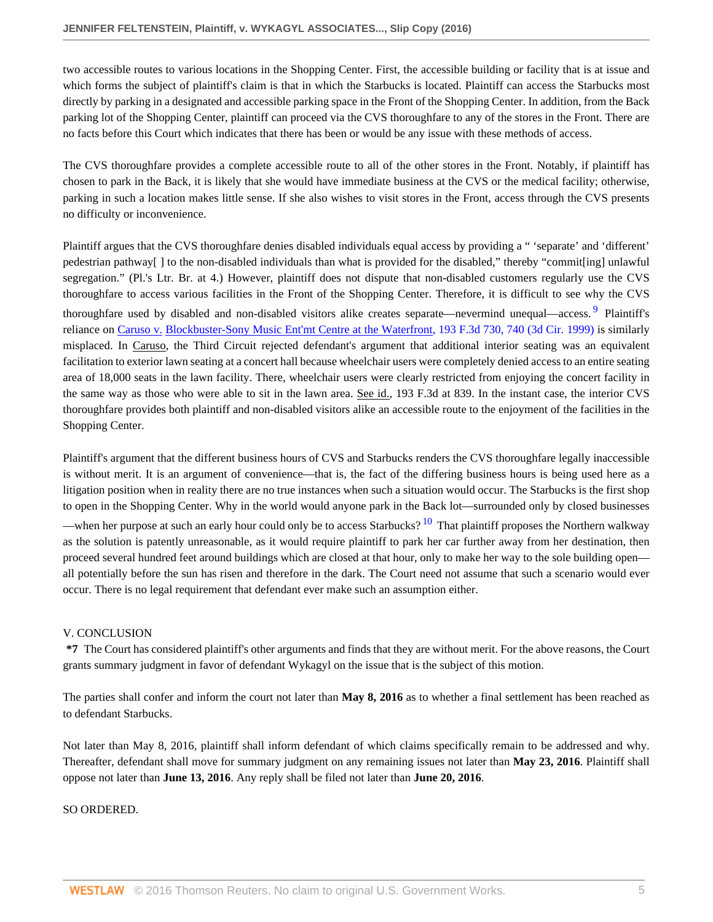two accessible routes to various locations in the Shopping Center. First, the accessible building or facility that is at issue and which forms the subject of plaintiff's claim is that in which the Starbucks is located. Plaintiff can access the Starbucks most directly by parking in a designated and accessible parking space in the Front of the Shopping Center. In addition, from the Back parking lot of the Shopping Center, plaintiff can proceed via the CVS thoroughfare to any of the stores in the Front. There are no facts before this Court which indicates that there has been or would be any issue with these methods of access.

The CVS thoroughfare provides a complete accessible route to all of the other stores in the Front. Notably, if plaintiff has chosen to park in the Back, it is likely that she would have immediate business at the CVS or the medical facility; otherwise, parking in such a location makes little sense. If she also wishes to visit stores in the Front, access through the CVS presents no difficulty or inconvenience.

Plaintiff argues that the CVS thoroughfare denies disabled individuals equal access by providing a " 'separate' and 'different' pedestrian pathway[ ] to the non-disabled individuals than what is provided for the disabled," thereby "commit[ing] unlawful segregation." (Pl.'s Ltr. Br. at 4.) However, plaintiff does not dispute that non-disabled customers regularly use the CVS thoroughfare to access various facilities in the Front of the Shopping Center. Therefore, it is difficult to see why the CVS thoroughfare used by disabled and non-disabled visitors alike creates separate—nevermind unequal—access.[9] Plaintiff's reliance on Caruso v. Blockbuster-Sony Music Ent'mt Centre at the Waterfront, 193 F.3d 730, 740 (3d Cir. 1999) is similarly misplaced. In Caruso, the Third Circuit rejected defendant's argument that additional interior seating was an equivalent facilitation to exterior lawn seating at a concert hall because wheelchair users were completely denied access to an entire seating area of 18,000 seats in the lawn facility. There, wheelchair users were clearly restricted from enjoying the concert facility in the same way as those who were able to sit in the lawn area. See id., 193 F.3d at 839. In the instant case, the interior CVS thoroughfare provides both plaintiff and non-disabled visitors alike an accessible route to the enjoyment of the facilities in the Shopping Center.

Plaintiff's argument that the different business hours of CVS and Starbucks renders the CVS thoroughfare legally inaccessible is without merit. It is an argument of convenience—that is, the fact of the differing business hours is being used here as a litigation position when in reality there are no true instances when such a situation would occur. The Starbucks is the first shop to open in the Shopping Center. Why in the world would anyone park in the Back lot—surrounded only by closed businesses—when her purpose at such an early hour could only be to access Starbucks?[10] That plaintiff proposes the Northern walkway as the solution is patently unreasonable, as it would require plaintiff to park her car further away from her destination, then proceed several hundred feet around buildings which are closed at that hour, only to make her way to the sole building open—all potentially before the sun has risen and therefore in the dark. The Court need not assume that such a scenario would ever occur. There is no legal requirement that defendant ever make such an assumption either.

V. CONCLUSION

**\*7** The Court has considered plaintiff's other arguments and finds that they are without merit. For the above reasons, the Court grants summary judgment in favor of defendant Wykagyl on the issue that is the subject of this motion.

The parties shall confer and inform the court not later than **May 8, 2016** as to whether a final settlement has been reached as to defendant Starbucks.

Not later than May 8, 2016, plaintiff shall inform defendant of which claims specifically remain to be addressed and why. Thereafter, defendant shall move for summary judgment on any remaining issues not later than **May 23, 2016**. Plaintiff shall oppose not later than **June 13, 2016**. Any reply shall be filed not later than **June 20, 2016**.

SO ORDERED.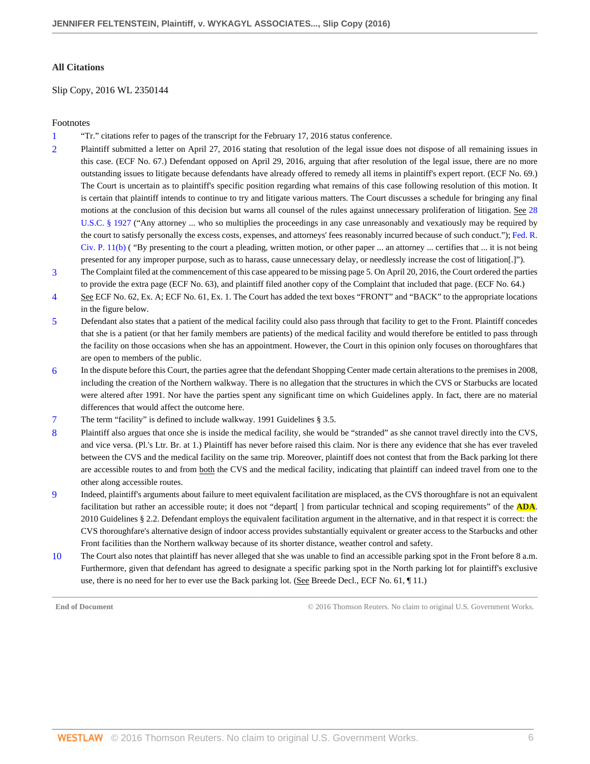**All Citations**

Slip Copy, 2016 WL 2350144

Footnotes

1 "Tr." citations refer to pages of the transcript for the February 17, 2016 status conference.

2 Plaintiff submitted a letter on April 27, 2016 stating that resolution of the legal issue does not dispose of all remaining issues in this case. (ECF No. 67.) Defendant opposed on April 29, 2016, arguing that after resolution of the legal issue, there are no more outstanding issues to litigate because defendants have already offered to remedy all items in plaintiff's expert report. (ECF No. 69.) The Court is uncertain as to plaintiff's specific position regarding what remains of this case following resolution of this motion. It is certain that plaintiff intends to continue to try and litigate various matters. The Court discusses a schedule for bringing any final motions at the conclusion of this decision but warns all counsel of the rules against unnecessary proliferation of litigation. See 28 U.S.C. § 1927 ("Any attorney ... who so multiplies the proceedings in any case unreasonably and vexatiously may be required by the court to satisfy personally the excess costs, expenses, and attorneys' fees reasonably incurred because of such conduct."); Fed. R. Civ. P. 11(b) ( "By presenting to the court a pleading, written motion, or other paper ... an attorney ... certifies that ... it is not being presented for any improper purpose, such as to harass, cause unnecessary delay, or needlessly increase the cost of litigation[.]").

3 The Complaint filed at the commencement of this case appeared to be missing page 5. On April 20, 2016, the Court ordered the parties to provide the extra page (ECF No. 63), and plaintiff filed another copy of the Complaint that included that page. (ECF No. 64.)

4 See ECF No. 62, Ex. A; ECF No. 61, Ex. 1. The Court has added the text boxes "FRONT" and "BACK" to the appropriate locations in the figure below.

5 Defendant also states that a patient of the medical facility could also pass through that facility to get to the Front. Plaintiff concedes that she is a patient (or that her family members are patients) of the medical facility and would therefore be entitled to pass through the facility on those occasions when she has an appointment. However, the Court in this opinion only focuses on thoroughfares that are open to members of the public.

6 In the dispute before this Court, the parties agree that the defendant Shopping Center made certain alterations to the premises in 2008, including the creation of the Northern walkway. There is no allegation that the structures in which the CVS or Starbucks are located were altered after 1991. Nor have the parties spent any significant time on which Guidelines apply. In fact, there are no material differences that would affect the outcome here.

7 The term "facility" is defined to include walkway. 1991 Guidelines § 3.5.

8 Plaintiff also argues that once she is inside the medical facility, she would be "stranded" as she cannot travel directly into the CVS, and vice versa. (Pl.'s Ltr. Br. at 1.) Plaintiff has never before raised this claim. Nor is there any evidence that she has ever traveled between the CVS and the medical facility on the same trip. Moreover, plaintiff does not contest that from the Back parking lot there are accessible routes to and from both the CVS and the medical facility, indicating that plaintiff can indeed travel from one to the other along accessible routes.

9 Indeed, plaintiff's arguments about failure to meet equivalent facilitation are misplaced, as the CVS thoroughfare is not an equivalent facilitation but rather an accessible route; it does not "depart[ ] from particular technical and scoping requirements" of the **ADA**. 2010 Guidelines § 2.2. Defendant employs the equivalent facilitation argument in the alternative, and in that respect it is correct: the CVS thoroughfare's alternative design of indoor access provides substantially equivalent or greater access to the Starbucks and other Front facilities than the Northern walkway because of its shorter distance, weather control and safety.

10 The Court also notes that plaintiff has never alleged that she was unable to find an accessible parking spot in the Front before 8 a.m. Furthermore, given that defendant has agreed to designate a specific parking spot in the North parking lot for plaintiff's exclusive use, there is no need for her to ever use the Back parking lot. (See Breede Decl., ECF No. 61, ¶ 11.)

**End of Document** © 2016 Thomson Reuters. No claim to original U.S. Government Works.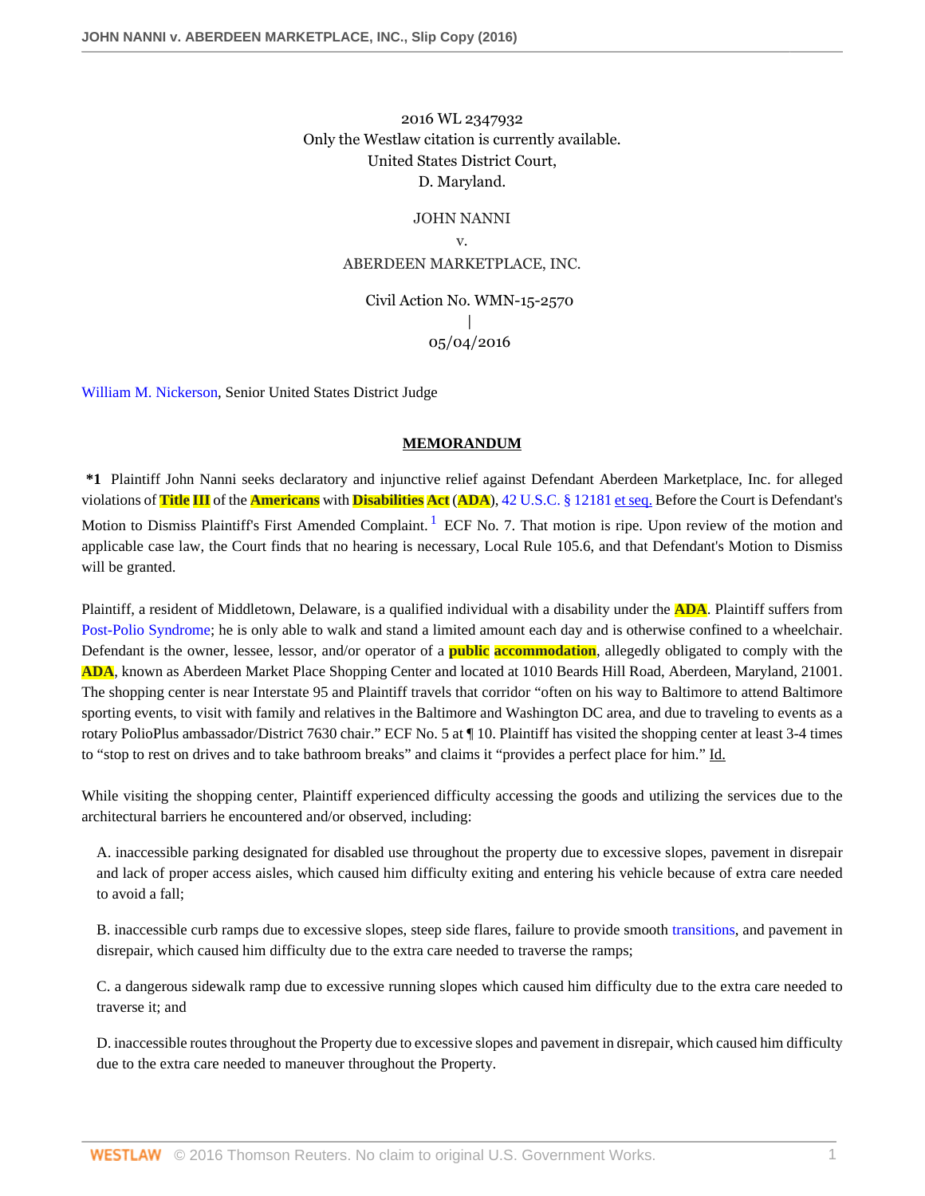2016 WL 2347932
Only the Westlaw citation is currently available.
United States District Court,
D. Maryland.

JOHN NANNI
v.
ABERDEEN MARKETPLACE, INC.

Civil Action No. WMN-15-2570
|
05/04/2016

William M. Nickerson, Senior United States District Judge

**MEMORANDUM**

**\*1** Plaintiff John Nanni seeks declaratory and injunctive relief against Defendant Aberdeen Marketplace, Inc. for alleged violations of Title III of the Americans with Disabilities Act (ADA), 42 U.S.C. § 12181 et seq. Before the Court is Defendant's Motion to Dismiss Plaintiff's First Amended Complaint.[1] ECF No. 7. That motion is ripe. Upon review of the motion and applicable case law, the Court finds that no hearing is necessary, Local Rule 105.6, and that Defendant's Motion to Dismiss will be granted.

Plaintiff, a resident of Middletown, Delaware, is a qualified individual with a disability under the ADA. Plaintiff suffers from Post-Polio Syndrome; he is only able to walk and stand a limited amount each day and is otherwise confined to a wheelchair. Defendant is the owner, lessee, lessor, and/or operator of a public accommodation, allegedly obligated to comply with the ADA, known as Aberdeen Market Place Shopping Center and located at 1010 Beards Hill Road, Aberdeen, Maryland, 21001. The shopping center is near Interstate 95 and Plaintiff travels that corridor "often on his way to Baltimore to attend Baltimore sporting events, to visit with family and relatives in the Baltimore and Washington DC area, and due to traveling to events as a rotary PolioPlus ambassador/District 7630 chair." ECF No. 5 at ¶ 10. Plaintiff has visited the shopping center at least 3-4 times to "stop to rest on drives and to take bathroom breaks" and claims it "provides a perfect place for him." Id.

While visiting the shopping center, Plaintiff experienced difficulty accessing the goods and utilizing the services due to the architectural barriers he encountered and/or observed, including:

A. inaccessible parking designated for disabled use throughout the property due to excessive slopes, pavement in disrepair and lack of proper access aisles, which caused him difficulty exiting and entering his vehicle because of extra care needed to avoid a fall;

B. inaccessible curb ramps due to excessive slopes, steep side flares, failure to provide smooth transitions, and pavement in disrepair, which caused him difficulty due to the extra care needed to traverse the ramps;

C. a dangerous sidewalk ramp due to excessive running slopes which caused him difficulty due to the extra care needed to traverse it; and

D. inaccessible routes throughout the Property due to excessive slopes and pavement in disrepair, which caused him difficulty due to the extra care needed to maneuver throughout the Property.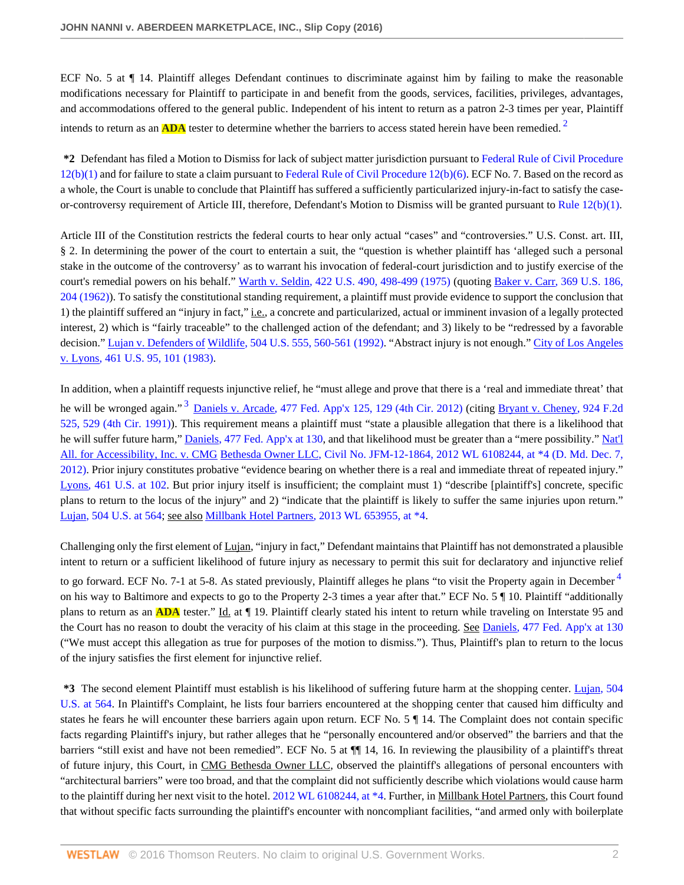ECF No. 5 at ¶ 14. Plaintiff alleges Defendant continues to discriminate against him by failing to make the reasonable modifications necessary for Plaintiff to participate in and benefit from the goods, services, facilities, privileges, advantages, and accommodations offered to the general public. Independent of his intent to return as a patron 2-3 times per year, Plaintiff intends to return as an **ADA** tester to determine whether the barriers to access stated herein have been remedied. [2]

**\*2** Defendant has filed a Motion to Dismiss for lack of subject matter jurisdiction pursuant to Federal Rule of Civil Procedure 12(b)(1) and for failure to state a claim pursuant to Federal Rule of Civil Procedure 12(b)(6). ECF No. 7. Based on the record as a whole, the Court is unable to conclude that Plaintiff has suffered a sufficiently particularized injury-in-fact to satisfy the case-or-controversy requirement of Article III, therefore, Defendant's Motion to Dismiss will be granted pursuant to Rule 12(b)(1).

Article III of the Constitution restricts the federal courts to hear only actual "cases" and "controversies." U.S. Const. art. III, § 2. In determining the power of the court to entertain a suit, the "question is whether plaintiff has 'alleged such a personal stake in the outcome of the controversy' as to warrant his invocation of federal-court jurisdiction and to justify exercise of the court's remedial powers on his behalf." Warth v. Seldin, 422 U.S. 490, 498-499 (1975) (quoting Baker v. Carr, 369 U.S. 186, 204 (1962)). To satisfy the constitutional standing requirement, a plaintiff must provide evidence to support the conclusion that 1) the plaintiff suffered an "injury in fact," i.e., a concrete and particularized, actual or imminent invasion of a legally protected interest, 2) which is "fairly traceable" to the challenged action of the defendant; and 3) likely to be "redressed by a favorable decision." Lujan v. Defenders of Wildlife, 504 U.S. 555, 560-561 (1992). "Abstract injury is not enough." City of Los Angeles v. Lyons, 461 U.S. 95, 101 (1983).

In addition, when a plaintiff requests injunctive relief, he "must allege and prove that there is a 'real and immediate threat' that he will be wronged again." [3] Daniels v. Arcade, 477 Fed. App'x 125, 129 (4th Cir. 2012) (citing Bryant v. Cheney, 924 F.2d 525, 529 (4th Cir. 1991)). This requirement means a plaintiff must "state a plausible allegation that there is a likelihood that he will suffer future harm," Daniels, 477 Fed. App'x at 130, and that likelihood must be greater than a "mere possibility." Nat'l All. for Accessibility, Inc. v. CMG Bethesda Owner LLC, Civil No. JFM-12-1864, 2012 WL 6108244, at \*4 (D. Md. Dec. 7, 2012). Prior injury constitutes probative "evidence bearing on whether there is a real and immediate threat of repeated injury." Lyons, 461 U.S. at 102. But prior injury itself is insufficient; the complaint must 1) "describe [plaintiff's] concrete, specific plans to return to the locus of the injury" and 2) "indicate that the plaintiff is likely to suffer the same injuries upon return." Lujan, 504 U.S. at 564; see also Millbank Hotel Partners, 2013 WL 653955, at \*4.

Challenging only the first element of Lujan, "injury in fact," Defendant maintains that Plaintiff has not demonstrated a plausible intent to return or a sufficient likelihood of future injury as necessary to permit this suit for declaratory and injunctive relief to go forward. ECF No. 7-1 at 5-8. As stated previously, Plaintiff alleges he plans "to visit the Property again in December [4] on his way to Baltimore and expects to go to the Property 2-3 times a year after that." ECF No. 5 ¶ 10. Plaintiff "additionally plans to return as an **ADA** tester." Id. at ¶ 19. Plaintiff clearly stated his intent to return while traveling on Interstate 95 and the Court has no reason to doubt the veracity of his claim at this stage in the proceeding. See Daniels, 477 Fed. App'x at 130 ("We must accept this allegation as true for purposes of the motion to dismiss."). Thus, Plaintiff's plan to return to the locus of the injury satisfies the first element for injunctive relief.

**\*3** The second element Plaintiff must establish is his likelihood of suffering future harm at the shopping center. Lujan, 504 U.S. at 564. In Plaintiff's Complaint, he lists four barriers encountered at the shopping center that caused him difficulty and states he fears he will encounter these barriers again upon return. ECF No. 5 ¶ 14. The Complaint does not contain specific facts regarding Plaintiff's injury, but rather alleges that he "personally encountered and/or observed" the barriers and that the barriers "still exist and have not been remedied". ECF No. 5 at ¶¶ 14, 16. In reviewing the plausibility of a plaintiff's threat of future injury, this Court, in CMG Bethesda Owner LLC, observed the plaintiff's allegations of personal encounters with "architectural barriers" were too broad, and that the complaint did not sufficiently describe which violations would cause harm to the plaintiff during her next visit to the hotel. 2012 WL 6108244, at \*4. Further, in Millbank Hotel Partners, this Court found that without specific facts surrounding the plaintiff's encounter with noncompliant facilities, "and armed only with boilerplate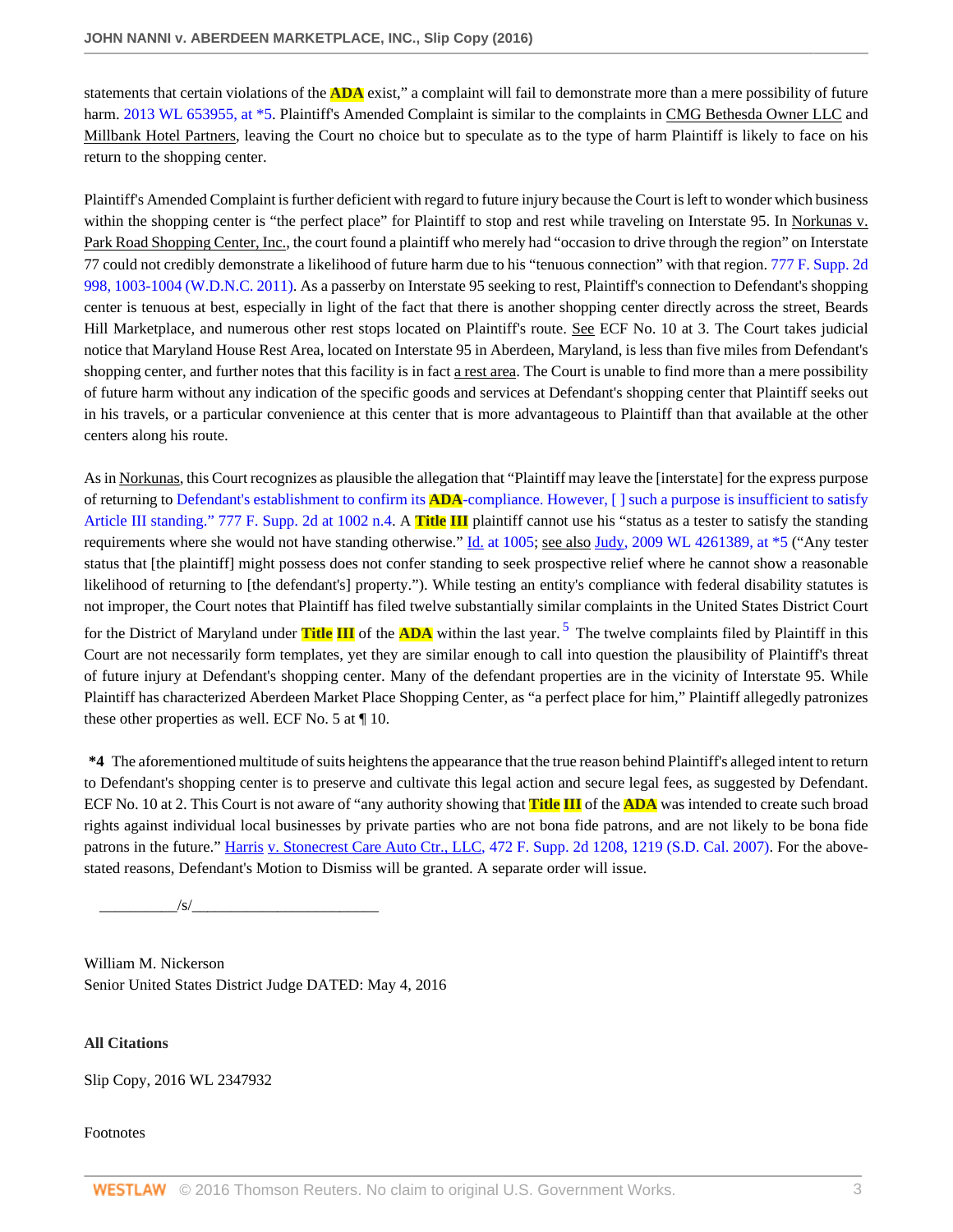statements that certain violations of the ADA exist," a complaint will fail to demonstrate more than a mere possibility of future harm. 2013 WL 653955, at *5. Plaintiff's Amended Complaint is similar to the complaints in CMG Bethesda Owner LLC and Millbank Hotel Partners, leaving the Court no choice but to speculate as to the type of harm Plaintiff is likely to face on his return to the shopping center.

Plaintiff's Amended Complaint is further deficient with regard to future injury because the Court is left to wonder which business within the shopping center is "the perfect place" for Plaintiff to stop and rest while traveling on Interstate 95. In Norkunas v. Park Road Shopping Center, Inc., the court found a plaintiff who merely had "occasion to drive through the region" on Interstate 77 could not credibly demonstrate a likelihood of future harm due to his "tenuous connection" with that region. 777 F. Supp. 2d 998, 1003-1004 (W.D.N.C. 2011). As a passerby on Interstate 95 seeking to rest, Plaintiff's connection to Defendant's shopping center is tenuous at best, especially in light of the fact that there is another shopping center directly across the street, Beards Hill Marketplace, and numerous other rest stops located on Plaintiff's route. See ECF No. 10 at 3. The Court takes judicial notice that Maryland House Rest Area, located on Interstate 95 in Aberdeen, Maryland, is less than five miles from Defendant's shopping center, and further notes that this facility is in fact a rest area. The Court is unable to find more than a mere possibility of future harm without any indication of the specific goods and services at Defendant's shopping center that Plaintiff seeks out in his travels, or a particular convenience at this center that is more advantageous to Plaintiff than that available at the other centers along his route.

As in Norkunas, this Court recognizes as plausible the allegation that "Plaintiff may leave the [interstate] for the express purpose of returning to Defendant's establishment to confirm its ADA-compliance. However, [ ] such a purpose is insufficient to satisfy Article III standing." 777 F. Supp. 2d at 1002 n.4. A Title III plaintiff cannot use his "status as a tester to satisfy the standing requirements where she would not have standing otherwise." Id. at 1005; see also Judy, 2009 WL 4261389, at *5 ("Any tester status that [the plaintiff] might possess does not confer standing to seek prospective relief where he cannot show a reasonable likelihood of returning to [the defendant's] property."). While testing an entity's compliance with federal disability statutes is not improper, the Court notes that Plaintiff has filed twelve substantially similar complaints in the United States District Court for the District of Maryland under Title III of the ADA within the last year. [5] The twelve complaints filed by Plaintiff in this Court are not necessarily form templates, yet they are similar enough to call into question the plausibility of Plaintiff's threat of future injury at Defendant's shopping center. Many of the defendant properties are in the vicinity of Interstate 95. While Plaintiff has characterized Aberdeen Market Place Shopping Center, as "a perfect place for him," Plaintiff allegedly patronizes these other properties as well. ECF No. 5 at ¶ 10.

**\*4** The aforementioned multitude of suits heightens the appearance that the true reason behind Plaintiff's alleged intent to return to Defendant's shopping center is to preserve and cultivate this legal action and secure legal fees, as suggested by Defendant. ECF No. 10 at 2. This Court is not aware of "any authority showing that Title III of the ADA was intended to create such broad rights against individual local businesses by private parties who are not bona fide patrons, and are not likely to be bona fide patrons in the future." Harris v. Stonecrest Care Auto Ctr., LLC, 472 F. Supp. 2d 1208, 1219 (S.D. Cal. 2007). For the above-stated reasons, Defendant's Motion to Dismiss will be granted. A separate order will issue.

__________/s/________________________

William M. Nickerson
Senior United States District Judge DATED: May 4, 2016

**All Citations**

Slip Copy, 2016 WL 2347932

Footnotes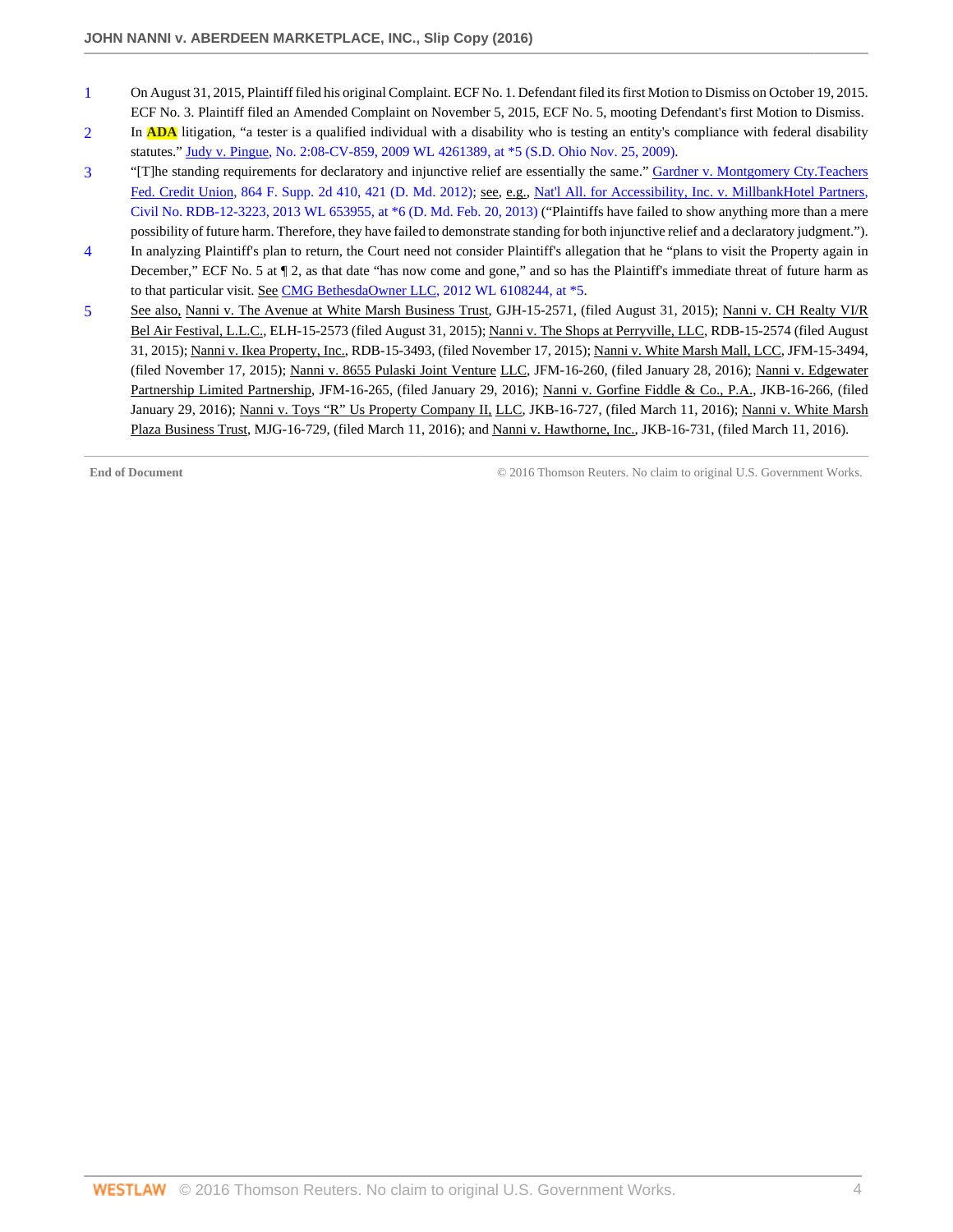1 On August 31, 2015, Plaintiff filed his original Complaint. ECF No. 1. Defendant filed its first Motion to Dismiss on October 19, 2015. ECF No. 3. Plaintiff filed an Amended Complaint on November 5, 2015, ECF No. 5, mooting Defendant's first Motion to Dismiss.

2 In **ADA** litigation, "a tester is a qualified individual with a disability who is testing an entity's compliance with federal disability statutes." Judy v. Pingue, No. 2:08-CV-859, 2009 WL 4261389, at *5 (S.D. Ohio Nov. 25, 2009).

3 "[T]he standing requirements for declaratory and injunctive relief are essentially the same." Gardner v. Montgomery Cty.Teachers Fed. Credit Union, 864 F. Supp. 2d 410, 421 (D. Md. 2012); see, e.g., Nat'l All. for Accessibility, Inc. v. MillbankHotel Partners, Civil No. RDB-12-3223, 2013 WL 653955, at *6 (D. Md. Feb. 20, 2013) ("Plaintiffs have failed to show anything more than a mere possibility of future harm. Therefore, they have failed to demonstrate standing for both injunctive relief and a declaratory judgment.").

4 In analyzing Plaintiff's plan to return, the Court need not consider Plaintiff's allegation that he "plans to visit the Property again in December," ECF No. 5 at ¶ 2, as that date "has now come and gone," and so has the Plaintiff's immediate threat of future harm as to that particular visit. See CMG BethesdaOwner LLC, 2012 WL 6108244, at *5.

5 See also, Nanni v. The Avenue at White Marsh Business Trust, GJH-15-2571, (filed August 31, 2015); Nanni v. CH Realty VI/R Bel Air Festival, L.L.C., ELH-15-2573 (filed August 31, 2015); Nanni v. The Shops at Perryville, LLC, RDB-15-2574 (filed August 31, 2015); Nanni v. Ikea Property, Inc., RDB-15-3493, (filed November 17, 2015); Nanni v. White Marsh Mall, LCC, JFM-15-3494, (filed November 17, 2015); Nanni v. 8655 Pulaski Joint Venture LLC, JFM-16-260, (filed January 28, 2016); Nanni v. Edgewater Partnership Limited Partnership, JFM-16-265, (filed January 29, 2016); Nanni v. Gorfine Fiddle & Co., P.A., JKB-16-266, (filed January 29, 2016); Nanni v. Toys "R" Us Property Company II, LLC, JKB-16-727, (filed March 11, 2016); Nanni v. White Marsh Plaza Business Trust, MJG-16-729, (filed March 11, 2016); and Nanni v. Hawthorne, Inc., JKB-16-731, (filed March 11, 2016).

**End of Document** © 2016 Thomson Reuters. No claim to original U.S. Government Works.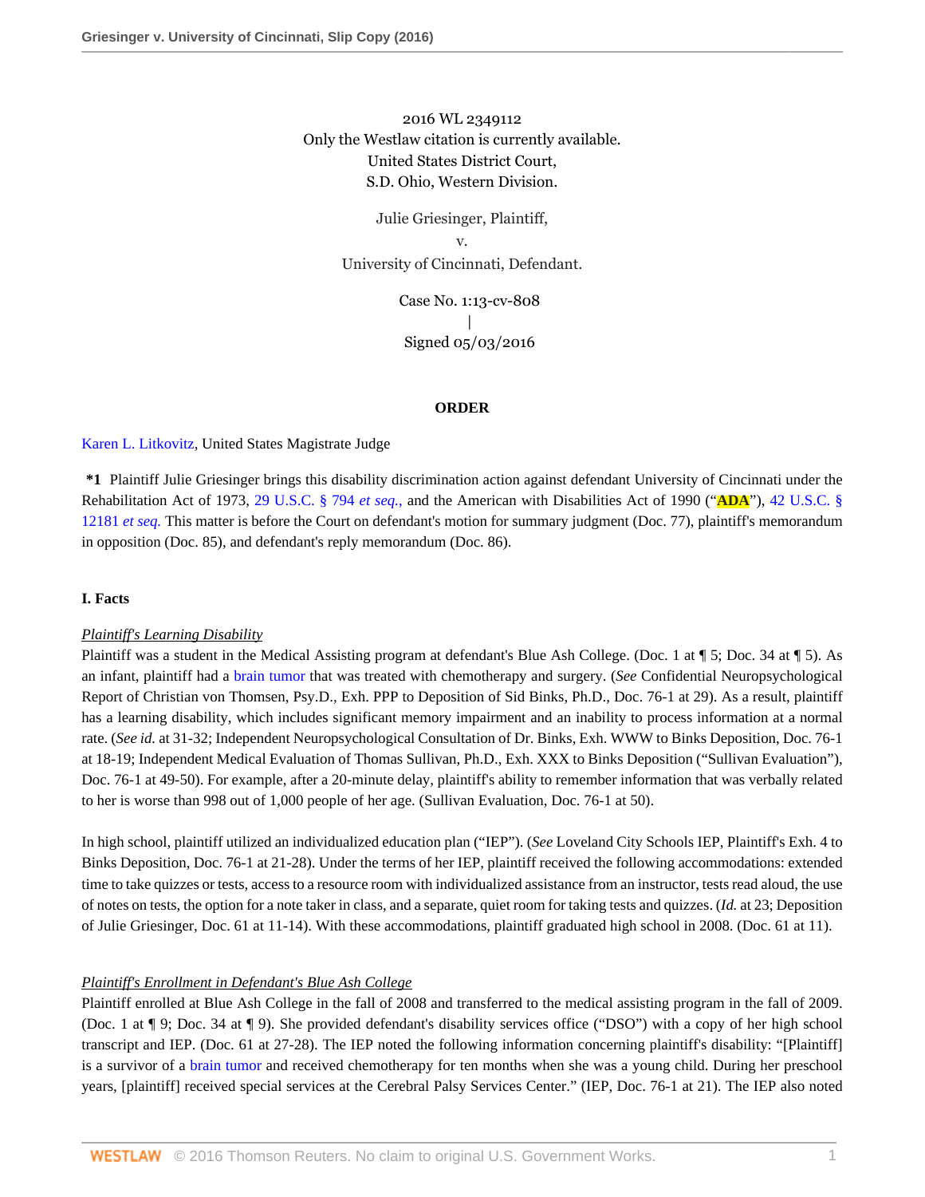2016 WL 2349112
Only the Westlaw citation is currently available.
United States District Court,
S.D. Ohio, Western Division.

Julie Griesinger, Plaintiff,
v.
University of Cincinnati, Defendant.

Case No. 1:13-cv-808
|
Signed 05/03/2016

**ORDER**

Karen L. Litkovitz, United States Magistrate Judge

**\*1** Plaintiff Julie Griesinger brings this disability discrimination action against defendant University of Cincinnati under the Rehabilitation Act of 1973, 29 U.S.C. § 794 *et seq.*, and the American with Disabilities Act of 1990 ("**ADA**"), 42 U.S.C. § 12181 *et seq.* This matter is before the Court on defendant's motion for summary judgment (Doc. 77), plaintiff's memorandum in opposition (Doc. 85), and defendant's reply memorandum (Doc. 86).

**I. Facts**

*Plaintiff's Learning Disability*

Plaintiff was a student in the Medical Assisting program at defendant's Blue Ash College. (Doc. 1 at ¶ 5; Doc. 34 at ¶ 5). As an infant, plaintiff had a brain tumor that was treated with chemotherapy and surgery. (*See* Confidential Neuropsychological Report of Christian von Thomsen, Psy.D., Exh. PPP to Deposition of Sid Binks, Ph.D., Doc. 76-1 at 29). As a result, plaintiff has a learning disability, which includes significant memory impairment and an inability to process information at a normal rate. (*See id.* at 31-32; Independent Neuropsychological Consultation of Dr. Binks, Exh. WWW to Binks Deposition, Doc. 76-1 at 18-19; Independent Medical Evaluation of Thomas Sullivan, Ph.D., Exh. XXX to Binks Deposition ("Sullivan Evaluation"), Doc. 76-1 at 49-50). For example, after a 20-minute delay, plaintiff's ability to remember information that was verbally related to her is worse than 998 out of 1,000 people of her age. (Sullivan Evaluation, Doc. 76-1 at 50).

In high school, plaintiff utilized an individualized education plan ("IEP"). (*See* Loveland City Schools IEP, Plaintiff's Exh. 4 to Binks Deposition, Doc. 76-1 at 21-28). Under the terms of her IEP, plaintiff received the following accommodations: extended time to take quizzes or tests, access to a resource room with individualized assistance from an instructor, tests read aloud, the use of notes on tests, the option for a note taker in class, and a separate, quiet room for taking tests and quizzes. (*Id.* at 23; Deposition of Julie Griesinger, Doc. 61 at 11-14). With these accommodations, plaintiff graduated high school in 2008. (Doc. 61 at 11).

*Plaintiff's Enrollment in Defendant's Blue Ash College*

Plaintiff enrolled at Blue Ash College in the fall of 2008 and transferred to the medical assisting program in the fall of 2009. (Doc. 1 at ¶ 9; Doc. 34 at ¶ 9). She provided defendant's disability services office ("DSO") with a copy of her high school transcript and IEP. (Doc. 61 at 27-28). The IEP noted the following information concerning plaintiff's disability: "[Plaintiff] is a survivor of a brain tumor and received chemotherapy for ten months when she was a young child. During her preschool years, [plaintiff] received special services at the Cerebral Palsy Services Center." (IEP, Doc. 76-1 at 21). The IEP also noted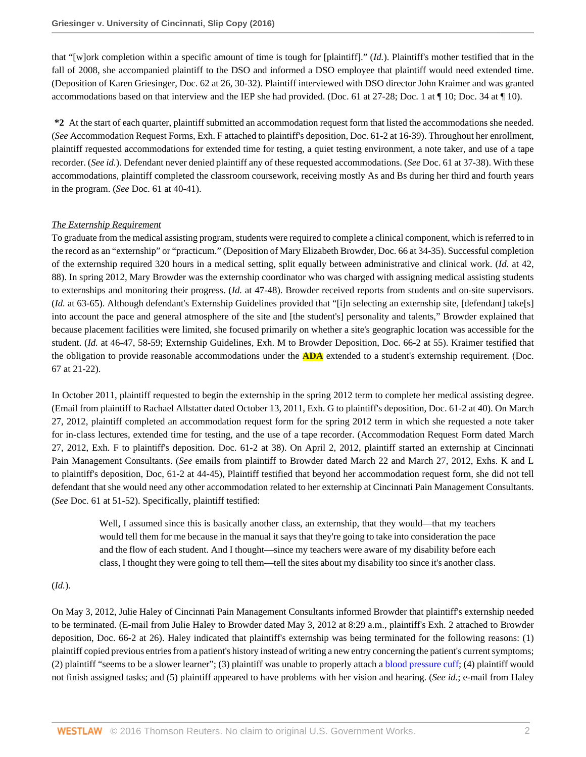that "[w]ork completion within a specific amount of time is tough for [plaintiff]." (*Id.*). Plaintiff's mother testified that in the fall of 2008, she accompanied plaintiff to the DSO and informed a DSO employee that plaintiff would need extended time. (Deposition of Karen Griesinger, Doc. 62 at 26, 30-32). Plaintiff interviewed with DSO director John Kraimer and was granted accommodations based on that interview and the IEP she had provided. (Doc. 61 at 27-28; Doc. 1 at ¶ 10; Doc. 34 at ¶ 10).

**\*2** At the start of each quarter, plaintiff submitted an accommodation request form that listed the accommodations she needed. (*See* Accommodation Request Forms, Exh. F attached to plaintiff's deposition, Doc. 61-2 at 16-39). Throughout her enrollment, plaintiff requested accommodations for extended time for testing, a quiet testing environment, a note taker, and use of a tape recorder. (*See id.*). Defendant never denied plaintiff any of these requested accommodations. (*See* Doc. 61 at 37-38). With these accommodations, plaintiff completed the classroom coursework, receiving mostly As and Bs during her third and fourth years in the program. (*See* Doc. 61 at 40-41).

*The Externship Requirement*

To graduate from the medical assisting program, students were required to complete a clinical component, which is referred to in the record as an "externship" or "practicum." (Deposition of Mary Elizabeth Browder, Doc. 66 at 34-35). Successful completion of the externship required 320 hours in a medical setting, split equally between administrative and clinical work. (*Id.* at 42, 88). In spring 2012, Mary Browder was the externship coordinator who was charged with assigning medical assisting students to externships and monitoring their progress. (*Id.* at 47-48). Browder received reports from students and on-site supervisors. (*Id.* at 63-65). Although defendant's Externship Guidelines provided that "[i]n selecting an externship site, [defendant] take[s] into account the pace and general atmosphere of the site and [the student's] personality and talents," Browder explained that because placement facilities were limited, she focused primarily on whether a site's geographic location was accessible for the student. (*Id.* at 46-47, 58-59; Externship Guidelines, Exh. M to Browder Deposition, Doc. 66-2 at 55). Kraimer testified that the obligation to provide reasonable accommodations under the **ADA** extended to a student's externship requirement. (Doc. 67 at 21-22).

In October 2011, plaintiff requested to begin the externship in the spring 2012 term to complete her medical assisting degree. (Email from plaintiff to Rachael Allstatter dated October 13, 2011, Exh. G to plaintiff's deposition, Doc. 61-2 at 40). On March 27, 2012, plaintiff completed an accommodation request form for the spring 2012 term in which she requested a note taker for in-class lectures, extended time for testing, and the use of a tape recorder. (Accommodation Request Form dated March 27, 2012, Exh. F to plaintiff's deposition. Doc. 61-2 at 38). On April 2, 2012, plaintiff started an externship at Cincinnati Pain Management Consultants. (*See* emails from plaintiff to Browder dated March 22 and March 27, 2012, Exhs. K and L to plaintiff's deposition, Doc, 61-2 at 44-45), Plaintiff testified that beyond her accommodation request form, she did not tell defendant that she would need any other accommodation related to her externship at Cincinnati Pain Management Consultants. (*See* Doc. 61 at 51-52). Specifically, plaintiff testified:

> Well, I assumed since this is basically another class, an externship, that they would—that my teachers would tell them for me because in the manual it says that they're going to take into consideration the pace and the flow of each student. And I thought—since my teachers were aware of my disability before each class, I thought they were going to tell them—tell the sites about my disability too since it's another class.

(*Id.*).

On May 3, 2012, Julie Haley of Cincinnati Pain Management Consultants informed Browder that plaintiff's externship needed to be terminated. (E-mail from Julie Haley to Browder dated May 3, 2012 at 8:29 a.m., plaintiff's Exh. 2 attached to Browder deposition, Doc. 66-2 at 26). Haley indicated that plaintiff's externship was being terminated for the following reasons: (1) plaintiff copied previous entries from a patient's history instead of writing a new entry concerning the patient's current symptoms; (2) plaintiff "seems to be a slower learner"; (3) plaintiff was unable to properly attach a blood pressure cuff; (4) plaintiff would not finish assigned tasks; and (5) plaintiff appeared to have problems with her vision and hearing. (*See id.*; e-mail from Haley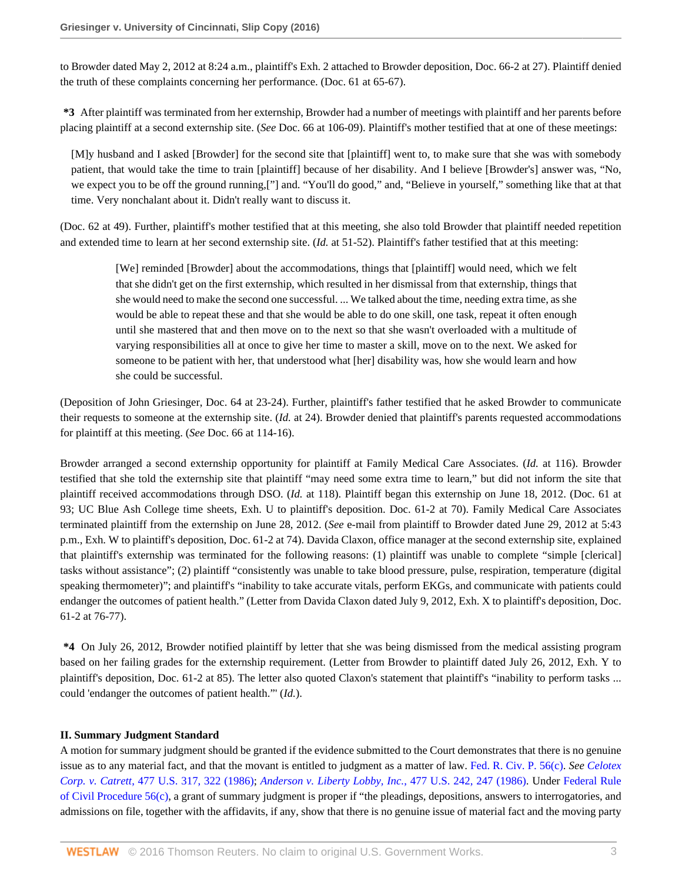to Browder dated May 2, 2012 at 8:24 a.m., plaintiff's Exh. 2 attached to Browder deposition, Doc. 66-2 at 27). Plaintiff denied the truth of these complaints concerning her performance. (Doc. 61 at 65-67).

**\*3** After plaintiff was terminated from her externship, Browder had a number of meetings with plaintiff and her parents before placing plaintiff at a second externship site. (*See* Doc. 66 at 106-09). Plaintiff's mother testified that at one of these meetings:

> [M]y husband and I asked [Browder] for the second site that [plaintiff] went to, to make sure that she was with somebody patient, that would take the time to train [plaintiff] because of her disability. And I believe [Browder's] answer was, "No, we expect you to be off the ground running,["] and. "You'll do good," and, "Believe in yourself," something like that at that time. Very nonchalant about it. Didn't really want to discuss it.

(Doc. 62 at 49). Further, plaintiff's mother testified that at this meeting, she also told Browder that plaintiff needed repetition and extended time to learn at her second externship site. (*Id.* at 51-52). Plaintiff's father testified that at this meeting:

> [We] reminded [Browder] about the accommodations, things that [plaintiff] would need, which we felt that she didn't get on the first externship, which resulted in her dismissal from that externship, things that she would need to make the second one successful. ... We talked about the time, needing extra time, as she would be able to repeat these and that she would be able to do one skill, one task, repeat it often enough until she mastered that and then move on to the next so that she wasn't overloaded with a multitude of varying responsibilities all at once to give her time to master a skill, move on to the next. We asked for someone to be patient with her, that understood what [her] disability was, how she would learn and how she could be successful.

(Deposition of John Griesinger, Doc. 64 at 23-24). Further, plaintiff's father testified that he asked Browder to communicate their requests to someone at the externship site. (*Id.* at 24). Browder denied that plaintiff's parents requested accommodations for plaintiff at this meeting. (*See* Doc. 66 at 114-16).

Browder arranged a second externship opportunity for plaintiff at Family Medical Care Associates. (*Id.* at 116). Browder testified that she told the externship site that plaintiff "may need some extra time to learn," but did not inform the site that plaintiff received accommodations through DSO. (*Id.* at 118). Plaintiff began this externship on June 18, 2012. (Doc. 61 at 93; UC Blue Ash College time sheets, Exh. U to plaintiff's deposition. Doc. 61-2 at 70). Family Medical Care Associates terminated plaintiff from the externship on June 28, 2012. (*See* e-mail from plaintiff to Browder dated June 29, 2012 at 5:43 p.m., Exh. W to plaintiff's deposition, Doc. 61-2 at 74). Davida Claxon, office manager at the second externship site, explained that plaintiff's externship was terminated for the following reasons: (1) plaintiff was unable to complete "simple [clerical] tasks without assistance"; (2) plaintiff "consistently was unable to take blood pressure, pulse, respiration, temperature (digital speaking thermometer)"; and plaintiff's "inability to take accurate vitals, perform EKGs, and communicate with patients could endanger the outcomes of patient health." (Letter from Davida Claxon dated July 9, 2012, Exh. X to plaintiff's deposition, Doc. 61-2 at 76-77).

**\*4** On July 26, 2012, Browder notified plaintiff by letter that she was being dismissed from the medical assisting program based on her failing grades for the externship requirement. (Letter from Browder to plaintiff dated July 26, 2012, Exh. Y to plaintiff's deposition, Doc. 61-2 at 85). The letter also quoted Claxon's statement that plaintiff's "inability to perform tasks ... could 'endanger the outcomes of patient health.'" (*Id.*).

### II. Summary Judgment Standard

A motion for summary judgment should be granted if the evidence submitted to the Court demonstrates that there is no genuine issue as to any material fact, and that the movant is entitled to judgment as a matter of law. Fed. R. Civ. P. 56(c). *See Celotex Corp. v. Catrett*, 477 U.S. 317, 322 (1986); *Anderson v. Liberty Lobby, Inc.*, 477 U.S. 242, 247 (1986). Under Federal Rule of Civil Procedure 56(c), a grant of summary judgment is proper if "the pleadings, depositions, answers to interrogatories, and admissions on file, together with the affidavits, if any, show that there is no genuine issue of material fact and the moving party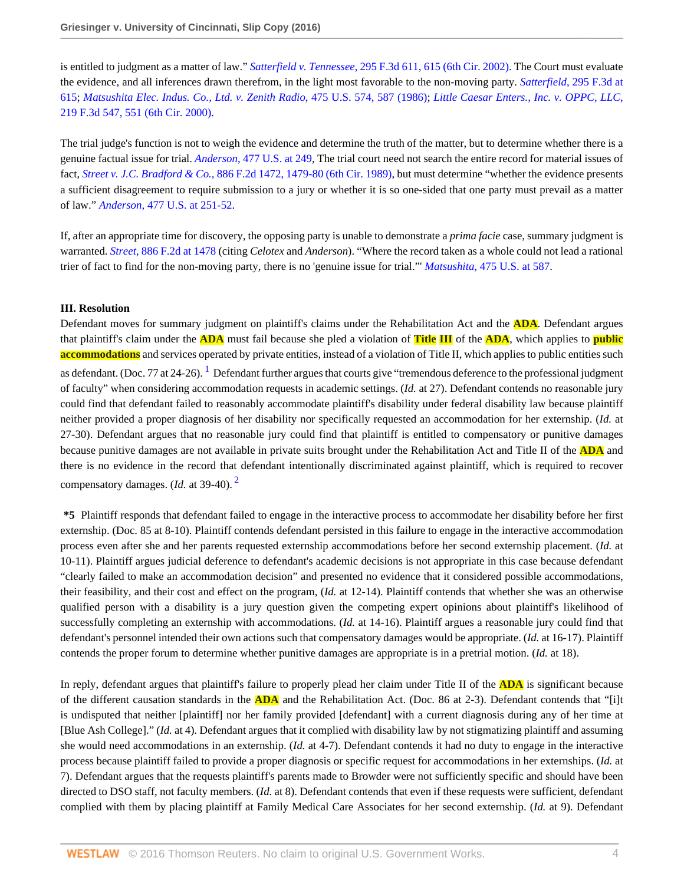is entitled to judgment as a matter of law." *Satterfield v. Tennessee*, 295 F.3d 611, 615 (6th Cir. 2002). The Court must evaluate the evidence, and all inferences drawn therefrom, in the light most favorable to the non-moving party. *Satterfield*, 295 F.3d at 615; *Matsushita Elec. Indus. Co., Ltd. v. Zenith Radio*, 475 U.S. 574, 587 (1986); *Little Caesar Enters., Inc. v. OPPC, LLC*, 219 F.3d 547, 551 (6th Cir. 2000).

The trial judge's function is not to weigh the evidence and determine the truth of the matter, but to determine whether there is a genuine factual issue for trial. *Anderson*, 477 U.S. at 249, The trial court need not search the entire record for material issues of fact, *Street v. J.C. Bradford & Co.*, 886 F.2d 1472, 1479-80 (6th Cir. 1989), but must determine "whether the evidence presents a sufficient disagreement to require submission to a jury or whether it is so one-sided that one party must prevail as a matter of law." *Anderson*, 477 U.S. at 251-52.

If, after an appropriate time for discovery, the opposing party is unable to demonstrate a *prima facie* case, summary judgment is warranted. *Street*, 886 F.2d at 1478 (citing *Celotex* and *Anderson*). "Where the record taken as a whole could not lead a rational trier of fact to find for the non-moving party, there is no 'genuine issue for trial.'" *Matsushita*, 475 U.S. at 587.

**III. Resolution**

Defendant moves for summary judgment on plaintiff's claims under the Rehabilitation Act and the **ADA**. Defendant argues that plaintiff's claim under the **ADA** must fail because she pled a violation of **Title III** of the **ADA**, which applies to **public accommodations** and services operated by private entities, instead of a violation of Title II, which applies to public entities such as defendant. (Doc. 77 at 24-26).[1] Defendant further argues that courts give "tremendous deference to the professional judgment of faculty" when considering accommodation requests in academic settings. (*Id.* at 27). Defendant contends no reasonable jury could find that defendant failed to reasonably accommodate plaintiff's disability under federal disability law because plaintiff neither provided a proper diagnosis of her disability nor specifically requested an accommodation for her externship. (*Id.* at 27-30). Defendant argues that no reasonable jury could find that plaintiff is entitled to compensatory or punitive damages because punitive damages are not available in private suits brought under the Rehabilitation Act and Title II of the **ADA** and there is no evidence in the record that defendant intentionally discriminated against plaintiff, which is required to recover compensatory damages. (*Id.* at 39-40).[2]

**\*5** Plaintiff responds that defendant failed to engage in the interactive process to accommodate her disability before her first externship. (Doc. 85 at 8-10). Plaintiff contends defendant persisted in this failure to engage in the interactive accommodation process even after she and her parents requested externship accommodations before her second externship placement. (*Id.* at 10-11). Plaintiff argues judicial deference to defendant's academic decisions is not appropriate in this case because defendant "clearly failed to make an accommodation decision" and presented no evidence that it considered possible accommodations, their feasibility, and their cost and effect on the program, (*Id.* at 12-14). Plaintiff contends that whether she was an otherwise qualified person with a disability is a jury question given the competing expert opinions about plaintiff's likelihood of successfully completing an externship with accommodations. (*Id.* at 14-16). Plaintiff argues a reasonable jury could find that defendant's personnel intended their own actions such that compensatory damages would be appropriate. (*Id.* at 16-17). Plaintiff contends the proper forum to determine whether punitive damages are appropriate is in a pretrial motion. (*Id.* at 18).

In reply, defendant argues that plaintiff's failure to properly plead her claim under Title II of the **ADA** is significant because of the different causation standards in the **ADA** and the Rehabilitation Act. (Doc. 86 at 2-3). Defendant contends that "[i]t is undisputed that neither [plaintiff] nor her family provided [defendant] with a current diagnosis during any of her time at [Blue Ash College]." (*Id.* at 4). Defendant argues that it complied with disability law by not stigmatizing plaintiff and assuming she would need accommodations in an externship. (*Id.* at 4-7). Defendant contends it had no duty to engage in the interactive process because plaintiff failed to provide a proper diagnosis or specific request for accommodations in her externships. (*Id.* at 7). Defendant argues that the requests plaintiff's parents made to Browder were not sufficiently specific and should have been directed to DSO staff, not faculty members. (*Id.* at 8). Defendant contends that even if these requests were sufficient, defendant complied with them by placing plaintiff at Family Medical Care Associates for her second externship. (*Id.* at 9). Defendant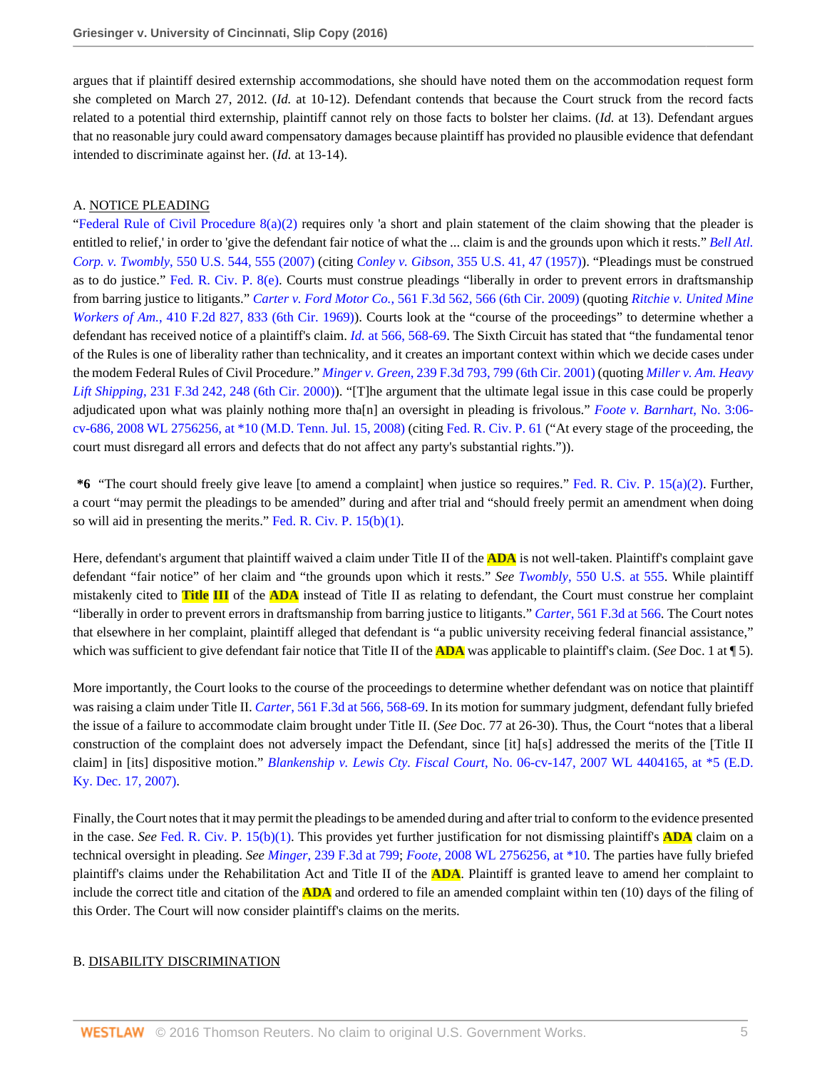argues that if plaintiff desired externship accommodations, she should have noted them on the accommodation request form she completed on March 27, 2012. (*Id.* at 10-12). Defendant contends that because the Court struck from the record facts related to a potential third externship, plaintiff cannot rely on those facts to bolster her claims. (*Id.* at 13). Defendant argues that no reasonable jury could award compensatory damages because plaintiff has provided no plausible evidence that defendant intended to discriminate against her. (*Id.* at 13-14).

A. NOTICE PLEADING

"Federal Rule of Civil Procedure 8(a)(2) requires only 'a short and plain statement of the claim showing that the pleader is entitled to relief,' in order to 'give the defendant fair notice of what the ... claim is and the grounds upon which it rests." *Bell Atl. Corp. v. Twombly,* 550 U.S. 544, 555 (2007) (citing *Conley v. Gibson,* 355 U.S. 41, 47 (1957)). "Pleadings must be construed as to do justice." Fed. R. Civ. P. 8(e). Courts must construe pleadings "liberally in order to prevent errors in draftsmanship from barring justice to litigants." *Carter v. Ford Motor Co.,* 561 F.3d 562, 566 (6th Cir. 2009) (quoting *Ritchie v. United Mine Workers of Am.,* 410 F.2d 827, 833 (6th Cir. 1969)). Courts look at the "course of the proceedings" to determine whether a defendant has received notice of a plaintiff's claim. *Id.* at 566, 568-69. The Sixth Circuit has stated that "the fundamental tenor of the Rules is one of liberality rather than technicality, and it creates an important context within which we decide cases under the modem Federal Rules of Civil Procedure." *Minger v. Green,* 239 F.3d 793, 799 (6th Cir. 2001) (quoting *Miller v. Am. Heavy Lift Shipping,* 231 F.3d 242, 248 (6th Cir. 2000)). "[T]he argument that the ultimate legal issue in this case could be properly adjudicated upon what was plainly nothing more tha[n] an oversight in pleading is frivolous." *Foote v. Barnhart,* No. 3:06-cv-686, 2008 WL 2756256, at *10 (M.D. Tenn. Jul. 15, 2008) (citing Fed. R. Civ. P. 61 ("At every stage of the proceeding, the court must disregard all errors and defects that do not affect any party's substantial rights.")).

**\*6** "The court should freely give leave [to amend a complaint] when justice so requires." Fed. R. Civ. P. 15(a)(2). Further, a court "may permit the pleadings to be amended" during and after trial and "should freely permit an amendment when doing so will aid in presenting the merits." Fed. R. Civ. P. 15(b)(1).

Here, defendant's argument that plaintiff waived a claim under Title II of the **ADA** is not well-taken. Plaintiff's complaint gave defendant "fair notice" of her claim and "the grounds upon which it rests." *See Twombly,* 550 U.S. at 555. While plaintiff mistakenly cited to **Title III** of the **ADA** instead of Title II as relating to defendant, the Court must construe her complaint "liberally in order to prevent errors in draftsmanship from barring justice to litigants." *Carter,* 561 F.3d at 566. The Court notes that elsewhere in her complaint, plaintiff alleged that defendant is "a public university receiving federal financial assistance," which was sufficient to give defendant fair notice that Title II of the **ADA** was applicable to plaintiff's claim. (*See* Doc. 1 at ¶ 5).

More importantly, the Court looks to the course of the proceedings to determine whether defendant was on notice that plaintiff was raising a claim under Title II. *Carter,* 561 F.3d at 566, 568-69. In its motion for summary judgment, defendant fully briefed the issue of a failure to accommodate claim brought under Title II. (*See* Doc. 77 at 26-30). Thus, the Court "notes that a liberal construction of the complaint does not adversely impact the Defendant, since [it] ha[s] addressed the merits of the [Title II claim] in [its] dispositive motion." *Blankenship v. Lewis Cty. Fiscal Court,* No. 06-cv-147, 2007 WL 4404165, at *5 (E.D. Ky. Dec. 17, 2007).

Finally, the Court notes that it may permit the pleadings to be amended during and after trial to conform to the evidence presented in the case. *See* Fed. R. Civ. P. 15(b)(1). This provides yet further justification for not dismissing plaintiff's **ADA** claim on a technical oversight in pleading. *See Minger,* 239 F.3d at 799; *Foote,* 2008 WL 2756256, at *10. The parties have fully briefed plaintiff's claims under the Rehabilitation Act and Title II of the **ADA**. Plaintiff is granted leave to amend her complaint to include the correct title and citation of the **ADA** and ordered to file an amended complaint within ten (10) days of the filing of this Order. The Court will now consider plaintiff's claims on the merits.

B. DISABILITY DISCRIMINATION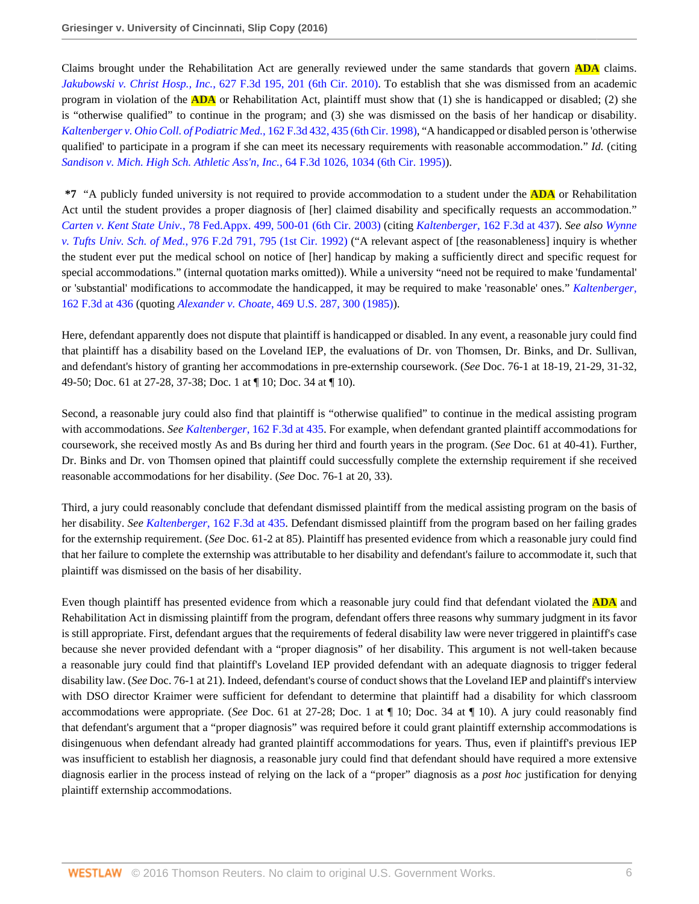Claims brought under the Rehabilitation Act are generally reviewed under the same standards that govern ADA claims. *Jakubowski v. Christ Hosp., Inc.*, 627 F.3d 195, 201 (6th Cir. 2010). To establish that she was dismissed from an academic program in violation of the ADA or Rehabilitation Act, plaintiff must show that (1) she is handicapped or disabled; (2) she is "otherwise qualified" to continue in the program; and (3) she was dismissed on the basis of her handicap or disability. *Kaltenberger v. Ohio Coll. of Podiatric Med.*, 162 F.3d 432, 435 (6th Cir. 1998). "A handicapped or disabled person is 'otherwise qualified' to participate in a program if she can meet its necessary requirements with reasonable accommodation." *Id.* (citing *Sandison v. Mich. High Sch. Athletic Ass'n, Inc.*, 64 F.3d 1026, 1034 (6th Cir. 1995)).

**\*7** "A publicly funded university is not required to provide accommodation to a student under the ADA or Rehabilitation Act until the student provides a proper diagnosis of [her] claimed disability and specifically requests an accommodation." *Carten v. Kent State Univ.*, 78 Fed.Appx. 499, 500-01 (6th Cir. 2003) (citing *Kaltenberger*, 162 F.3d at 437). *See also Wynne v. Tufts Univ. Sch. of Med.*, 976 F.2d 791, 795 (1st Cir. 1992) ("A relevant aspect of [the reasonableness] inquiry is whether the student ever put the medical school on notice of [her] handicap by making a sufficiently direct and specific request for special accommodations." (internal quotation marks omitted)). While a university "need not be required to make 'fundamental' or 'substantial' modifications to accommodate the handicapped, it may be required to make 'reasonable' ones." *Kaltenberger*, 162 F.3d at 436 (quoting *Alexander v. Choate*, 469 U.S. 287, 300 (1985)).

Here, defendant apparently does not dispute that plaintiff is handicapped or disabled. In any event, a reasonable jury could find that plaintiff has a disability based on the Loveland IEP, the evaluations of Dr. von Thomsen, Dr. Binks, and Dr. Sullivan, and defendant's history of granting her accommodations in pre-externship coursework. (*See* Doc. 76-1 at 18-19, 21-29, 31-32, 49-50; Doc. 61 at 27-28, 37-38; Doc. 1 at ¶ 10; Doc. 34 at ¶ 10).

Second, a reasonable jury could also find that plaintiff is "otherwise qualified" to continue in the medical assisting program with accommodations. *See Kaltenberger*, 162 F.3d at 435. For example, when defendant granted plaintiff accommodations for coursework, she received mostly As and Bs during her third and fourth years in the program. (*See* Doc. 61 at 40-41). Further, Dr. Binks and Dr. von Thomsen opined that plaintiff could successfully complete the externship requirement if she received reasonable accommodations for her disability. (*See* Doc. 76-1 at 20, 33).

Third, a jury could reasonably conclude that defendant dismissed plaintiff from the medical assisting program on the basis of her disability. *See Kaltenberger*, 162 F.3d at 435. Defendant dismissed plaintiff from the program based on her failing grades for the externship requirement. (*See* Doc. 61-2 at 85). Plaintiff has presented evidence from which a reasonable jury could find that her failure to complete the externship was attributable to her disability and defendant's failure to accommodate it, such that plaintiff was dismissed on the basis of her disability.

Even though plaintiff has presented evidence from which a reasonable jury could find that defendant violated the ADA and Rehabilitation Act in dismissing plaintiff from the program, defendant offers three reasons why summary judgment in its favor is still appropriate. First, defendant argues that the requirements of federal disability law were never triggered in plaintiff's case because she never provided defendant with a "proper diagnosis" of her disability. This argument is not well-taken because a reasonable jury could find that plaintiff's Loveland IEP provided defendant with an adequate diagnosis to trigger federal disability law. (*See* Doc. 76-1 at 21). Indeed, defendant's course of conduct shows that the Loveland IEP and plaintiff's interview with DSO director Kraimer were sufficient for defendant to determine that plaintiff had a disability for which classroom accommodations were appropriate. (*See* Doc. 61 at 27-28; Doc. 1 at ¶ 10; Doc. 34 at ¶ 10). A jury could reasonably find that defendant's argument that a "proper diagnosis" was required before it could grant plaintiff externship accommodations is disingenuous when defendant already had granted plaintiff accommodations for years. Thus, even if plaintiff's previous IEP was insufficient to establish her diagnosis, a reasonable jury could find that defendant should have required a more extensive diagnosis earlier in the process instead of relying on the lack of a "proper" diagnosis as a *post hoc* justification for denying plaintiff externship accommodations.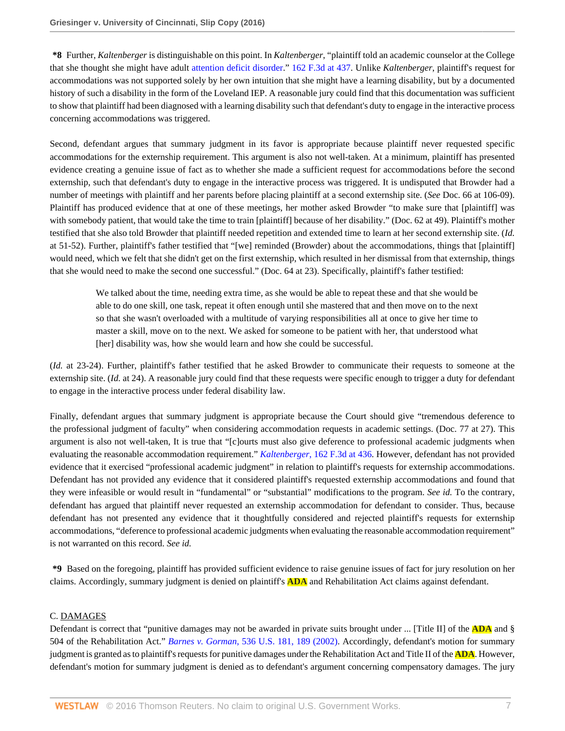**\*8** Further, *Kaltenberger* is distinguishable on this point. In *Kaltenberger*, "plaintiff told an academic counselor at the College that she thought she might have adult attention deficit disorder." 162 F.3d at 437. Unlike *Kaltenberger*, plaintiff's request for accommodations was not supported solely by her own intuition that she might have a learning disability, but by a documented history of such a disability in the form of the Loveland IEP. A reasonable jury could find that this documentation was sufficient to show that plaintiff had been diagnosed with a learning disability such that defendant's duty to engage in the interactive process concerning accommodations was triggered.

Second, defendant argues that summary judgment in its favor is appropriate because plaintiff never requested specific accommodations for the externship requirement. This argument is also not well-taken. At a minimum, plaintiff has presented evidence creating a genuine issue of fact as to whether she made a sufficient request for accommodations before the second externship, such that defendant's duty to engage in the interactive process was triggered. It is undisputed that Browder had a number of meetings with plaintiff and her parents before placing plaintiff at a second externship site. (*See* Doc. 66 at 106-09). Plaintiff has produced evidence that at one of these meetings, her mother asked Browder "to make sure that [plaintiff] was with somebody patient, that would take the time to train [plaintiff] because of her disability." (Doc. 62 at 49). Plaintiff's mother testified that she also told Browder that plaintiff needed repetition and extended time to learn at her second externship site. (*Id.* at 51-52). Further, plaintiff's father testified that "[we] reminded (Browder) about the accommodations, things that [plaintiff] would need, which we felt that she didn't get on the first externship, which resulted in her dismissal from that externship, things that she would need to make the second one successful." (Doc. 64 at 23). Specifically, plaintiff's father testified:

> We talked about the time, needing extra time, as she would be able to repeat these and that she would be able to do one skill, one task, repeat it often enough until she mastered that and then move on to the next so that she wasn't overloaded with a multitude of varying responsibilities all at once to give her time to master a skill, move on to the next. We asked for someone to be patient with her, that understood what [her] disability was, how she would learn and how she could be successful.

(*Id.* at 23-24). Further, plaintiff's father testified that he asked Browder to communicate their requests to someone at the externship site. (*Id.* at 24). A reasonable jury could find that these requests were specific enough to trigger a duty for defendant to engage in the interactive process under federal disability law.

Finally, defendant argues that summary judgment is appropriate because the Court should give "tremendous deference to the professional judgment of faculty" when considering accommodation requests in academic settings. (Doc. 77 at 27). This argument is also not well-taken, It is true that "[c]ourts must also give deference to professional academic judgments when evaluating the reasonable accommodation requirement." *Kaltenberger*, 162 F.3d at 436. However, defendant has not provided evidence that it exercised "professional academic judgment" in relation to plaintiff's requests for externship accommodations. Defendant has not provided any evidence that it considered plaintiff's requested externship accommodations and found that they were infeasible or would result in "fundamental" or "substantial" modifications to the program. *See id.* To the contrary, defendant has argued that plaintiff never requested an externship accommodation for defendant to consider. Thus, because defendant has not presented any evidence that it thoughtfully considered and rejected plaintiff's requests for externship accommodations, "deference to professional academic judgments when evaluating the reasonable accommodation requirement" is not warranted on this record. *See id.*

**\*9** Based on the foregoing, plaintiff has provided sufficient evidence to raise genuine issues of fact for jury resolution on her claims. Accordingly, summary judgment is denied on plaintiff's ADA and Rehabilitation Act claims against defendant.

C. DAMAGES

Defendant is correct that "punitive damages may not be awarded in private suits brought under ... [Title II] of the ADA and § 504 of the Rehabilitation Act." *Barnes v. Gorman*, 536 U.S. 181, 189 (2002). Accordingly, defendant's motion for summary judgment is granted as to plaintiff's requests for punitive damages under the Rehabilitation Act and Title II of the ADA. However, defendant's motion for summary judgment is denied as to defendant's argument concerning compensatory damages. The jury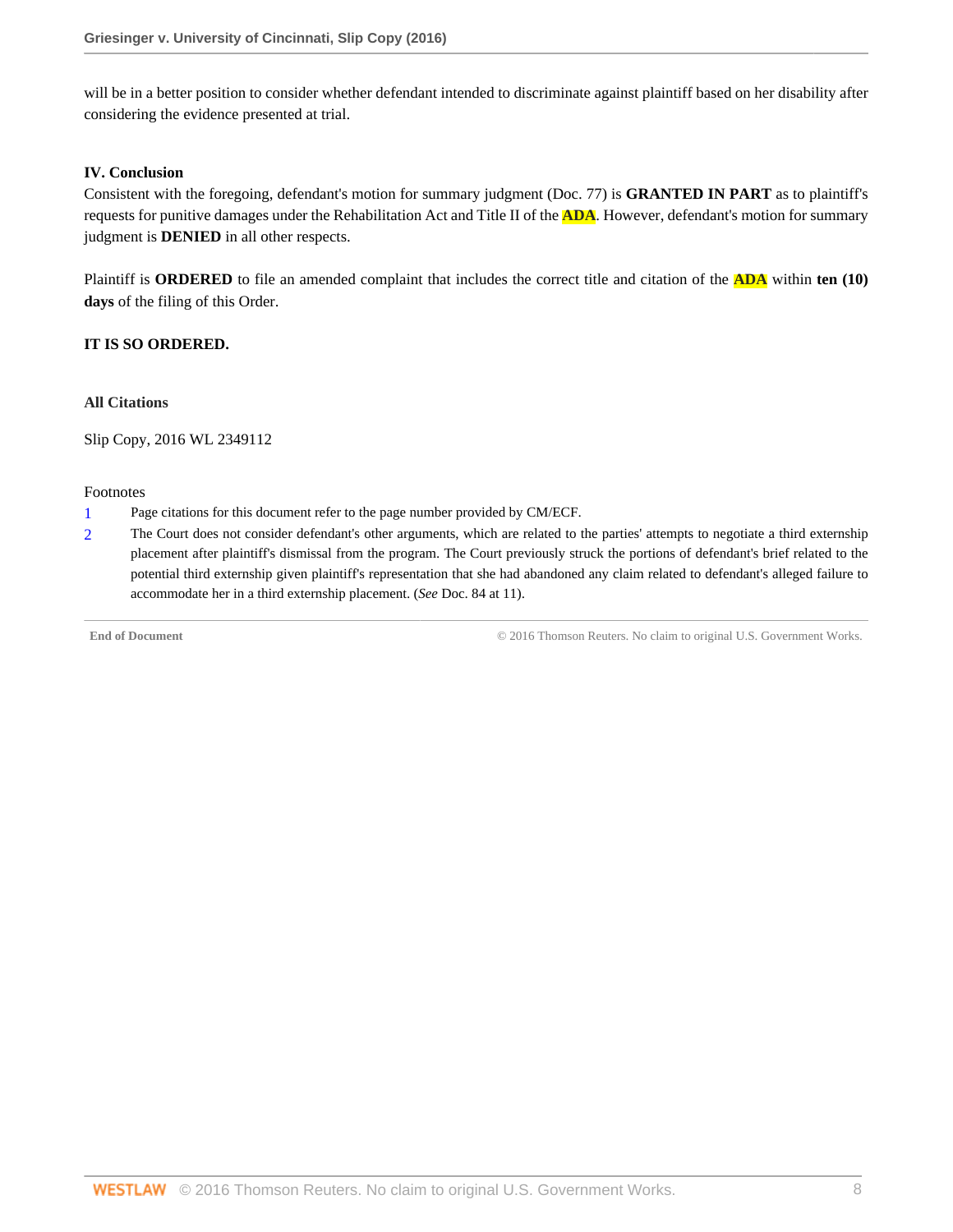will be in a better position to consider whether defendant intended to discriminate against plaintiff based on her disability after considering the evidence presented at trial.

### IV. Conclusion

Consistent with the foregoing, defendant's motion for summary judgment (Doc. 77) is **GRANTED IN PART** as to plaintiff's requests for punitive damages under the Rehabilitation Act and Title II of the **ADA**. However, defendant's motion for summary judgment is **DENIED** in all other respects.

Plaintiff is **ORDERED** to file an amended complaint that includes the correct title and citation of the **ADA** within **ten (10) days** of the filing of this Order.

**IT IS SO ORDERED.**

### All Citations

Slip Copy, 2016 WL 2349112

Footnotes

1 Page citations for this document refer to the page number provided by CM/ECF.

2 The Court does not consider defendant's other arguments, which are related to the parties' attempts to negotiate a third externship placement after plaintiff's dismissal from the program. The Court previously struck the portions of defendant's brief related to the potential third externship given plaintiff's representation that she had abandoned any claim related to defendant's alleged failure to accommodate her in a third externship placement. (*See* Doc. 84 at 11).

End of Document © 2016 Thomson Reuters. No claim to original U.S. Government Works.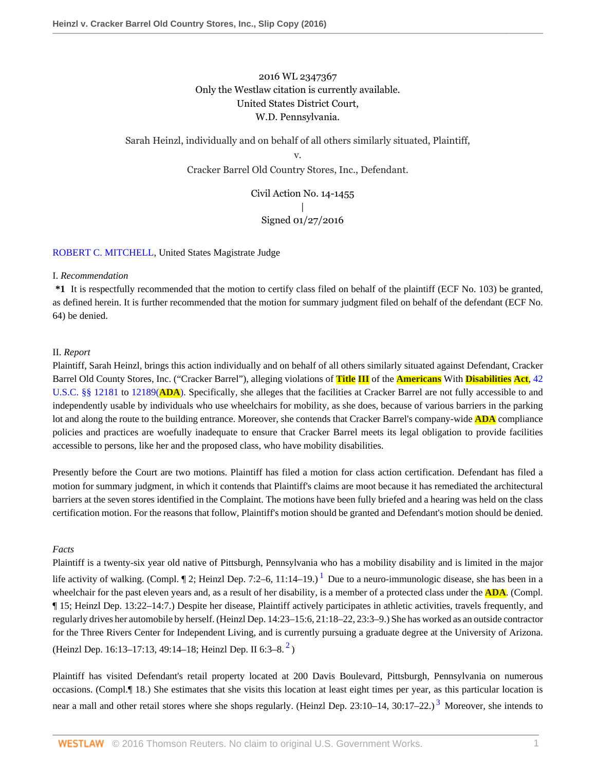2016 WL 2347367
Only the Westlaw citation is currently available.
United States District Court,
W.D. Pennsylvania.

Sarah Heinzl, individually and on behalf of all others similarly situated, Plaintiff,
v.
Cracker Barrel Old Country Stores, Inc., Defendant.

Civil Action No. 14-1455
|
Signed 01/27/2016

ROBERT C. MITCHELL, United States Magistrate Judge

I. *Recommendation*

**\*1** It is respectfully recommended that the motion to certify class filed on behalf of the plaintiff (ECF No. 103) be granted, as defined herein. It is further recommended that the motion for summary judgment filed on behalf of the defendant (ECF No. 64) be denied.

II. *Report*

Plaintiff, Sarah Heinzl, brings this action individually and on behalf of all others similarly situated against Defendant, Cracker Barrel Old County Stores, Inc. ("Cracker Barrel"), alleging violations of **Title III** of the **Americans** With **Disabilities Act**, 42 U.S.C. §§ 12181 to 12189(**ADA**). Specifically, she alleges that the facilities at Cracker Barrel are not fully accessible to and independently usable by individuals who use wheelchairs for mobility, as she does, because of various barriers in the parking lot and along the route to the building entrance. Moreover, she contends that Cracker Barrel's company-wide **ADA** compliance policies and practices are woefully inadequate to ensure that Cracker Barrel meets its legal obligation to provide facilities accessible to persons, like her and the proposed class, who have mobility disabilities.

Presently before the Court are two motions. Plaintiff has filed a motion for class action certification. Defendant has filed a motion for summary judgment, in which it contends that Plaintiff's claims are moot because it has remediated the architectural barriers at the seven stores identified in the Complaint. The motions have been fully briefed and a hearing was held on the class certification motion. For the reasons that follow, Plaintiff's motion should be granted and Defendant's motion should be denied.

*Facts*

Plaintiff is a twenty-six year old native of Pittsburgh, Pennsylvania who has a mobility disability and is limited in the major life activity of walking. (Compl. ¶ 2; Heinzl Dep. 7:2–6, 11:14–19.)[1] Due to a neuro-immunologic disease, she has been in a wheelchair for the past eleven years and, as a result of her disability, is a member of a protected class under the **ADA**. (Compl. ¶ 15; Heinzl Dep. 13:22–14:7.) Despite her disease, Plaintiff actively participates in athletic activities, travels frequently, and regularly drives her automobile by herself. (Heinzl Dep. 14:23–15:6, 21:18–22, 23:3–9.) She has worked as an outside contractor for the Three Rivers Center for Independent Living, and is currently pursuing a graduate degree at the University of Arizona. (Heinzl Dep. 16:13–17:13, 49:14–18; Heinzl Dep. II 6:3–8.[2])

Plaintiff has visited Defendant's retail property located at 200 Davis Boulevard, Pittsburgh, Pennsylvania on numerous occasions. (Compl.¶ 18.) She estimates that she visits this location at least eight times per year, as this particular location is near a mall and other retail stores where she shops regularly. (Heinzl Dep. 23:10–14, 30:17–22.)[3] Moreover, she intends to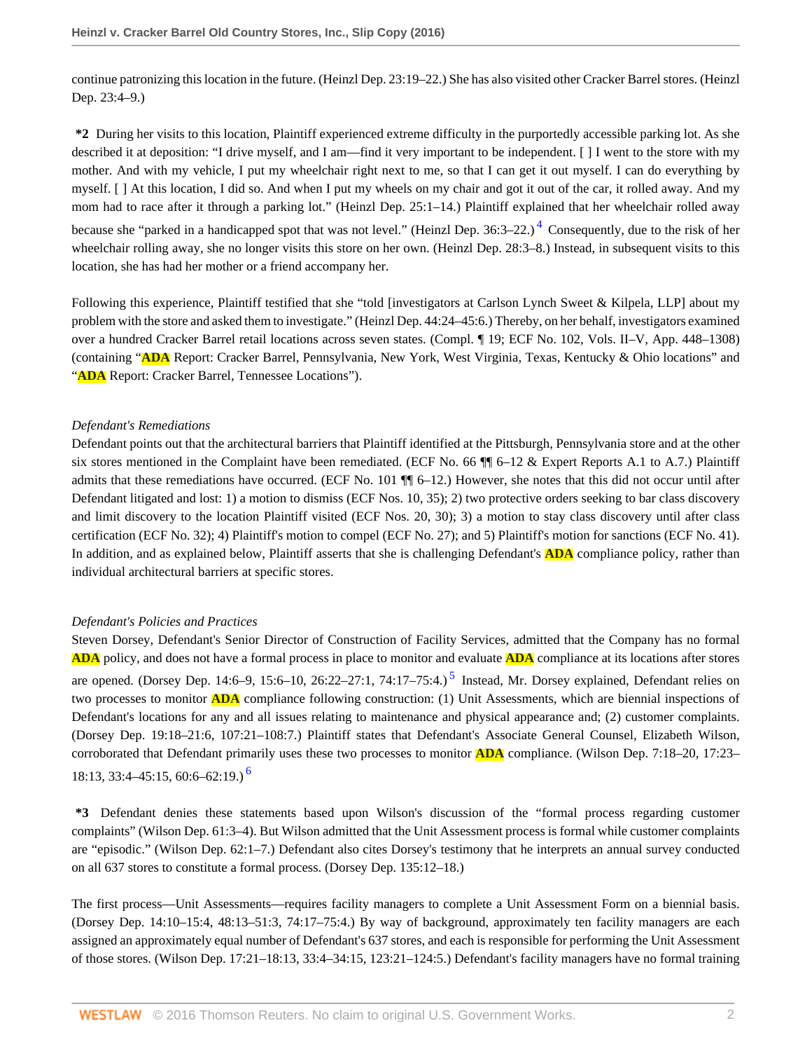continue patronizing this location in the future. (Heinzl Dep. 23:19–22.) She has also visited other Cracker Barrel stores. (Heinzl Dep. 23:4–9.)

**\*2** During her visits to this location, Plaintiff experienced extreme difficulty in the purportedly accessible parking lot. As she described it at deposition: "I drive myself, and I am—find it very important to be independent. [ ] I went to the store with my mother. And with my vehicle, I put my wheelchair right next to me, so that I can get it out myself. I can do everything by myself. [ ] At this location, I did so. And when I put my wheels on my chair and got it out of the car, it rolled away. And my mom had to race after it through a parking lot." (Heinzl Dep. 25:1–14.) Plaintiff explained that her wheelchair rolled away because she "parked in a handicapped spot that was not level." (Heinzl Dep. 36:3–22.)[4] Consequently, due to the risk of her wheelchair rolling away, she no longer visits this store on her own. (Heinzl Dep. 28:3–8.) Instead, in subsequent visits to this location, she has had her mother or a friend accompany her.

Following this experience, Plaintiff testified that she "told [investigators at Carlson Lynch Sweet & Kilpela, LLP] about my problem with the store and asked them to investigate." (Heinzl Dep. 44:24–45:6.) Thereby, on her behalf, investigators examined over a hundred Cracker Barrel retail locations across seven states. (Compl. ¶ 19; ECF No. 102, Vols. II–V, App. 448–1308) (containing "**ADA** Report: Cracker Barrel, Pennsylvania, New York, West Virginia, Texas, Kentucky & Ohio locations" and "**ADA** Report: Cracker Barrel, Tennessee Locations").

*Defendant's Remediations*

Defendant points out that the architectural barriers that Plaintiff identified at the Pittsburgh, Pennsylvania store and at the other six stores mentioned in the Complaint have been remediated. (ECF No. 66 ¶¶ 6–12 & Expert Reports A.1 to A.7.) Plaintiff admits that these remediations have occurred. (ECF No. 101 ¶¶ 6–12.) However, she notes that this did not occur until after Defendant litigated and lost: 1) a motion to dismiss (ECF Nos. 10, 35); 2) two protective orders seeking to bar class discovery and limit discovery to the location Plaintiff visited (ECF Nos. 20, 30); 3) a motion to stay class discovery until after class certification (ECF No. 32); 4) Plaintiff's motion to compel (ECF No. 27); and 5) Plaintiff's motion for sanctions (ECF No. 41). In addition, and as explained below, Plaintiff asserts that she is challenging Defendant's **ADA** compliance policy, rather than individual architectural barriers at specific stores.

*Defendant's Policies and Practices*

Steven Dorsey, Defendant's Senior Director of Construction of Facility Services, admitted that the Company has no formal **ADA** policy, and does not have a formal process in place to monitor and evaluate **ADA** compliance at its locations after stores are opened. (Dorsey Dep. 14:6–9, 15:6–10, 26:22–27:1, 74:17–75:4.)[5] Instead, Mr. Dorsey explained, Defendant relies on two processes to monitor **ADA** compliance following construction: (1) Unit Assessments, which are biennial inspections of Defendant's locations for any and all issues relating to maintenance and physical appearance and; (2) customer complaints. (Dorsey Dep. 19:18–21:6, 107:21–108:7.) Plaintiff states that Defendant's Associate General Counsel, Elizabeth Wilson, corroborated that Defendant primarily uses these two processes to monitor **ADA** compliance. (Wilson Dep. 7:18–20, 17:23–18:13, 33:4–45:15, 60:6–62:19.)[6]

**\*3** Defendant denies these statements based upon Wilson's discussion of the "formal process regarding customer complaints" (Wilson Dep. 61:3–4). But Wilson admitted that the Unit Assessment process is formal while customer complaints are "episodic." (Wilson Dep. 62:1–7.) Defendant also cites Dorsey's testimony that he interprets an annual survey conducted on all 637 stores to constitute a formal process. (Dorsey Dep. 135:12–18.)

The first process—Unit Assessments—requires facility managers to complete a Unit Assessment Form on a biennial basis. (Dorsey Dep. 14:10–15:4, 48:13–51:3, 74:17–75:4.) By way of background, approximately ten facility managers are each assigned an approximately equal number of Defendant's 637 stores, and each is responsible for performing the Unit Assessment of those stores. (Wilson Dep. 17:21–18:13, 33:4–34:15, 123:21–124:5.) Defendant's facility managers have no formal training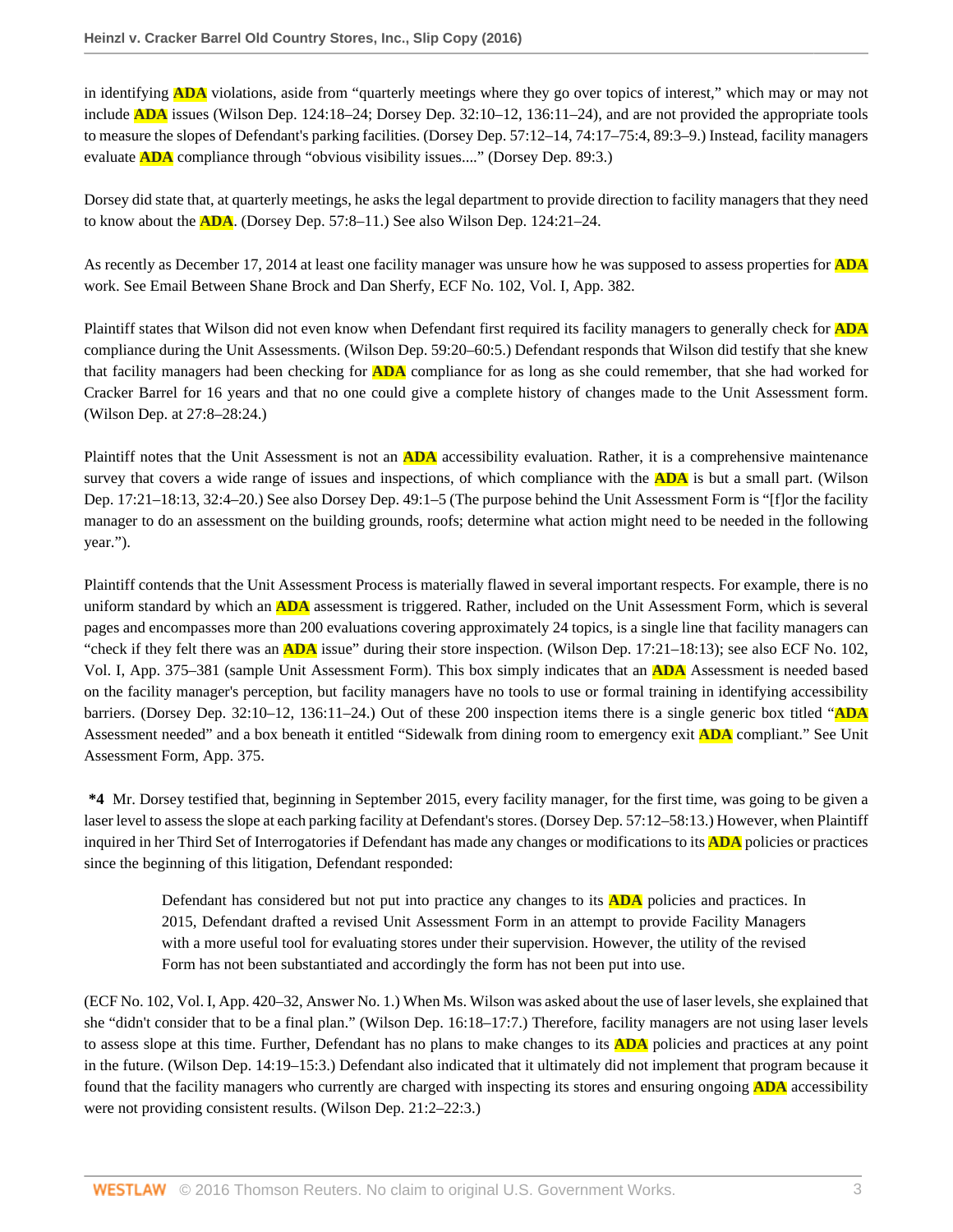in identifying ADA violations, aside from "quarterly meetings where they go over topics of interest," which may or may not include ADA issues (Wilson Dep. 124:18–24; Dorsey Dep. 32:10–12, 136:11–24), and are not provided the appropriate tools to measure the slopes of Defendant's parking facilities. (Dorsey Dep. 57:12–14, 74:17–75:4, 89:3–9.) Instead, facility managers evaluate ADA compliance through "obvious visibility issues...." (Dorsey Dep. 89:3.)

Dorsey did state that, at quarterly meetings, he asks the legal department to provide direction to facility managers that they need to know about the ADA. (Dorsey Dep. 57:8–11.) See also Wilson Dep. 124:21–24.

As recently as December 17, 2014 at least one facility manager was unsure how he was supposed to assess properties for ADA work. See Email Between Shane Brock and Dan Sherfy, ECF No. 102, Vol. I, App. 382.

Plaintiff states that Wilson did not even know when Defendant first required its facility managers to generally check for ADA compliance during the Unit Assessments. (Wilson Dep. 59:20–60:5.) Defendant responds that Wilson did testify that she knew that facility managers had been checking for ADA compliance for as long as she could remember, that she had worked for Cracker Barrel for 16 years and that no one could give a complete history of changes made to the Unit Assessment form. (Wilson Dep. at 27:8–28:24.)

Plaintiff notes that the Unit Assessment is not an ADA accessibility evaluation. Rather, it is a comprehensive maintenance survey that covers a wide range of issues and inspections, of which compliance with the ADA is but a small part. (Wilson Dep. 17:21–18:13, 32:4–20.) See also Dorsey Dep. 49:1–5 (The purpose behind the Unit Assessment Form is "[f]or the facility manager to do an assessment on the building grounds, roofs; determine what action might need to be needed in the following year.").

Plaintiff contends that the Unit Assessment Process is materially flawed in several important respects. For example, there is no uniform standard by which an ADA assessment is triggered. Rather, included on the Unit Assessment Form, which is several pages and encompasses more than 200 evaluations covering approximately 24 topics, is a single line that facility managers can "check if they felt there was an ADA issue" during their store inspection. (Wilson Dep. 17:21–18:13); see also ECF No. 102, Vol. I, App. 375–381 (sample Unit Assessment Form). This box simply indicates that an ADA Assessment is needed based on the facility manager's perception, but facility managers have no tools to use or formal training in identifying accessibility barriers. (Dorsey Dep. 32:10–12, 136:11–24.) Out of these 200 inspection items there is a single generic box titled "ADA Assessment needed" and a box beneath it entitled "Sidewalk from dining room to emergency exit ADA compliant." See Unit Assessment Form, App. 375.

**\*4** Mr. Dorsey testified that, beginning in September 2015, every facility manager, for the first time, was going to be given a laser level to assess the slope at each parking facility at Defendant's stores. (Dorsey Dep. 57:12–58:13.) However, when Plaintiff inquired in her Third Set of Interrogatories if Defendant has made any changes or modifications to its ADA policies or practices since the beginning of this litigation, Defendant responded:

> Defendant has considered but not put into practice any changes to its ADA policies and practices. In 2015, Defendant drafted a revised Unit Assessment Form in an attempt to provide Facility Managers with a more useful tool for evaluating stores under their supervision. However, the utility of the revised Form has not been substantiated and accordingly the form has not been put into use.

(ECF No. 102, Vol. I, App. 420–32, Answer No. 1.) When Ms. Wilson was asked about the use of laser levels, she explained that she "didn't consider that to be a final plan." (Wilson Dep. 16:18–17:7.) Therefore, facility managers are not using laser levels to assess slope at this time. Further, Defendant has no plans to make changes to its ADA policies and practices at any point in the future. (Wilson Dep. 14:19–15:3.) Defendant also indicated that it ultimately did not implement that program because it found that the facility managers who currently are charged with inspecting its stores and ensuring ongoing ADA accessibility were not providing consistent results. (Wilson Dep. 21:2–22:3.)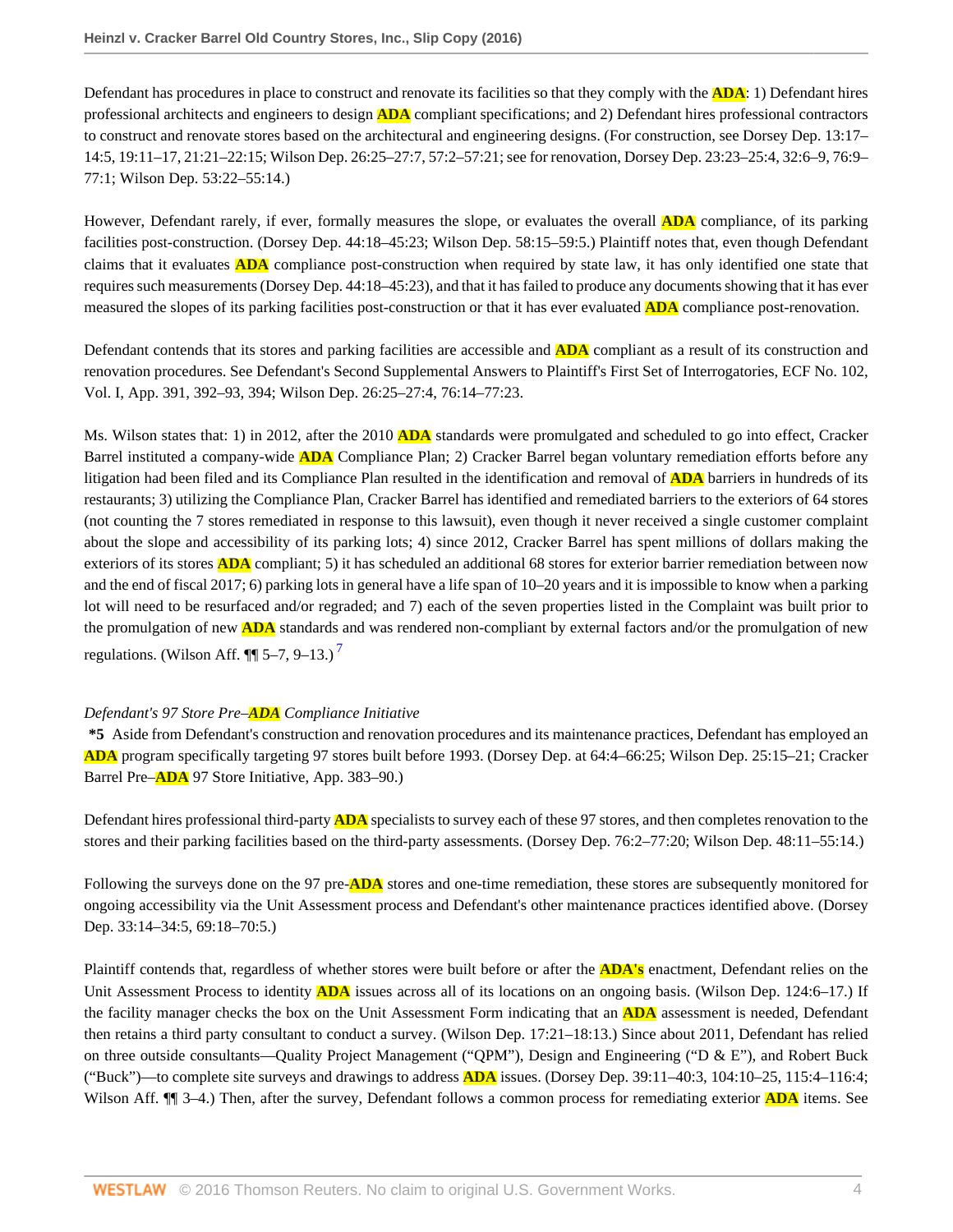Defendant has procedures in place to construct and renovate its facilities so that they comply with the ADA: 1) Defendant hires professional architects and engineers to design ADA compliant specifications; and 2) Defendant hires professional contractors to construct and renovate stores based on the architectural and engineering designs. (For construction, see Dorsey Dep. 13:17–14:5, 19:11–17, 21:21–22:15; Wilson Dep. 26:25–27:7, 57:2–57:21; see for renovation, Dorsey Dep. 23:23–25:4, 32:6–9, 76:9–77:1; Wilson Dep. 53:22–55:14.)

However, Defendant rarely, if ever, formally measures the slope, or evaluates the overall ADA compliance, of its parking facilities post-construction. (Dorsey Dep. 44:18–45:23; Wilson Dep. 58:15–59:5.) Plaintiff notes that, even though Defendant claims that it evaluates ADA compliance post-construction when required by state law, it has only identified one state that requires such measurements (Dorsey Dep. 44:18–45:23), and that it has failed to produce any documents showing that it has ever measured the slopes of its parking facilities post-construction or that it has ever evaluated ADA compliance post-renovation.

Defendant contends that its stores and parking facilities are accessible and ADA compliant as a result of its construction and renovation procedures. See Defendant's Second Supplemental Answers to Plaintiff's First Set of Interrogatories, ECF No. 102, Vol. I, App. 391, 392–93, 394; Wilson Dep. 26:25–27:4, 76:14–77:23.

Ms. Wilson states that: 1) in 2012, after the 2010 ADA standards were promulgated and scheduled to go into effect, Cracker Barrel instituted a company-wide ADA Compliance Plan; 2) Cracker Barrel began voluntary remediation efforts before any litigation had been filed and its Compliance Plan resulted in the identification and removal of ADA barriers in hundreds of its restaurants; 3) utilizing the Compliance Plan, Cracker Barrel has identified and remediated barriers to the exteriors of 64 stores (not counting the 7 stores remediated in response to this lawsuit), even though it never received a single customer complaint about the slope and accessibility of its parking lots; 4) since 2012, Cracker Barrel has spent millions of dollars making the exteriors of its stores ADA compliant; 5) it has scheduled an additional 68 stores for exterior barrier remediation between now and the end of fiscal 2017; 6) parking lots in general have a life span of 10–20 years and it is impossible to know when a parking lot will need to be resurfaced and/or regraded; and 7) each of the seven properties listed in the Complaint was built prior to the promulgation of new ADA standards and was rendered non-compliant by external factors and/or the promulgation of new regulations. (Wilson Aff. ¶¶ 5–7, 9–13.) [7]

*Defendant's 97 Store Pre–ADA Compliance Initiative*

**\*5** Aside from Defendant's construction and renovation procedures and its maintenance practices, Defendant has employed an ADA program specifically targeting 97 stores built before 1993. (Dorsey Dep. at 64:4–66:25; Wilson Dep. 25:15–21; Cracker Barrel Pre–ADA 97 Store Initiative, App. 383–90.)

Defendant hires professional third-party ADA specialists to survey each of these 97 stores, and then completes renovation to the stores and their parking facilities based on the third-party assessments. (Dorsey Dep. 76:2–77:20; Wilson Dep. 48:11–55:14.)

Following the surveys done on the 97 pre-ADA stores and one-time remediation, these stores are subsequently monitored for ongoing accessibility via the Unit Assessment process and Defendant's other maintenance practices identified above. (Dorsey Dep. 33:14–34:5, 69:18–70:5.)

Plaintiff contends that, regardless of whether stores were built before or after the ADA's enactment, Defendant relies on the Unit Assessment Process to identity ADA issues across all of its locations on an ongoing basis. (Wilson Dep. 124:6–17.) If the facility manager checks the box on the Unit Assessment Form indicating that an ADA assessment is needed, Defendant then retains a third party consultant to conduct a survey. (Wilson Dep. 17:21–18:13.) Since about 2011, Defendant has relied on three outside consultants—Quality Project Management ("QPM"), Design and Engineering ("D & E"), and Robert Buck ("Buck")—to complete site surveys and drawings to address ADA issues. (Dorsey Dep. 39:11–40:3, 104:10–25, 115:4–116:4; Wilson Aff. ¶¶ 3–4.) Then, after the survey, Defendant follows a common process for remediating exterior ADA items. See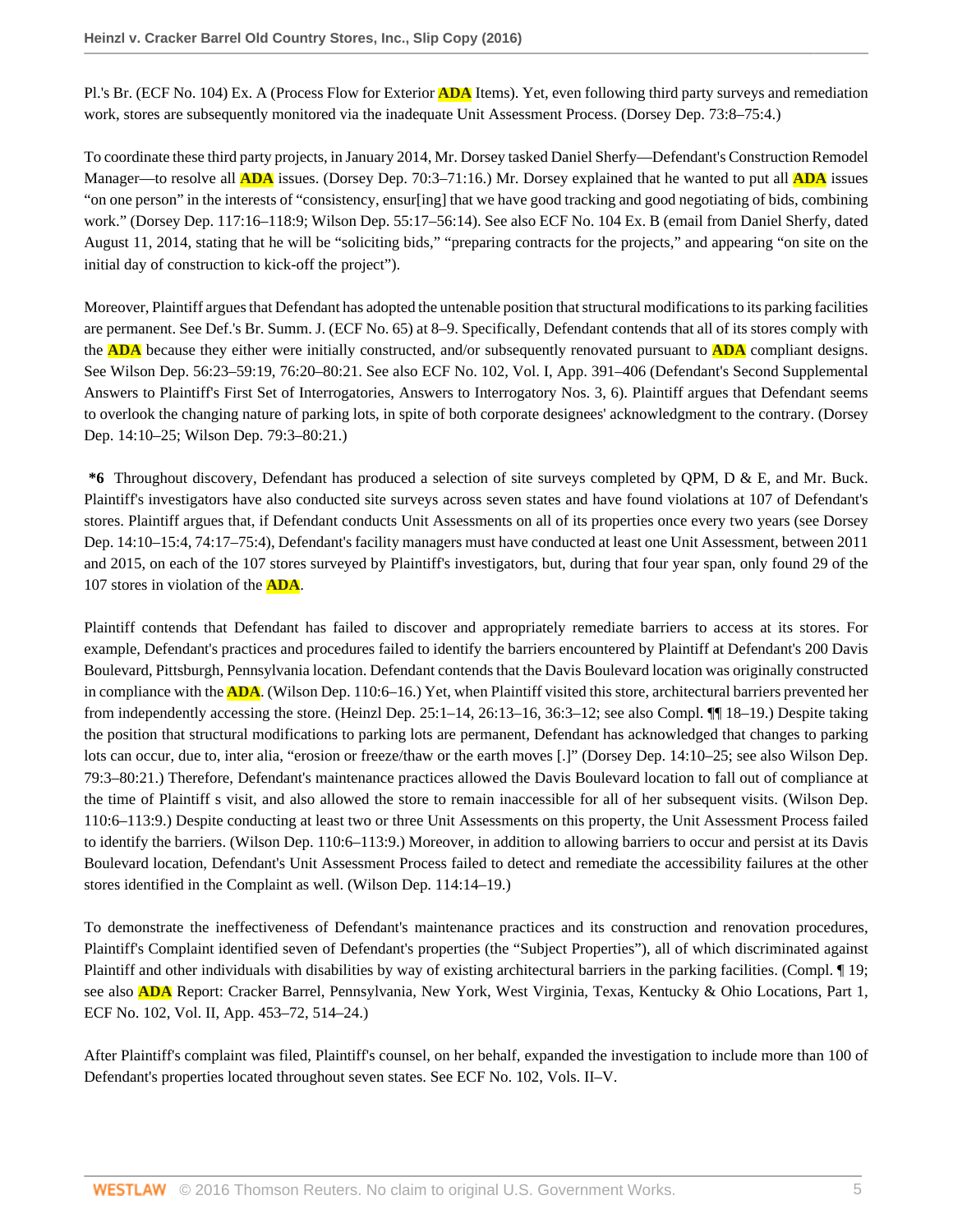Pl.'s Br. (ECF No. 104) Ex. A (Process Flow for Exterior ADA Items). Yet, even following third party surveys and remediation work, stores are subsequently monitored via the inadequate Unit Assessment Process. (Dorsey Dep. 73:8–75:4.)

To coordinate these third party projects, in January 2014, Mr. Dorsey tasked Daniel Sherfy—Defendant's Construction Remodel Manager—to resolve all ADA issues. (Dorsey Dep. 70:3–71:16.) Mr. Dorsey explained that he wanted to put all ADA issues "on one person" in the interests of "consistency, ensur[ing] that we have good tracking and good negotiating of bids, combining work." (Dorsey Dep. 117:16–118:9; Wilson Dep. 55:17–56:14). See also ECF No. 104 Ex. B (email from Daniel Sherfy, dated August 11, 2014, stating that he will be "soliciting bids," "preparing contracts for the projects," and appearing "on site on the initial day of construction to kick-off the project").

Moreover, Plaintiff argues that Defendant has adopted the untenable position that structural modifications to its parking facilities are permanent. See Def.'s Br. Summ. J. (ECF No. 65) at 8–9. Specifically, Defendant contends that all of its stores comply with the ADA because they either were initially constructed, and/or subsequently renovated pursuant to ADA compliant designs. See Wilson Dep. 56:23–59:19, 76:20–80:21. See also ECF No. 102, Vol. I, App. 391–406 (Defendant's Second Supplemental Answers to Plaintiff's First Set of Interrogatories, Answers to Interrogatory Nos. 3, 6). Plaintiff argues that Defendant seems to overlook the changing nature of parking lots, in spite of both corporate designees' acknowledgment to the contrary. (Dorsey Dep. 14:10–25; Wilson Dep. 79:3–80:21.)

**\*6** Throughout discovery, Defendant has produced a selection of site surveys completed by QPM, D & E, and Mr. Buck. Plaintiff's investigators have also conducted site surveys across seven states and have found violations at 107 of Defendant's stores. Plaintiff argues that, if Defendant conducts Unit Assessments on all of its properties once every two years (see Dorsey Dep. 14:10–15:4, 74:17–75:4), Defendant's facility managers must have conducted at least one Unit Assessment, between 2011 and 2015, on each of the 107 stores surveyed by Plaintiff's investigators, but, during that four year span, only found 29 of the 107 stores in violation of the ADA.

Plaintiff contends that Defendant has failed to discover and appropriately remediate barriers to access at its stores. For example, Defendant's practices and procedures failed to identify the barriers encountered by Plaintiff at Defendant's 200 Davis Boulevard, Pittsburgh, Pennsylvania location. Defendant contends that the Davis Boulevard location was originally constructed in compliance with the ADA. (Wilson Dep. 110:6–16.) Yet, when Plaintiff visited this store, architectural barriers prevented her from independently accessing the store. (Heinzl Dep. 25:1–14, 26:13–16, 36:3–12; see also Compl. ¶¶ 18–19.) Despite taking the position that structural modifications to parking lots are permanent, Defendant has acknowledged that changes to parking lots can occur, due to, inter alia, "erosion or freeze/thaw or the earth moves [.]" (Dorsey Dep. 14:10–25; see also Wilson Dep. 79:3–80:21.) Therefore, Defendant's maintenance practices allowed the Davis Boulevard location to fall out of compliance at the time of Plaintiff s visit, and also allowed the store to remain inaccessible for all of her subsequent visits. (Wilson Dep. 110:6–113:9.) Despite conducting at least two or three Unit Assessments on this property, the Unit Assessment Process failed to identify the barriers. (Wilson Dep. 110:6–113:9.) Moreover, in addition to allowing barriers to occur and persist at its Davis Boulevard location, Defendant's Unit Assessment Process failed to detect and remediate the accessibility failures at the other stores identified in the Complaint as well. (Wilson Dep. 114:14–19.)

To demonstrate the ineffectiveness of Defendant's maintenance practices and its construction and renovation procedures, Plaintiff's Complaint identified seven of Defendant's properties (the "Subject Properties"), all of which discriminated against Plaintiff and other individuals with disabilities by way of existing architectural barriers in the parking facilities. (Compl. ¶ 19; see also ADA Report: Cracker Barrel, Pennsylvania, New York, West Virginia, Texas, Kentucky & Ohio Locations, Part 1, ECF No. 102, Vol. II, App. 453–72, 514–24.)

After Plaintiff's complaint was filed, Plaintiff's counsel, on her behalf, expanded the investigation to include more than 100 of Defendant's properties located throughout seven states. See ECF No. 102, Vols. II–V.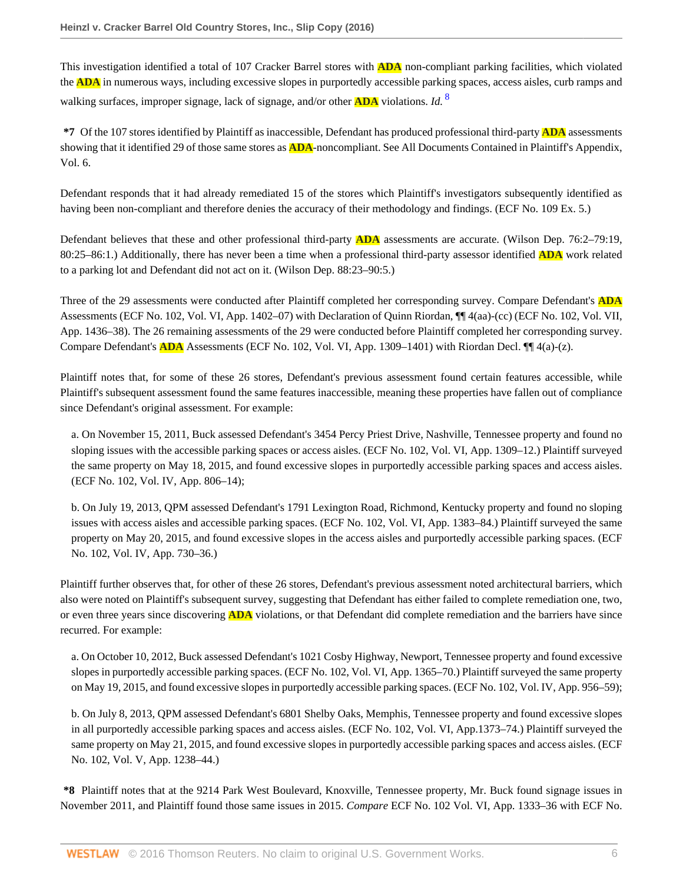This investigation identified a total of 107 Cracker Barrel stores with ADA non-compliant parking facilities, which violated the ADA in numerous ways, including excessive slopes in purportedly accessible parking spaces, access aisles, curb ramps and walking surfaces, improper signage, lack of signage, and/or other ADA violations. *Id.* [8]

**\*7** Of the 107 stores identified by Plaintiff as inaccessible, Defendant has produced professional third-party ADA assessments showing that it identified 29 of those same stores as ADA-noncompliant. See All Documents Contained in Plaintiff's Appendix, Vol. 6.

Defendant responds that it had already remediated 15 of the stores which Plaintiff's investigators subsequently identified as having been non-compliant and therefore denies the accuracy of their methodology and findings. (ECF No. 109 Ex. 5.)

Defendant believes that these and other professional third-party ADA assessments are accurate. (Wilson Dep. 76:2–79:19, 80:25–86:1.) Additionally, there has never been a time when a professional third-party assessor identified ADA work related to a parking lot and Defendant did not act on it. (Wilson Dep. 88:23–90:5.)

Three of the 29 assessments were conducted after Plaintiff completed her corresponding survey. Compare Defendant's ADA Assessments (ECF No. 102, Vol. VI, App. 1402–07) with Declaration of Quinn Riordan, ¶¶ 4(aa)-(cc) (ECF No. 102, Vol. VII, App. 1436–38). The 26 remaining assessments of the 29 were conducted before Plaintiff completed her corresponding survey. Compare Defendant's ADA Assessments (ECF No. 102, Vol. VI, App. 1309–1401) with Riordan Decl. ¶¶ 4(a)-(z).

Plaintiff notes that, for some of these 26 stores, Defendant's previous assessment found certain features accessible, while Plaintiff's subsequent assessment found the same features inaccessible, meaning these properties have fallen out of compliance since Defendant's original assessment. For example:

> a. On November 15, 2011, Buck assessed Defendant's 3454 Percy Priest Drive, Nashville, Tennessee property and found no sloping issues with the accessible parking spaces or access aisles. (ECF No. 102, Vol. VI, App. 1309–12.) Plaintiff surveyed the same property on May 18, 2015, and found excessive slopes in purportedly accessible parking spaces and access aisles. (ECF No. 102, Vol. IV, App. 806–14);
>
> b. On July 19, 2013, QPM assessed Defendant's 1791 Lexington Road, Richmond, Kentucky property and found no sloping issues with access aisles and accessible parking spaces. (ECF No. 102, Vol. VI, App. 1383–84.) Plaintiff surveyed the same property on May 20, 2015, and found excessive slopes in the access aisles and purportedly accessible parking spaces. (ECF No. 102, Vol. IV, App. 730–36.)

Plaintiff further observes that, for other of these 26 stores, Defendant's previous assessment noted architectural barriers, which also were noted on Plaintiff's subsequent survey, suggesting that Defendant has either failed to complete remediation one, two, or even three years since discovering ADA violations, or that Defendant did complete remediation and the barriers have since recurred. For example:

> a. On October 10, 2012, Buck assessed Defendant's 1021 Cosby Highway, Newport, Tennessee property and found excessive slopes in purportedly accessible parking spaces. (ECF No. 102, Vol. VI, App. 1365–70.) Plaintiff surveyed the same property on May 19, 2015, and found excessive slopes in purportedly accessible parking spaces. (ECF No. 102, Vol. IV, App. 956–59);
>
> b. On July 8, 2013, QPM assessed Defendant's 6801 Shelby Oaks, Memphis, Tennessee property and found excessive slopes in all purportedly accessible parking spaces and access aisles. (ECF No. 102, Vol. VI, App.1373–74.) Plaintiff surveyed the same property on May 21, 2015, and found excessive slopes in purportedly accessible parking spaces and access aisles. (ECF No. 102, Vol. V, App. 1238–44.)

**\*8** Plaintiff notes that at the 9214 Park West Boulevard, Knoxville, Tennessee property, Mr. Buck found signage issues in November 2011, and Plaintiff found those same issues in 2015. *Compare* ECF No. 102 Vol. VI, App. 1333–36 with ECF No.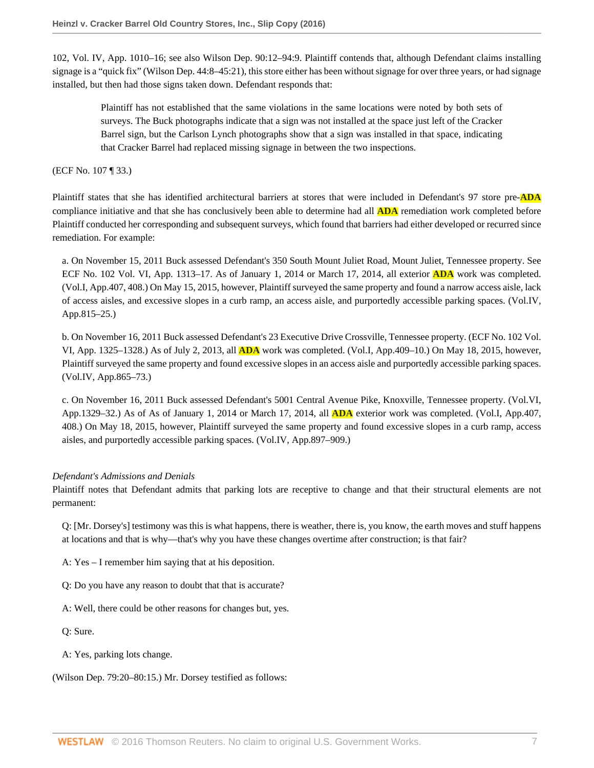102, Vol. IV, App. 1010–16; see also Wilson Dep. 90:12–94:9. Plaintiff contends that, although Defendant claims installing signage is a "quick fix" (Wilson Dep. 44:8–45:21), this store either has been without signage for over three years, or had signage installed, but then had those signs taken down. Defendant responds that:

> Plaintiff has not established that the same violations in the same locations were noted by both sets of surveys. The Buck photographs indicate that a sign was not installed at the space just left of the Cracker Barrel sign, but the Carlson Lynch photographs show that a sign was installed in that space, indicating that Cracker Barrel had replaced missing signage in between the two inspections.

(ECF No. 107 ¶ 33.)

Plaintiff states that she has identified architectural barriers at stores that were included in Defendant's 97 store pre-ADA compliance initiative and that she has conclusively been able to determine had all ADA remediation work completed before Plaintiff conducted her corresponding and subsequent surveys, which found that barriers had either developed or recurred since remediation. For example:

a. On November 15, 2011 Buck assessed Defendant's 350 South Mount Juliet Road, Mount Juliet, Tennessee property. See ECF No. 102 Vol. VI, App. 1313–17. As of January 1, 2014 or March 17, 2014, all exterior ADA work was completed. (Vol.I, App.407, 408.) On May 15, 2015, however, Plaintiff surveyed the same property and found a narrow access aisle, lack of access aisles, and excessive slopes in a curb ramp, an access aisle, and purportedly accessible parking spaces. (Vol.IV, App.815–25.)

b. On November 16, 2011 Buck assessed Defendant's 23 Executive Drive Crossville, Tennessee property. (ECF No. 102 Vol. VI, App. 1325–1328.) As of July 2, 2013, all ADA work was completed. (Vol.I, App.409–10.) On May 18, 2015, however, Plaintiff surveyed the same property and found excessive slopes in an access aisle and purportedly accessible parking spaces. (Vol.IV, App.865–73.)

c. On November 16, 2011 Buck assessed Defendant's 5001 Central Avenue Pike, Knoxville, Tennessee property. (Vol.VI, App.1329–32.) As of As of January 1, 2014 or March 17, 2014, all ADA exterior work was completed. (Vol.I, App.407, 408.) On May 18, 2015, however, Plaintiff surveyed the same property and found excessive slopes in a curb ramp, access aisles, and purportedly accessible parking spaces. (Vol.IV, App.897–909.)

*Defendant's Admissions and Denials*

Plaintiff notes that Defendant admits that parking lots are receptive to change and that their structural elements are not permanent:

Q: [Mr. Dorsey's] testimony was this is what happens, there is weather, there is, you know, the earth moves and stuff happens at locations and that is why—that's why you have these changes overtime after construction; is that fair?

A: Yes – I remember him saying that at his deposition.

Q: Do you have any reason to doubt that that is accurate?

A: Well, there could be other reasons for changes but, yes.

Q: Sure.

A: Yes, parking lots change.

(Wilson Dep. 79:20–80:15.) Mr. Dorsey testified as follows: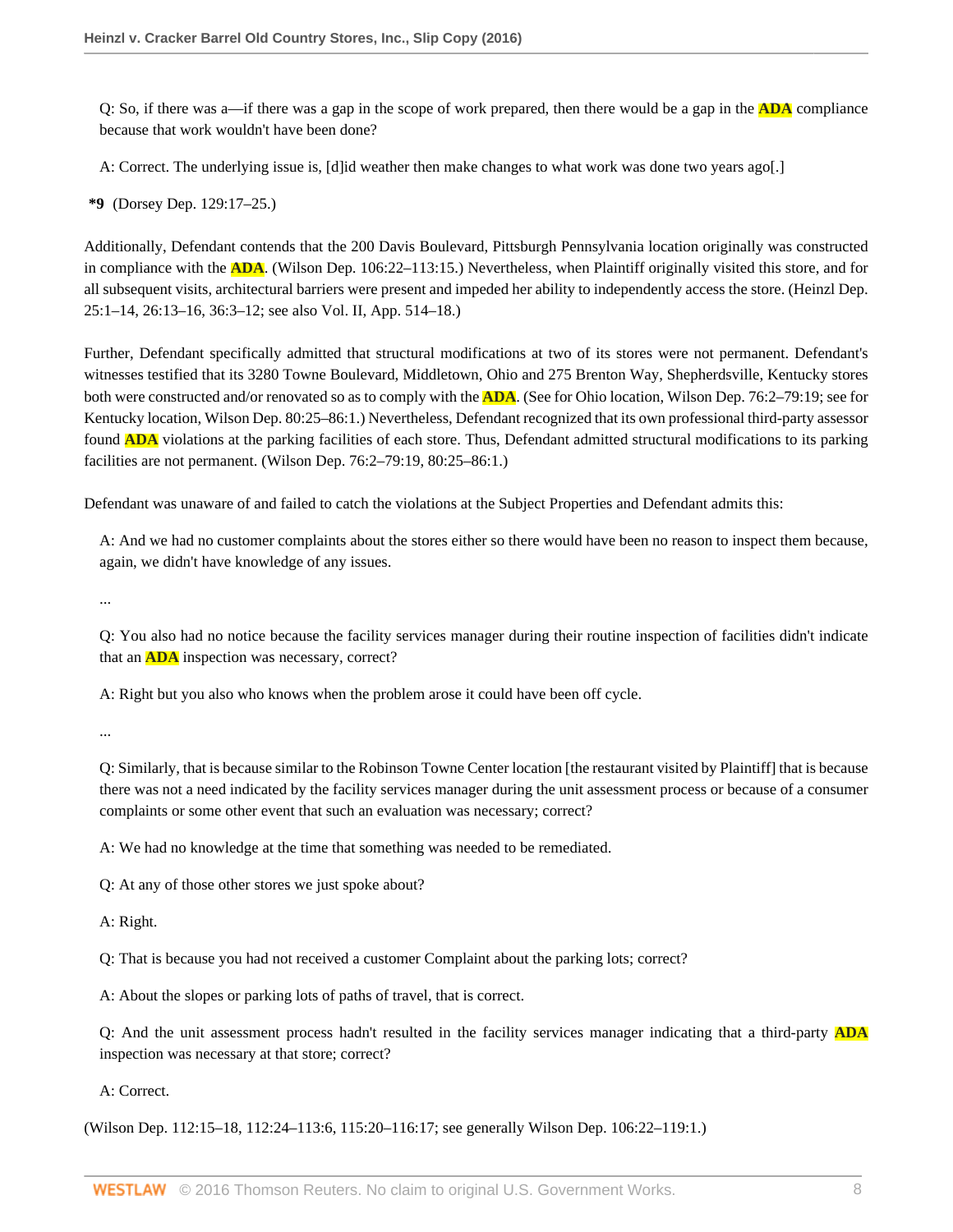Q: So, if there was a—if there was a gap in the scope of work prepared, then there would be a gap in the ADA compliance because that work wouldn't have been done?

A: Correct. The underlying issue is, [d]id weather then make changes to what work was done two years ago[.]

**\*9** (Dorsey Dep. 129:17–25.)

Additionally, Defendant contends that the 200 Davis Boulevard, Pittsburgh Pennsylvania location originally was constructed in compliance with the ADA. (Wilson Dep. 106:22–113:15.) Nevertheless, when Plaintiff originally visited this store, and for all subsequent visits, architectural barriers were present and impeded her ability to independently access the store. (Heinzl Dep. 25:1–14, 26:13–16, 36:3–12; see also Vol. II, App. 514–18.)

Further, Defendant specifically admitted that structural modifications at two of its stores were not permanent. Defendant's witnesses testified that its 3280 Towne Boulevard, Middletown, Ohio and 275 Brenton Way, Shepherdsville, Kentucky stores both were constructed and/or renovated so as to comply with the ADA. (See for Ohio location, Wilson Dep. 76:2–79:19; see for Kentucky location, Wilson Dep. 80:25–86:1.) Nevertheless, Defendant recognized that its own professional third-party assessor found ADA violations at the parking facilities of each store. Thus, Defendant admitted structural modifications to its parking facilities are not permanent. (Wilson Dep. 76:2–79:19, 80:25–86:1.)

Defendant was unaware of and failed to catch the violations at the Subject Properties and Defendant admits this:

A: And we had no customer complaints about the stores either so there would have been no reason to inspect them because, again, we didn't have knowledge of any issues.

...

Q: You also had no notice because the facility services manager during their routine inspection of facilities didn't indicate that an ADA inspection was necessary, correct?

A: Right but you also who knows when the problem arose it could have been off cycle.

...

Q: Similarly, that is because similar to the Robinson Towne Center location [the restaurant visited by Plaintiff] that is because there was not a need indicated by the facility services manager during the unit assessment process or because of a consumer complaints or some other event that such an evaluation was necessary; correct?

A: We had no knowledge at the time that something was needed to be remediated.

Q: At any of those other stores we just spoke about?

A: Right.

Q: That is because you had not received a customer Complaint about the parking lots; correct?

A: About the slopes or parking lots of paths of travel, that is correct.

Q: And the unit assessment process hadn't resulted in the facility services manager indicating that a third-party ADA inspection was necessary at that store; correct?

A: Correct.

(Wilson Dep. 112:15–18, 112:24–113:6, 115:20–116:17; see generally Wilson Dep. 106:22–119:1.)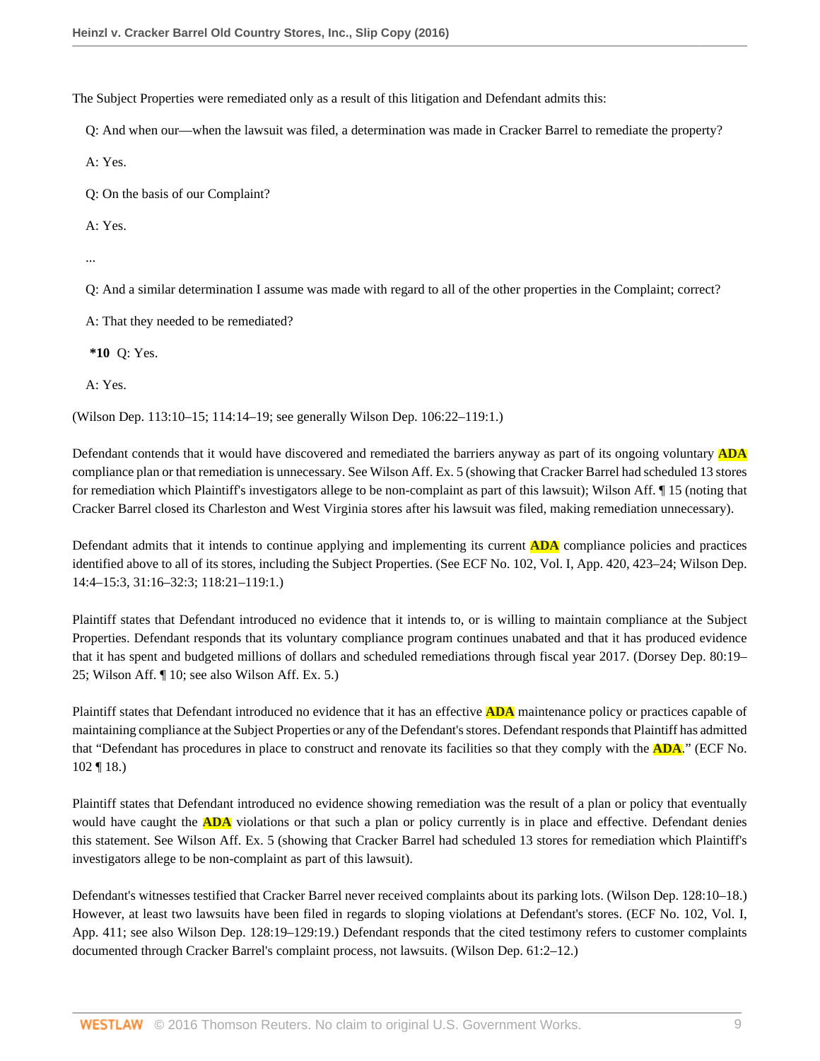The Subject Properties were remediated only as a result of this litigation and Defendant admits this:

Q: And when our—when the lawsuit was filed, a determination was made in Cracker Barrel to remediate the property?

A: Yes.

Q: On the basis of our Complaint?

A: Yes.

...

Q: And a similar determination I assume was made with regard to all of the other properties in the Complaint; correct?

A: That they needed to be remediated?

**\*10** Q: Yes.

A: Yes.

(Wilson Dep. 113:10–15; 114:14–19; see generally Wilson Dep. 106:22–119:1.)

Defendant contends that it would have discovered and remediated the barriers anyway as part of its ongoing voluntary **ADA** compliance plan or that remediation is unnecessary. See Wilson Aff. Ex. 5 (showing that Cracker Barrel had scheduled 13 stores for remediation which Plaintiff's investigators allege to be non-complaint as part of this lawsuit); Wilson Aff. ¶ 15 (noting that Cracker Barrel closed its Charleston and West Virginia stores after his lawsuit was filed, making remediation unnecessary).

Defendant admits that it intends to continue applying and implementing its current **ADA** compliance policies and practices identified above to all of its stores, including the Subject Properties. (See ECF No. 102, Vol. I, App. 420, 423–24; Wilson Dep. 14:4–15:3, 31:16–32:3; 118:21–119:1.)

Plaintiff states that Defendant introduced no evidence that it intends to, or is willing to maintain compliance at the Subject Properties. Defendant responds that its voluntary compliance program continues unabated and that it has produced evidence that it has spent and budgeted millions of dollars and scheduled remediations through fiscal year 2017. (Dorsey Dep. 80:19–25; Wilson Aff. ¶ 10; see also Wilson Aff. Ex. 5.)

Plaintiff states that Defendant introduced no evidence that it has an effective **ADA** maintenance policy or practices capable of maintaining compliance at the Subject Properties or any of the Defendant's stores. Defendant responds that Plaintiff has admitted that "Defendant has procedures in place to construct and renovate its facilities so that they comply with the **ADA**." (ECF No. 102 ¶ 18.)

Plaintiff states that Defendant introduced no evidence showing remediation was the result of a plan or policy that eventually would have caught the **ADA** violations or that such a plan or policy currently is in place and effective. Defendant denies this statement. See Wilson Aff. Ex. 5 (showing that Cracker Barrel had scheduled 13 stores for remediation which Plaintiff's investigators allege to be non-complaint as part of this lawsuit).

Defendant's witnesses testified that Cracker Barrel never received complaints about its parking lots. (Wilson Dep. 128:10–18.) However, at least two lawsuits have been filed in regards to sloping violations at Defendant's stores. (ECF No. 102, Vol. I, App. 411; see also Wilson Dep. 128:19–129:19.) Defendant responds that the cited testimony refers to customer complaints documented through Cracker Barrel's complaint process, not lawsuits. (Wilson Dep. 61:2–12.)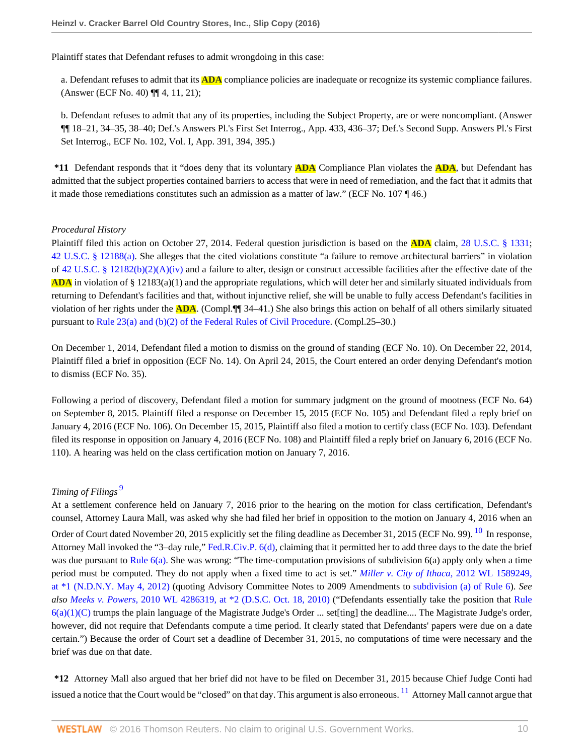Plaintiff states that Defendant refuses to admit wrongdoing in this case:

a. Defendant refuses to admit that its ADA compliance policies are inadequate or recognize its systemic compliance failures. (Answer (ECF No. 40) ¶¶ 4, 11, 21);

b. Defendant refuses to admit that any of its properties, including the Subject Property, are or were noncompliant. (Answer ¶¶ 18–21, 34–35, 38–40; Def.'s Answers Pl.'s First Set Interrog., App. 433, 436–37; Def.'s Second Supp. Answers Pl.'s First Set Interrog., ECF No. 102, Vol. I, App. 391, 394, 395.)

**\*11** Defendant responds that it "does deny that its voluntary ADA Compliance Plan violates the ADA, but Defendant has admitted that the subject properties contained barriers to access that were in need of remediation, and the fact that it admits that it made those remediations constitutes such an admission as a matter of law." (ECF No. 107 ¶ 46.)

*Procedural History*

Plaintiff filed this action on October 27, 2014. Federal question jurisdiction is based on the ADA claim, 28 U.S.C. § 1331; 42 U.S.C. § 12188(a). She alleges that the cited violations constitute "a failure to remove architectural barriers" in violation of 42 U.S.C. § 12182(b)(2)(A)(iv) and a failure to alter, design or construct accessible facilities after the effective date of the ADA in violation of § 12183(a)(1) and the appropriate regulations, which will deter her and similarly situated individuals from returning to Defendant's facilities and that, without injunctive relief, she will be unable to fully access Defendant's facilities in violation of her rights under the ADA. (Compl.¶¶ 34–41.) She also brings this action on behalf of all others similarly situated pursuant to Rule 23(a) and (b)(2) of the Federal Rules of Civil Procedure. (Compl.25–30.)

On December 1, 2014, Defendant filed a motion to dismiss on the ground of standing (ECF No. 10). On December 22, 2014, Plaintiff filed a brief in opposition (ECF No. 14). On April 24, 2015, the Court entered an order denying Defendant's motion to dismiss (ECF No. 35).

Following a period of discovery, Defendant filed a motion for summary judgment on the ground of mootness (ECF No. 64) on September 8, 2015. Plaintiff filed a response on December 15, 2015 (ECF No. 105) and Defendant filed a reply brief on January 4, 2016 (ECF No. 106). On December 15, 2015, Plaintiff also filed a motion to certify class (ECF No. 103). Defendant filed its response in opposition on January 4, 2016 (ECF No. 108) and Plaintiff filed a reply brief on January 6, 2016 (ECF No. 110). A hearing was held on the class certification motion on January 7, 2016.

*Timing of Filings* [9]

At a settlement conference held on January 7, 2016 prior to the hearing on the motion for class certification, Defendant's counsel, Attorney Laura Mall, was asked why she had filed her brief in opposition to the motion on January 4, 2016 when an Order of Court dated November 20, 2015 explicitly set the filing deadline as December 31, 2015 (ECF No. 99). [10] In response, Attorney Mall invoked the "3–day rule," Fed.R.Civ.P. 6(d), claiming that it permitted her to add three days to the date the brief was due pursuant to Rule 6(a). She was wrong: "The time-computation provisions of subdivision 6(a) apply only when a time period must be computed. They do not apply when a fixed time to act is set." *Miller v. City of Ithaca,* 2012 WL 1589249, at \*1 (N.D.N.Y. May 4, 2012) (quoting Advisory Committee Notes to 2009 Amendments to subdivision (a) of Rule 6). *See also Meeks v. Powers,* 2010 WL 4286319, at \*2 (D.S.C. Oct. 18, 2010) ("Defendants essentially take the position that Rule 6(a)(1)(C) trumps the plain language of the Magistrate Judge's Order ... set[ting] the deadline.... The Magistrate Judge's order, however, did not require that Defendants compute a time period. It clearly stated that Defendants' papers were due on a date certain.") Because the order of Court set a deadline of December 31, 2015, no computations of time were necessary and the brief was due on that date.

**\*12** Attorney Mall also argued that her brief did not have to be filed on December 31, 2015 because Chief Judge Conti had issued a notice that the Court would be "closed" on that day. This argument is also erroneous. [11] Attorney Mall cannot argue that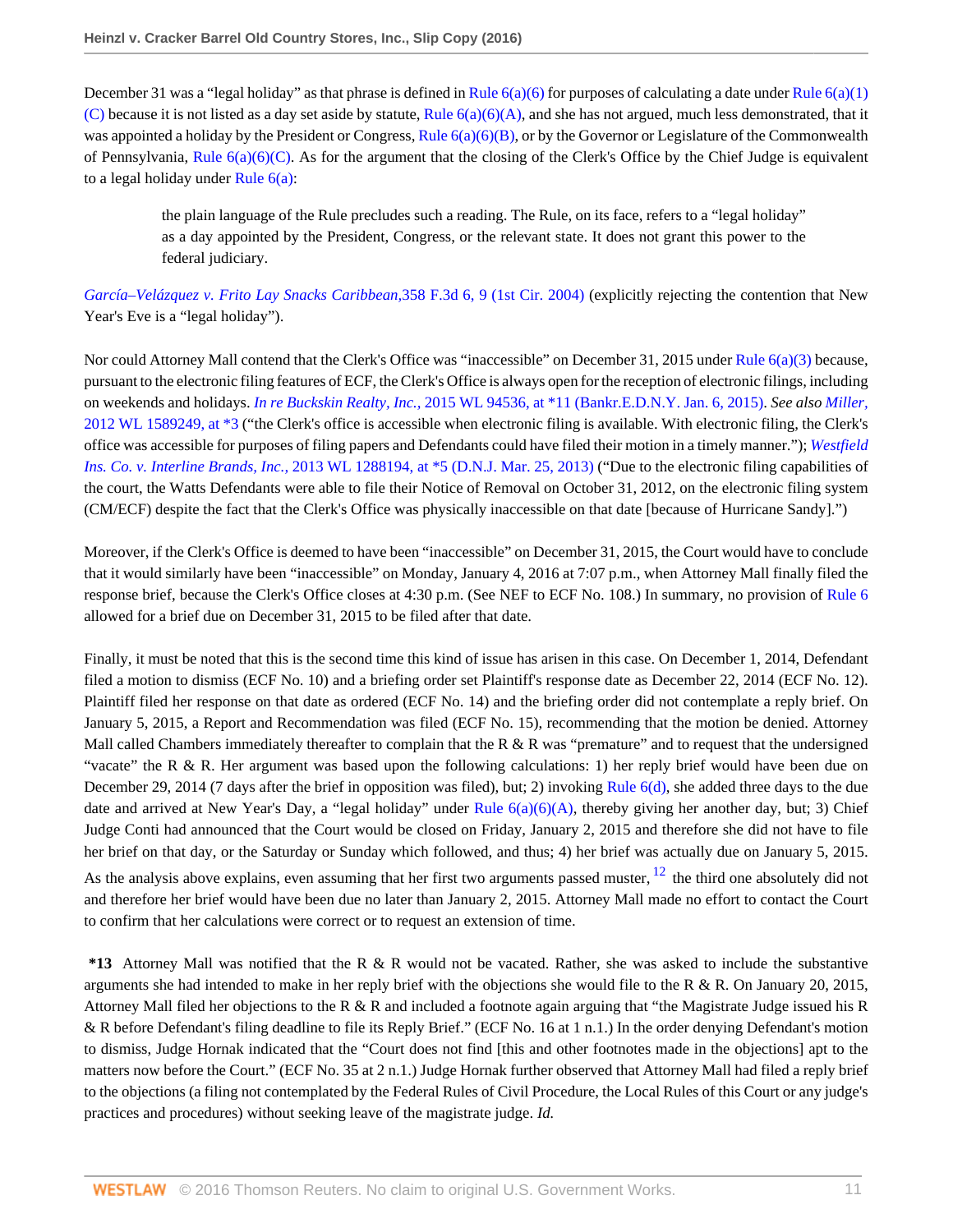December 31 was a "legal holiday" as that phrase is defined in Rule 6(a)(6) for purposes of calculating a date under Rule 6(a)(1)(C) because it is not listed as a day set aside by statute, Rule 6(a)(6)(A), and she has not argued, much less demonstrated, that it was appointed a holiday by the President or Congress, Rule 6(a)(6)(B), or by the Governor or Legislature of the Commonwealth of Pennsylvania, Rule 6(a)(6)(C). As for the argument that the closing of the Clerk's Office by the Chief Judge is equivalent to a legal holiday under Rule 6(a):

> the plain language of the Rule precludes such a reading. The Rule, on its face, refers to a "legal holiday" as a day appointed by the President, Congress, or the relevant state. It does not grant this power to the federal judiciary.

*García–Velázquez v. Frito Lay Snacks Caribbean,*358 F.3d 6, 9 (1st Cir. 2004) (explicitly rejecting the contention that New Year's Eve is a "legal holiday").

Nor could Attorney Mall contend that the Clerk's Office was "inaccessible" on December 31, 2015 under Rule 6(a)(3) because, pursuant to the electronic filing features of ECF, the Clerk's Office is always open for the reception of electronic filings, including on weekends and holidays. *In re Buckskin Realty, Inc.,* 2015 WL 94536, at *11 (Bankr.E.D.N.Y. Jan. 6, 2015). *See also Miller,* 2012 WL 1589249, at *3 ("the Clerk's office is accessible when electronic filing is available. With electronic filing, the Clerk's office was accessible for purposes of filing papers and Defendants could have filed their motion in a timely manner."); *Westfield Ins. Co. v. Interline Brands, Inc.,* 2013 WL 1288194, at *5 (D.N.J. Mar. 25, 2013) ("Due to the electronic filing capabilities of the court, the Watts Defendants were able to file their Notice of Removal on October 31, 2012, on the electronic filing system (CM/ECF) despite the fact that the Clerk's Office was physically inaccessible on that date [because of Hurricane Sandy].")

Moreover, if the Clerk's Office is deemed to have been "inaccessible" on December 31, 2015, the Court would have to conclude that it would similarly have been "inaccessible" on Monday, January 4, 2016 at 7:07 p.m., when Attorney Mall finally filed the response brief, because the Clerk's Office closes at 4:30 p.m. (See NEF to ECF No. 108.) In summary, no provision of Rule 6 allowed for a brief due on December 31, 2015 to be filed after that date.

Finally, it must be noted that this is the second time this kind of issue has arisen in this case. On December 1, 2014, Defendant filed a motion to dismiss (ECF No. 10) and a briefing order set Plaintiff's response date as December 22, 2014 (ECF No. 12). Plaintiff filed her response on that date as ordered (ECF No. 14) and the briefing order did not contemplate a reply brief. On January 5, 2015, a Report and Recommendation was filed (ECF No. 15), recommending that the motion be denied. Attorney Mall called Chambers immediately thereafter to complain that the R & R was "premature" and to request that the undersigned "vacate" the R & R. Her argument was based upon the following calculations: 1) her reply brief would have been due on December 29, 2014 (7 days after the brief in opposition was filed), but; 2) invoking Rule 6(d), she added three days to the due date and arrived at New Year's Day, a "legal holiday" under Rule 6(a)(6)(A), thereby giving her another day, but; 3) Chief Judge Conti had announced that the Court would be closed on Friday, January 2, 2015 and therefore she did not have to file her brief on that day, or the Saturday or Sunday which followed, and thus; 4) her brief was actually due on January 5, 2015. As the analysis above explains, even assuming that her first two arguments passed muster, [12] the third one absolutely did not and therefore her brief would have been due no later than January 2, 2015. Attorney Mall made no effort to contact the Court to confirm that her calculations were correct or to request an extension of time.

**\*13** Attorney Mall was notified that the R & R would not be vacated. Rather, she was asked to include the substantive arguments she had intended to make in her reply brief with the objections she would file to the R & R. On January 20, 2015, Attorney Mall filed her objections to the R & R and included a footnote again arguing that "the Magistrate Judge issued his R & R before Defendant's filing deadline to file its Reply Brief." (ECF No. 16 at 1 n.1.) In the order denying Defendant's motion to dismiss, Judge Hornak indicated that the "Court does not find [this and other footnotes made in the objections] apt to the matters now before the Court." (ECF No. 35 at 2 n.1.) Judge Hornak further observed that Attorney Mall had filed a reply brief to the objections (a filing not contemplated by the Federal Rules of Civil Procedure, the Local Rules of this Court or any judge's practices and procedures) without seeking leave of the magistrate judge. *Id.*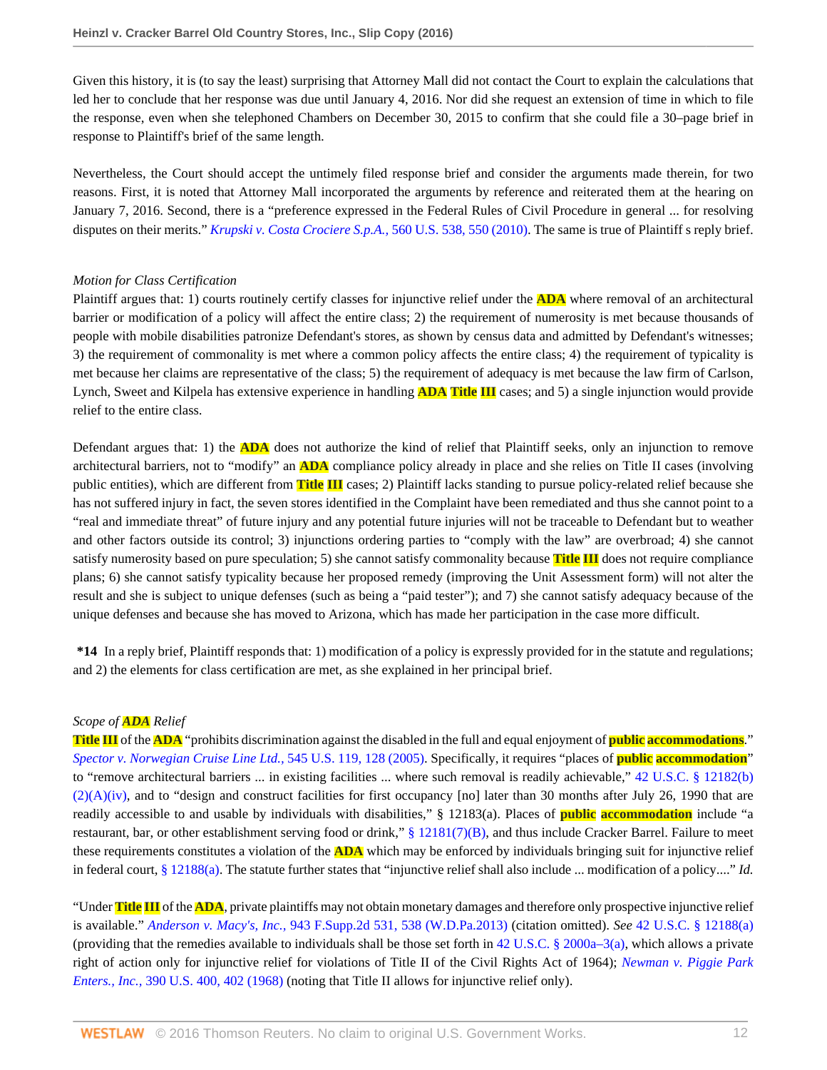Given this history, it is (to say the least) surprising that Attorney Mall did not contact the Court to explain the calculations that led her to conclude that her response was due until January 4, 2016. Nor did she request an extension of time in which to file the response, even when she telephoned Chambers on December 30, 2015 to confirm that she could file a 30–page brief in response to Plaintiff's brief of the same length.

Nevertheless, the Court should accept the untimely filed response brief and consider the arguments made therein, for two reasons. First, it is noted that Attorney Mall incorporated the arguments by reference and reiterated them at the hearing on January 7, 2016. Second, there is a "preference expressed in the Federal Rules of Civil Procedure in general ... for resolving disputes on their merits." *Krupski v. Costa Crociere S.p.A.*, 560 U.S. 538, 550 (2010). The same is true of Plaintiff s reply brief.

*Motion for Class Certification*

Plaintiff argues that: 1) courts routinely certify classes for injunctive relief under the ADA where removal of an architectural barrier or modification of a policy will affect the entire class; 2) the requirement of numerosity is met because thousands of people with mobile disabilities patronize Defendant's stores, as shown by census data and admitted by Defendant's witnesses; 3) the requirement of commonality is met where a common policy affects the entire class; 4) the requirement of typicality is met because her claims are representative of the class; 5) the requirement of adequacy is met because the law firm of Carlson, Lynch, Sweet and Kilpela has extensive experience in handling ADA Title III cases; and 5) a single injunction would provide relief to the entire class.

Defendant argues that: 1) the ADA does not authorize the kind of relief that Plaintiff seeks, only an injunction to remove architectural barriers, not to "modify" an ADA compliance policy already in place and she relies on Title II cases (involving public entities), which are different from Title III cases; 2) Plaintiff lacks standing to pursue policy-related relief because she has not suffered injury in fact, the seven stores identified in the Complaint have been remediated and thus she cannot point to a "real and immediate threat" of future injury and any potential future injuries will not be traceable to Defendant but to weather and other factors outside its control; 3) injunctions ordering parties to "comply with the law" are overbroad; 4) she cannot satisfy numerosity based on pure speculation; 5) she cannot satisfy commonality because Title III does not require compliance plans; 6) she cannot satisfy typicality because her proposed remedy (improving the Unit Assessment form) will not alter the result and she is subject to unique defenses (such as being a "paid tester"); and 7) she cannot satisfy adequacy because of the unique defenses and because she has moved to Arizona, which has made her participation in the case more difficult.

**\*14** In a reply brief, Plaintiff responds that: 1) modification of a policy is expressly provided for in the statute and regulations; and 2) the elements for class certification are met, as she explained in her principal brief.

*Scope of ADA Relief*

Title III of the ADA "prohibits discrimination against the disabled in the full and equal enjoyment of public accommodations." *Spector v. Norwegian Cruise Line Ltd.*, 545 U.S. 119, 128 (2005). Specifically, it requires "places of public accommodation" to "remove architectural barriers ... in existing facilities ... where such removal is readily achievable," 42 U.S.C. § 12182(b)(2)(A)(iv), and to "design and construct facilities for first occupancy [no] later than 30 months after July 26, 1990 that are readily accessible to and usable by individuals with disabilities," § 12183(a). Places of public accommodation include "a restaurant, bar, or other establishment serving food or drink," § 12181(7)(B), and thus include Cracker Barrel. Failure to meet these requirements constitutes a violation of the ADA which may be enforced by individuals bringing suit for injunctive relief in federal court, § 12188(a). The statute further states that "injunctive relief shall also include ... modification of a policy...." *Id.*

"Under Title III of the ADA, private plaintiffs may not obtain monetary damages and therefore only prospective injunctive relief is available." *Anderson v. Macy's, Inc.*, 943 F.Supp.2d 531, 538 (W.D.Pa.2013) (citation omitted). *See* 42 U.S.C. § 12188(a) (providing that the remedies available to individuals shall be those set forth in 42 U.S.C. § 2000a–3(a), which allows a private right of action only for injunctive relief for violations of Title II of the Civil Rights Act of 1964); *Newman v. Piggie Park Enters., Inc.*, 390 U.S. 400, 402 (1968) (noting that Title II allows for injunctive relief only).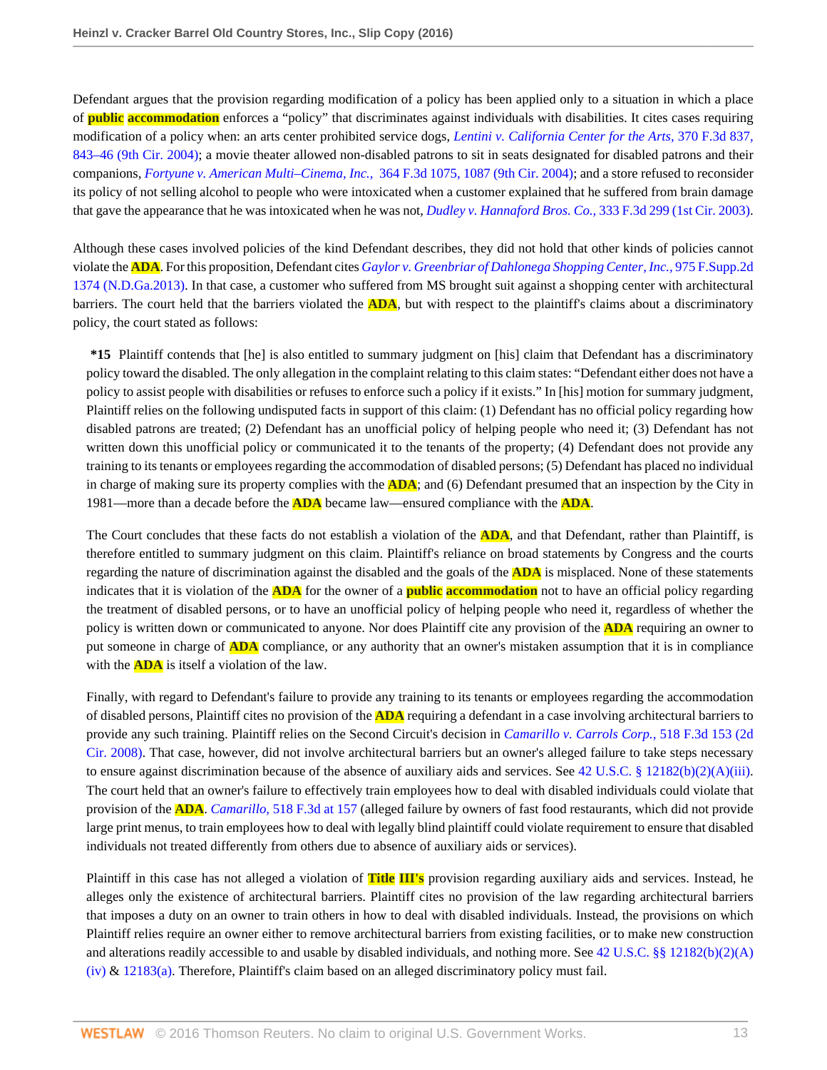Defendant argues that the provision regarding modification of a policy has been applied only to a situation in which a place of public accommodation enforces a "policy" that discriminates against individuals with disabilities. It cites cases requiring modification of a policy when: an arts center prohibited service dogs, *Lentini v. California Center for the Arts,* 370 F.3d 837, 843–46 (9th Cir. 2004); a movie theater allowed non-disabled patrons to sit in seats designated for disabled patrons and their companions, *Fortyune v. American Multi–Cinema, Inc.,* 364 F.3d 1075, 1087 (9th Cir. 2004); and a store refused to reconsider its policy of not selling alcohol to people who were intoxicated when a customer explained that he suffered from brain damage that gave the appearance that he was intoxicated when he was not, *Dudley v. Hannaford Bros. Co.,* 333 F.3d 299 (1st Cir. 2003).

Although these cases involved policies of the kind Defendant describes, they did not hold that other kinds of policies cannot violate the ADA. For this proposition, Defendant cites *Gaylor v. Greenbriar of Dahlonega Shopping Center, Inc.,* 975 F.Supp.2d 1374 (N.D.Ga.2013). In that case, a customer who suffered from MS brought suit against a shopping center with architectural barriers. The court held that the barriers violated the ADA, but with respect to the plaintiff's claims about a discriminatory policy, the court stated as follows:

> **\*15** Plaintiff contends that [he] is also entitled to summary judgment on [his] claim that Defendant has a discriminatory policy toward the disabled. The only allegation in the complaint relating to this claim states: "Defendant either does not have a policy to assist people with disabilities or refuses to enforce such a policy if it exists." In [his] motion for summary judgment, Plaintiff relies on the following undisputed facts in support of this claim: (1) Defendant has no official policy regarding how disabled patrons are treated; (2) Defendant has an unofficial policy of helping people who need it; (3) Defendant has not written down this unofficial policy or communicated it to the tenants of the property; (4) Defendant does not provide any training to its tenants or employees regarding the accommodation of disabled persons; (5) Defendant has placed no individual in charge of making sure its property complies with the ADA; and (6) Defendant presumed that an inspection by the City in 1981—more than a decade before the ADA became law—ensured compliance with the ADA.
>
> The Court concludes that these facts do not establish a violation of the ADA, and that Defendant, rather than Plaintiff, is therefore entitled to summary judgment on this claim. Plaintiff's reliance on broad statements by Congress and the courts regarding the nature of discrimination against the disabled and the goals of the ADA is misplaced. None of these statements indicates that it is violation of the ADA for the owner of a public accommodation not to have an official policy regarding the treatment of disabled persons, or to have an unofficial policy of helping people who need it, regardless of whether the policy is written down or communicated to anyone. Nor does Plaintiff cite any provision of the ADA requiring an owner to put someone in charge of ADA compliance, or any authority that an owner's mistaken assumption that it is in compliance with the ADA is itself a violation of the law.
>
> Finally, with regard to Defendant's failure to provide any training to its tenants or employees regarding the accommodation of disabled persons, Plaintiff cites no provision of the ADA requiring a defendant in a case involving architectural barriers to provide any such training. Plaintiff relies on the Second Circuit's decision in *Camarillo v. Carrols Corp.,* 518 F.3d 153 (2d Cir. 2008). That case, however, did not involve architectural barriers but an owner's alleged failure to take steps necessary to ensure against discrimination because of the absence of auxiliary aids and services. See 42 U.S.C. § 12182(b)(2)(A)(iii). The court held that an owner's failure to effectively train employees how to deal with disabled individuals could violate that provision of the ADA. *Camarillo,* 518 F.3d at 157 (alleged failure by owners of fast food restaurants, which did not provide large print menus, to train employees how to deal with legally blind plaintiff could violate requirement to ensure that disabled individuals not treated differently from others due to absence of auxiliary aids or services).
>
> Plaintiff in this case has not alleged a violation of Title III's provision regarding auxiliary aids and services. Instead, he alleges only the existence of architectural barriers. Plaintiff cites no provision of the law regarding architectural barriers that imposes a duty on an owner to train others in how to deal with disabled individuals. Instead, the provisions on which Plaintiff relies require an owner either to remove architectural barriers from existing facilities, or to make new construction and alterations readily accessible to and usable by disabled individuals, and nothing more. See 42 U.S.C. §§ 12182(b)(2)(A)(iv) & 12183(a). Therefore, Plaintiff's claim based on an alleged discriminatory policy must fail.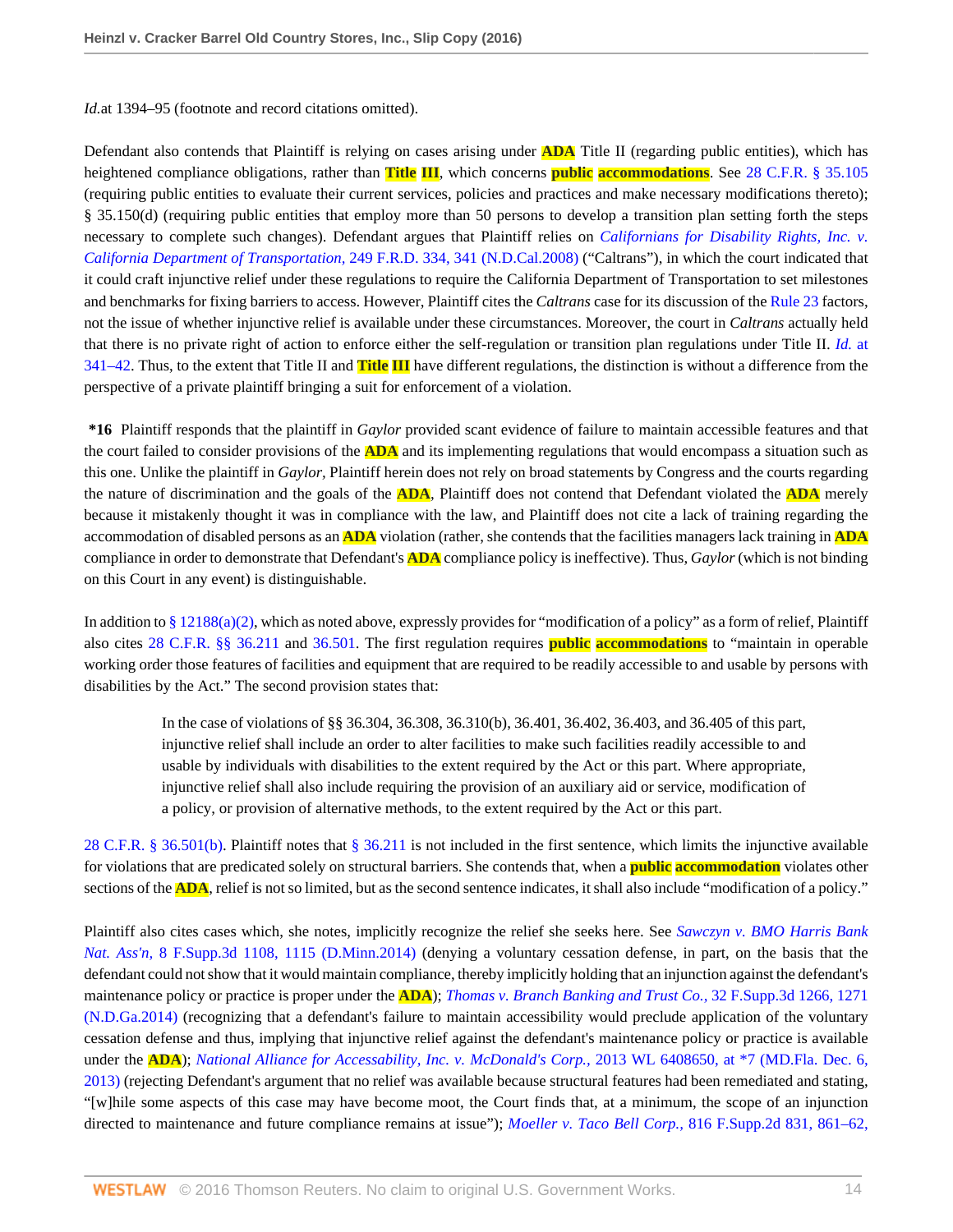*Id.*at 1394–95 (footnote and record citations omitted).

Defendant also contends that Plaintiff is relying on cases arising under ADA Title II (regarding public entities), which has heightened compliance obligations, rather than Title III, which concerns public accommodations. See 28 C.F.R. § 35.105 (requiring public entities to evaluate their current services, policies and practices and make necessary modifications thereto); § 35.150(d) (requiring public entities that employ more than 50 persons to develop a transition plan setting forth the steps necessary to complete such changes). Defendant argues that Plaintiff relies on *Californians for Disability Rights, Inc. v. California Department of Transportation,* 249 F.R.D. 334, 341 (N.D.Cal.2008) ("Caltrans"), in which the court indicated that it could craft injunctive relief under these regulations to require the California Department of Transportation to set milestones and benchmarks for fixing barriers to access. However, Plaintiff cites the *Caltrans* case for its discussion of the Rule 23 factors, not the issue of whether injunctive relief is available under these circumstances. Moreover, the court in *Caltrans* actually held that there is no private right of action to enforce either the self-regulation or transition plan regulations under Title II. *Id.* at 341–42. Thus, to the extent that Title II and Title III have different regulations, the distinction is without a difference from the perspective of a private plaintiff bringing a suit for enforcement of a violation.

**\*16** Plaintiff responds that the plaintiff in *Gaylor* provided scant evidence of failure to maintain accessible features and that the court failed to consider provisions of the ADA and its implementing regulations that would encompass a situation such as this one. Unlike the plaintiff in *Gaylor*, Plaintiff herein does not rely on broad statements by Congress and the courts regarding the nature of discrimination and the goals of the ADA, Plaintiff does not contend that Defendant violated the ADA merely because it mistakenly thought it was in compliance with the law, and Plaintiff does not cite a lack of training regarding the accommodation of disabled persons as an ADA violation (rather, she contends that the facilities managers lack training in ADA compliance in order to demonstrate that Defendant's ADA compliance policy is ineffective). Thus, *Gaylor* (which is not binding on this Court in any event) is distinguishable.

In addition to § 12188(a)(2), which as noted above, expressly provides for "modification of a policy" as a form of relief, Plaintiff also cites 28 C.F.R. §§ 36.211 and 36.501. The first regulation requires public accommodations to "maintain in operable working order those features of facilities and equipment that are required to be readily accessible to and usable by persons with disabilities by the Act." The second provision states that:

> In the case of violations of §§ 36.304, 36.308, 36.310(b), 36.401, 36.402, 36.403, and 36.405 of this part, injunctive relief shall include an order to alter facilities to make such facilities readily accessible to and usable by individuals with disabilities to the extent required by the Act or this part. Where appropriate, injunctive relief shall also include requiring the provision of an auxiliary aid or service, modification of a policy, or provision of alternative methods, to the extent required by the Act or this part.

28 C.F.R. § 36.501(b). Plaintiff notes that § 36.211 is not included in the first sentence, which limits the injunctive available for violations that are predicated solely on structural barriers. She contends that, when a public accommodation violates other sections of the ADA, relief is not so limited, but as the second sentence indicates, it shall also include "modification of a policy."

Plaintiff also cites cases which, she notes, implicitly recognize the relief she seeks here. See *Sawczyn v. BMO Harris Bank Nat. Ass'n,* 8 F.Supp.3d 1108, 1115 (D.Minn.2014) (denying a voluntary cessation defense, in part, on the basis that the defendant could not show that it would maintain compliance, thereby implicitly holding that an injunction against the defendant's maintenance policy or practice is proper under the ADA); *Thomas v. Branch Banking and Trust Co.,* 32 F.Supp.3d 1266, 1271 (N.D.Ga.2014) (recognizing that a defendant's failure to maintain accessibility would preclude application of the voluntary cessation defense and thus, implying that injunctive relief against the defendant's maintenance policy or practice is available under the ADA); *National Alliance for Accessability, Inc. v. McDonald's Corp.,* 2013 WL 6408650, at \*7 (MD.Fla. Dec. 6, 2013) (rejecting Defendant's argument that no relief was available because structural features had been remediated and stating, "[w]hile some aspects of this case may have become moot, the Court finds that, at a minimum, the scope of an injunction directed to maintenance and future compliance remains at issue"); *Moeller v. Taco Bell Corp.,* 816 F.Supp.2d 831, 861–62,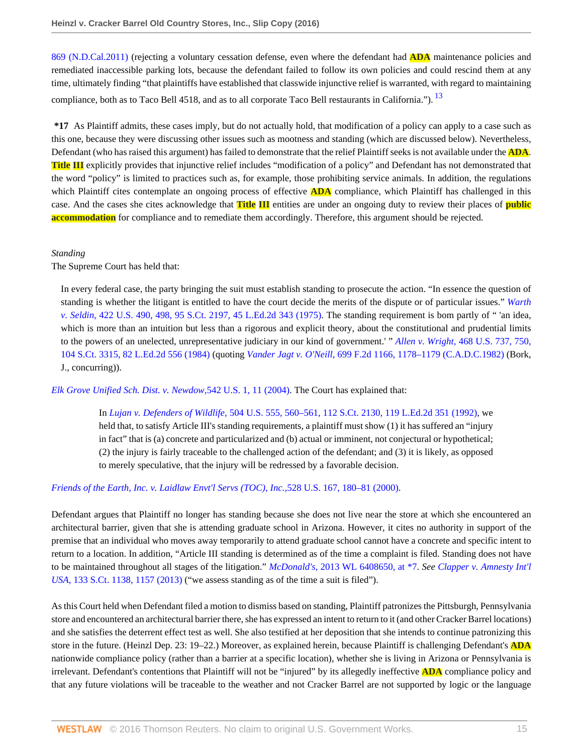869 (N.D.Cal.2011) (rejecting a voluntary cessation defense, even where the defendant had ADA maintenance policies and remediated inaccessible parking lots, because the defendant failed to follow its own policies and could rescind them at any time, ultimately finding "that plaintiffs have established that classwide injunctive relief is warranted, with regard to maintaining compliance, both as to Taco Bell 4518, and as to all corporate Taco Bell restaurants in California."). [13]

**\*17** As Plaintiff admits, these cases imply, but do not actually hold, that modification of a policy can apply to a case such as this one, because they were discussing other issues such as mootness and standing (which are discussed below). Nevertheless, Defendant (who has raised this argument) has failed to demonstrate that the relief Plaintiff seeks is not available under the ADA. Title III explicitly provides that injunctive relief includes "modification of a policy" and Defendant has not demonstrated that the word "policy" is limited to practices such as, for example, those prohibiting service animals. In addition, the regulations which Plaintiff cites contemplate an ongoing process of effective ADA compliance, which Plaintiff has challenged in this case. And the cases she cites acknowledge that Title III entities are under an ongoing duty to review their places of public accommodation for compliance and to remediate them accordingly. Therefore, this argument should be rejected.

*Standing*

The Supreme Court has held that:

> In every federal case, the party bringing the suit must establish standing to prosecute the action. "In essence the question of standing is whether the litigant is entitled to have the court decide the merits of the dispute or of particular issues." *Warth v. Seldin,* 422 U.S. 490, 498, 95 S.Ct. 2197, 45 L.Ed.2d 343 (1975). The standing requirement is bom partly of " 'an idea, which is more than an intuition but less than a rigorous and explicit theory, about the constitutional and prudential limits to the powers of an unelected, unrepresentative judiciary in our kind of government.' " *Allen v. Wright,* 468 U.S. 737, 750, 104 S.Ct. 3315, 82 L.Ed.2d 556 (1984) (quoting *Vander Jagt v. O'Neill,* 699 F.2d 1166, 1178–1179 (C.A.D.C.1982) (Bork, J., concurring)).

*Elk Grove Unified Sch. Dist. v. Newdow,*542 U.S. 1, 11 (2004). The Court has explained that:

> In *Lujan v. Defenders of Wildlife,* 504 U.S. 555, 560–561, 112 S.Ct. 2130, 119 L.Ed.2d 351 (1992), we held that, to satisfy Article III's standing requirements, a plaintiff must show (1) it has suffered an "injury in fact" that is (a) concrete and particularized and (b) actual or imminent, not conjectural or hypothetical; (2) the injury is fairly traceable to the challenged action of the defendant; and (3) it is likely, as opposed to merely speculative, that the injury will be redressed by a favorable decision.

*Friends of the Earth, Inc. v. Laidlaw Envt'l Servs (TOC), Inc.,*528 U.S. 167, 180–81 (2000).

Defendant argues that Plaintiff no longer has standing because she does not live near the store at which she encountered an architectural barrier, given that she is attending graduate school in Arizona. However, it cites no authority in support of the premise that an individual who moves away temporarily to attend graduate school cannot have a concrete and specific intent to return to a location. In addition, "Article III standing is determined as of the time a complaint is filed. Standing does not have to be maintained throughout all stages of the litigation." *McDonald's,* 2013 WL 6408650, at \*7. *See Clapper v. Amnesty Int'l USA,* 133 S.Ct. 1138, 1157 (2013) ("we assess standing as of the time a suit is filed").

As this Court held when Defendant filed a motion to dismiss based on standing, Plaintiff patronizes the Pittsburgh, Pennsylvania store and encountered an architectural barrier there, she has expressed an intent to return to it (and other Cracker Barrel locations) and she satisfies the deterrent effect test as well. She also testified at her deposition that she intends to continue patronizing this store in the future. (Heinzl Dep. 23: 19–22.) Moreover, as explained herein, because Plaintiff is challenging Defendant's ADA nationwide compliance policy (rather than a barrier at a specific location), whether she is living in Arizona or Pennsylvania is irrelevant. Defendant's contentions that Plaintiff will not be "injured" by its allegedly ineffective ADA compliance policy and that any future violations will be traceable to the weather and not Cracker Barrel are not supported by logic or the language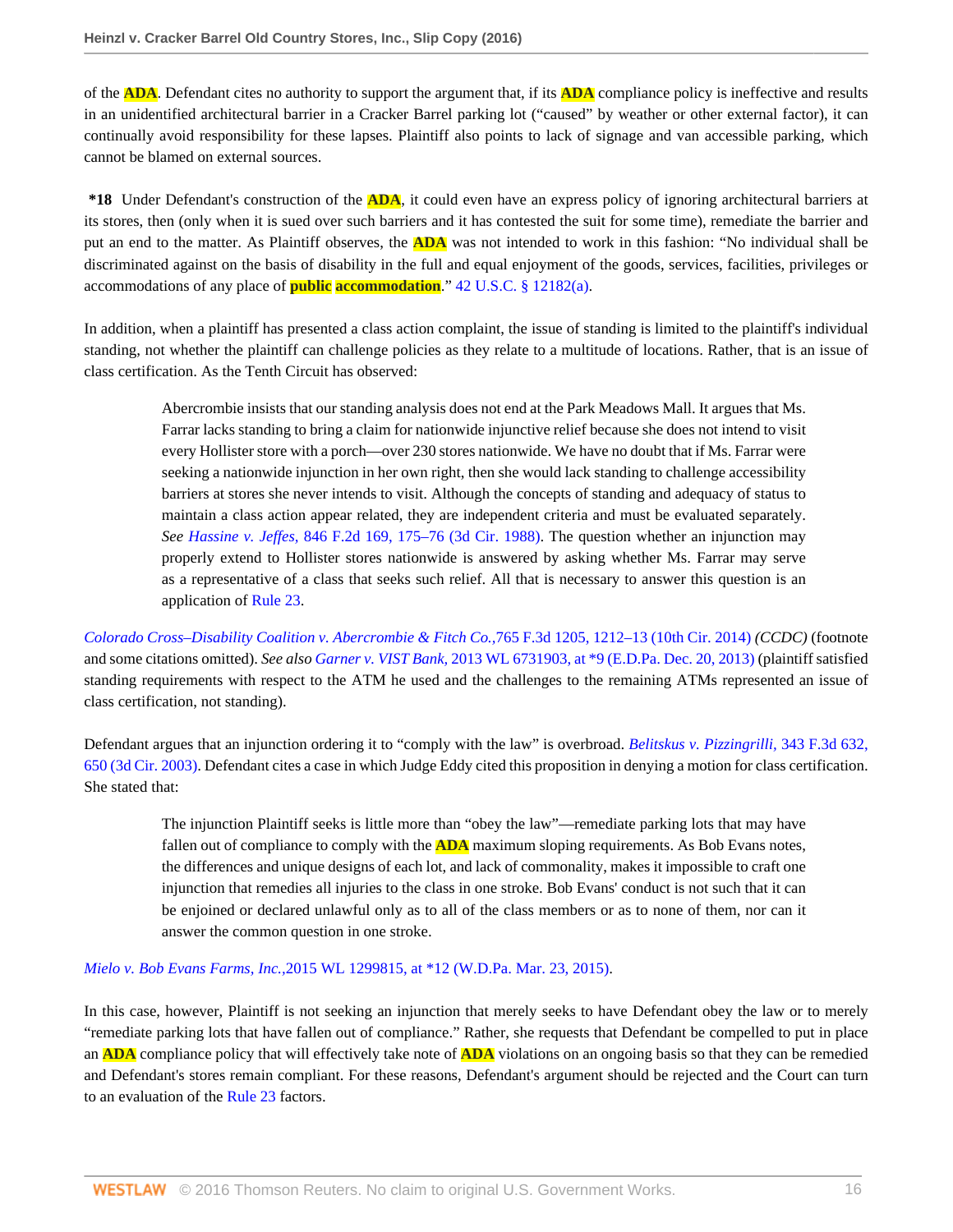of the ADA. Defendant cites no authority to support the argument that, if its ADA compliance policy is ineffective and results in an unidentified architectural barrier in a Cracker Barrel parking lot ("caused" by weather or other external factor), it can continually avoid responsibility for these lapses. Plaintiff also points to lack of signage and van accessible parking, which cannot be blamed on external sources.

**\*18** Under Defendant's construction of the ADA, it could even have an express policy of ignoring architectural barriers at its stores, then (only when it is sued over such barriers and it has contested the suit for some time), remediate the barrier and put an end to the matter. As Plaintiff observes, the ADA was not intended to work in this fashion: "No individual shall be discriminated against on the basis of disability in the full and equal enjoyment of the goods, services, facilities, privileges or accommodations of any place of public accommodation." 42 U.S.C. § 12182(a).

In addition, when a plaintiff has presented a class action complaint, the issue of standing is limited to the plaintiff's individual standing, not whether the plaintiff can challenge policies as they relate to a multitude of locations. Rather, that is an issue of class certification. As the Tenth Circuit has observed:

> Abercrombie insists that our standing analysis does not end at the Park Meadows Mall. It argues that Ms. Farrar lacks standing to bring a claim for nationwide injunctive relief because she does not intend to visit every Hollister store with a porch—over 230 stores nationwide. We have no doubt that if Ms. Farrar were seeking a nationwide injunction in her own right, then she would lack standing to challenge accessibility barriers at stores she never intends to visit. Although the concepts of standing and adequacy of status to maintain a class action appear related, they are independent criteria and must be evaluated separately. *See Hassine v. Jeffes,* 846 F.2d 169, 175–76 (3d Cir. 1988). The question whether an injunction may properly extend to Hollister stores nationwide is answered by asking whether Ms. Farrar may serve as a representative of a class that seeks such relief. All that is necessary to answer this question is an application of Rule 23.

*Colorado Cross–Disability Coalition v. Abercrombie & Fitch Co.,*765 F.3d 1205, 1212–13 (10th Cir. 2014) *(CCDC)* (footnote and some citations omitted). *See also Garner v. VIST Bank,* 2013 WL 6731903, at \*9 (E.D.Pa. Dec. 20, 2013) (plaintiff satisfied standing requirements with respect to the ATM he used and the challenges to the remaining ATMs represented an issue of class certification, not standing).

Defendant argues that an injunction ordering it to "comply with the law" is overbroad. *Belitskus v. Pizzingrilli,* 343 F.3d 632, 650 (3d Cir. 2003). Defendant cites a case in which Judge Eddy cited this proposition in denying a motion for class certification. She stated that:

> The injunction Plaintiff seeks is little more than "obey the law"—remediate parking lots that may have fallen out of compliance to comply with the ADA maximum sloping requirements. As Bob Evans notes, the differences and unique designs of each lot, and lack of commonality, makes it impossible to craft one injunction that remedies all injuries to the class in one stroke. Bob Evans' conduct is not such that it can be enjoined or declared unlawful only as to all of the class members or as to none of them, nor can it answer the common question in one stroke.

*Mielo v. Bob Evans Farms, Inc.,*2015 WL 1299815, at \*12 (W.D.Pa. Mar. 23, 2015).

In this case, however, Plaintiff is not seeking an injunction that merely seeks to have Defendant obey the law or to merely "remediate parking lots that have fallen out of compliance." Rather, she requests that Defendant be compelled to put in place an ADA compliance policy that will effectively take note of ADA violations on an ongoing basis so that they can be remedied and Defendant's stores remain compliant. For these reasons, Defendant's argument should be rejected and the Court can turn to an evaluation of the Rule 23 factors.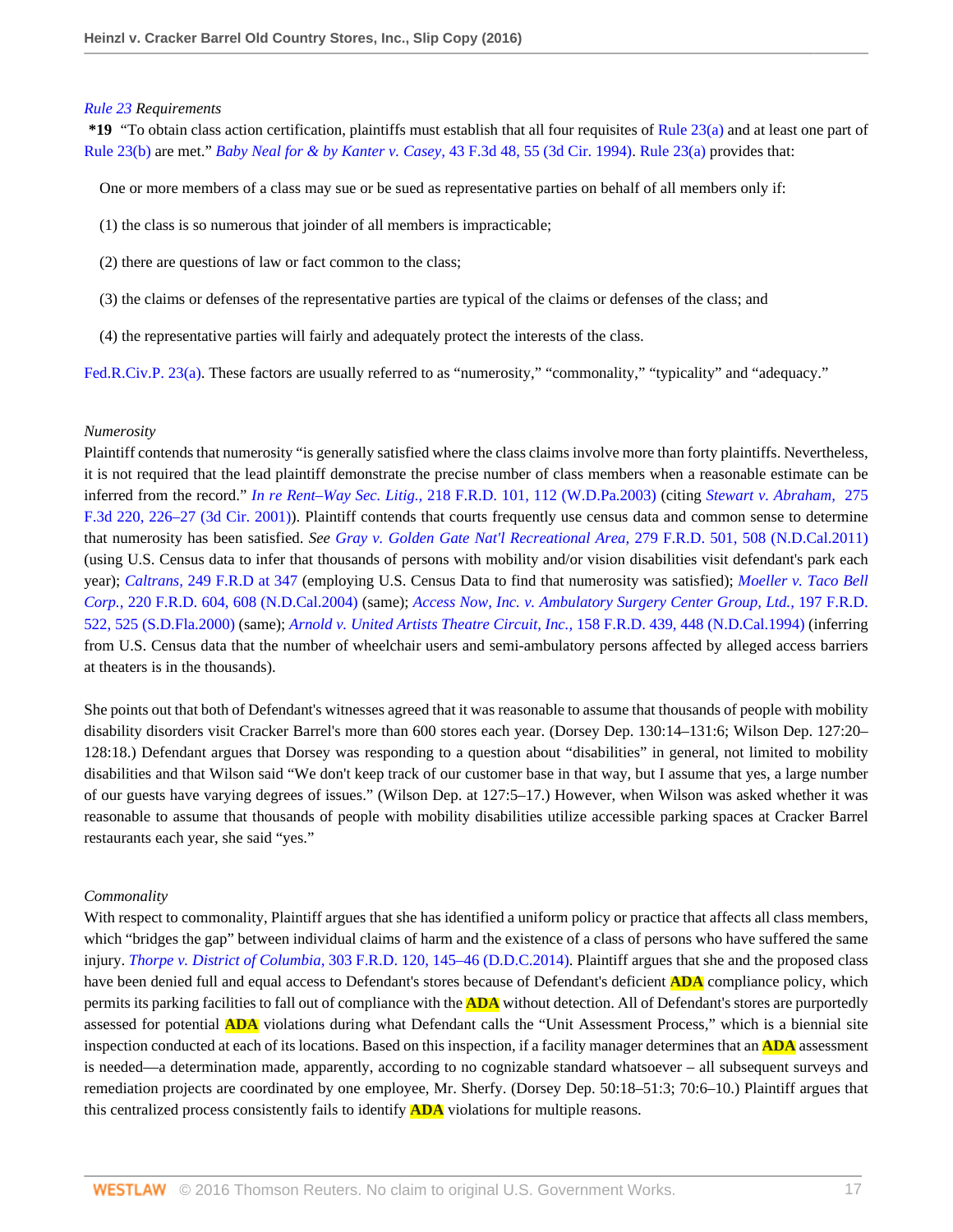*Rule 23 Requirements*

**\*19** "To obtain class action certification, plaintiffs must establish that all four requisites of Rule 23(a) and at least one part of Rule 23(b) are met." *Baby Neal for & by Kanter v. Casey,* 43 F.3d 48, 55 (3d Cir. 1994). Rule 23(a) provides that:

> One or more members of a class may sue or be sued as representative parties on behalf of all members only if:
>
> (1) the class is so numerous that joinder of all members is impracticable;
>
> (2) there are questions of law or fact common to the class;
>
> (3) the claims or defenses of the representative parties are typical of the claims or defenses of the class; and
>
> (4) the representative parties will fairly and adequately protect the interests of the class.

Fed.R.Civ.P. 23(a). These factors are usually referred to as "numerosity," "commonality," "typicality" and "adequacy."

*Numerosity*

Plaintiff contends that numerosity "is generally satisfied where the class claims involve more than forty plaintiffs. Nevertheless, it is not required that the lead plaintiff demonstrate the precise number of class members when a reasonable estimate can be inferred from the record." *In re Rent–Way Sec. Litig.,* 218 F.R.D. 101, 112 (W.D.Pa.2003) (citing *Stewart v. Abraham,* 275 F.3d 220, 226–27 (3d Cir. 2001)). Plaintiff contends that courts frequently use census data and common sense to determine that numerosity has been satisfied. *See Gray v. Golden Gate Nat'l Recreational Area,* 279 F.R.D. 501, 508 (N.D.Cal.2011) (using U.S. Census data to infer that thousands of persons with mobility and/or vision disabilities visit defendant's park each year); *Caltrans,* 249 F.R.D at 347 (employing U.S. Census Data to find that numerosity was satisfied); *Moeller v. Taco Bell Corp.,* 220 F.R.D. 604, 608 (N.D.Cal.2004) (same); *Access Now, Inc. v. Ambulatory Surgery Center Group, Ltd.,* 197 F.R.D. 522, 525 (S.D.Fla.2000) (same); *Arnold v. United Artists Theatre Circuit, Inc.,* 158 F.R.D. 439, 448 (N.D.Cal.1994) (inferring from U.S. Census data that the number of wheelchair users and semi-ambulatory persons affected by alleged access barriers at theaters is in the thousands).

She points out that both of Defendant's witnesses agreed that it was reasonable to assume that thousands of people with mobility disability disorders visit Cracker Barrel's more than 600 stores each year. (Dorsey Dep. 130:14–131:6; Wilson Dep. 127:20–128:18.) Defendant argues that Dorsey was responding to a question about "disabilities" in general, not limited to mobility disabilities and that Wilson said "We don't keep track of our customer base in that way, but I assume that yes, a large number of our guests have varying degrees of issues." (Wilson Dep. at 127:5–17.) However, when Wilson was asked whether it was reasonable to assume that thousands of people with mobility disabilities utilize accessible parking spaces at Cracker Barrel restaurants each year, she said "yes."

*Commonality*

With respect to commonality, Plaintiff argues that she has identified a uniform policy or practice that affects all class members, which "bridges the gap" between individual claims of harm and the existence of a class of persons who have suffered the same injury. *Thorpe v. District of Columbia,* 303 F.R.D. 120, 145–46 (D.D.C.2014). Plaintiff argues that she and the proposed class have been denied full and equal access to Defendant's stores because of Defendant's deficient **ADA** compliance policy, which permits its parking facilities to fall out of compliance with the **ADA** without detection. All of Defendant's stores are purportedly assessed for potential **ADA** violations during what Defendant calls the "Unit Assessment Process," which is a biennial site inspection conducted at each of its locations. Based on this inspection, if a facility manager determines that an **ADA** assessment is needed—a determination made, apparently, according to no cognizable standard whatsoever – all subsequent surveys and remediation projects are coordinated by one employee, Mr. Sherfy. (Dorsey Dep. 50:18–51:3; 70:6–10.) Plaintiff argues that this centralized process consistently fails to identify **ADA** violations for multiple reasons.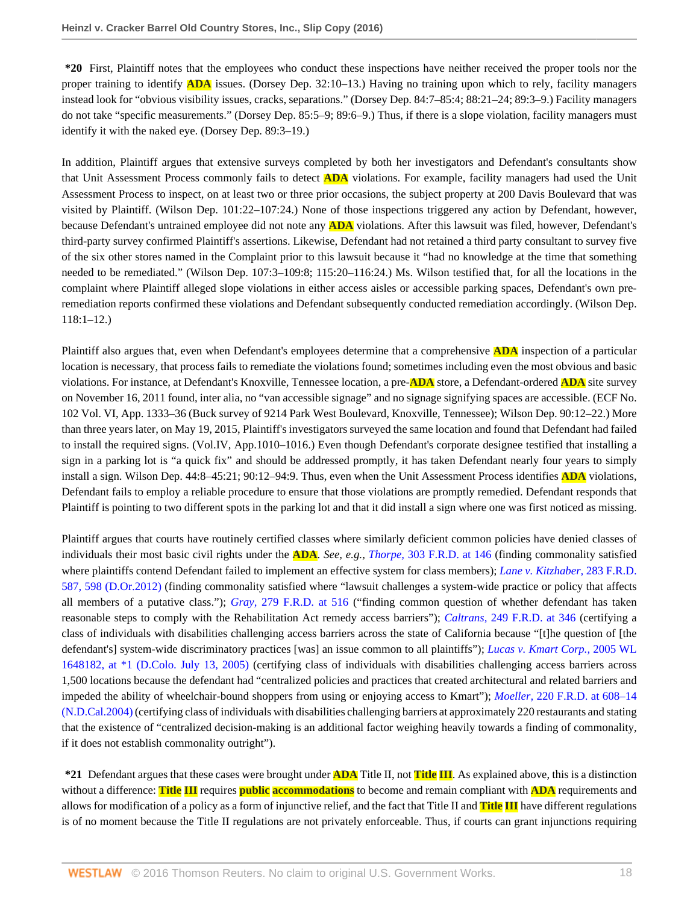**\*20** First, Plaintiff notes that the employees who conduct these inspections have neither received the proper tools nor the proper training to identify ADA issues. (Dorsey Dep. 32:10–13.) Having no training upon which to rely, facility managers instead look for "obvious visibility issues, cracks, separations." (Dorsey Dep. 84:7–85:4; 88:21–24; 89:3–9.) Facility managers do not take "specific measurements." (Dorsey Dep. 85:5–9; 89:6–9.) Thus, if there is a slope violation, facility managers must identify it with the naked eye. (Dorsey Dep. 89:3–19.)

In addition, Plaintiff argues that extensive surveys completed by both her investigators and Defendant's consultants show that Unit Assessment Process commonly fails to detect ADA violations. For example, facility managers had used the Unit Assessment Process to inspect, on at least two or three prior occasions, the subject property at 200 Davis Boulevard that was visited by Plaintiff. (Wilson Dep. 101:22–107:24.) None of those inspections triggered any action by Defendant, however, because Defendant's untrained employee did not note any ADA violations. After this lawsuit was filed, however, Defendant's third-party survey confirmed Plaintiff's assertions. Likewise, Defendant had not retained a third party consultant to survey five of the six other stores named in the Complaint prior to this lawsuit because it "had no knowledge at the time that something needed to be remediated." (Wilson Dep. 107:3–109:8; 115:20–116:24.) Ms. Wilson testified that, for all the locations in the complaint where Plaintiff alleged slope violations in either access aisles or accessible parking spaces, Defendant's own pre-remediation reports confirmed these violations and Defendant subsequently conducted remediation accordingly. (Wilson Dep. 118:1–12.)

Plaintiff also argues that, even when Defendant's employees determine that a comprehensive ADA inspection of a particular location is necessary, that process fails to remediate the violations found; sometimes including even the most obvious and basic violations. For instance, at Defendant's Knoxville, Tennessee location, a pre-ADA store, a Defendant-ordered ADA site survey on November 16, 2011 found, inter alia, no "van accessible signage" and no signage signifying spaces are accessible. (ECF No. 102 Vol. VI, App. 1333–36 (Buck survey of 9214 Park West Boulevard, Knoxville, Tennessee); Wilson Dep. 90:12–22.) More than three years later, on May 19, 2015, Plaintiff's investigators surveyed the same location and found that Defendant had failed to install the required signs. (Vol.IV, App.1010–1016.) Even though Defendant's corporate designee testified that installing a sign in a parking lot is "a quick fix" and should be addressed promptly, it has taken Defendant nearly four years to simply install a sign. Wilson Dep. 44:8–45:21; 90:12–94:9. Thus, even when the Unit Assessment Process identifies ADA violations, Defendant fails to employ a reliable procedure to ensure that those violations are promptly remedied. Defendant responds that Plaintiff is pointing to two different spots in the parking lot and that it did install a sign where one was first noticed as missing.

Plaintiff argues that courts have routinely certified classes where similarly deficient common policies have denied classes of individuals their most basic civil rights under the ADA. *See, e.g., Thorpe,* 303 F.R.D. at 146 (finding commonality satisfied where plaintiffs contend Defendant failed to implement an effective system for class members); *Lane v. Kitzhaber,* 283 F.R.D. 587, 598 (D.Or.2012) (finding commonality satisfied where "lawsuit challenges a system-wide practice or policy that affects all members of a putative class."); *Gray,* 279 F.R.D. at 516 ("finding common question of whether defendant has taken reasonable steps to comply with the Rehabilitation Act remedy access barriers"); *Caltrans,* 249 F.R.D. at 346 (certifying a class of individuals with disabilities challenging access barriers across the state of California because "[t]he question of [the defendant's] system-wide discriminatory practices [was] an issue common to all plaintiffs"); *Lucas v. Kmart Corp.,* 2005 WL 1648182, at \*1 (D.Colo. July 13, 2005) (certifying class of individuals with disabilities challenging access barriers across 1,500 locations because the defendant had "centralized policies and practices that created architectural and related barriers and impeded the ability of wheelchair-bound shoppers from using or enjoying access to Kmart"); *Moeller,* 220 F.R.D. at 608–14 (N.D.Cal.2004) (certifying class of individuals with disabilities challenging barriers at approximately 220 restaurants and stating that the existence of "centralized decision-making is an additional factor weighing heavily towards a finding of commonality, if it does not establish commonality outright").

**\*21** Defendant argues that these cases were brought under ADA Title II, not Title III. As explained above, this is a distinction without a difference: Title III requires public accommodations to become and remain compliant with ADA requirements and allows for modification of a policy as a form of injunctive relief, and the fact that Title II and Title III have different regulations is of no moment because the Title II regulations are not privately enforceable. Thus, if courts can grant injunctions requiring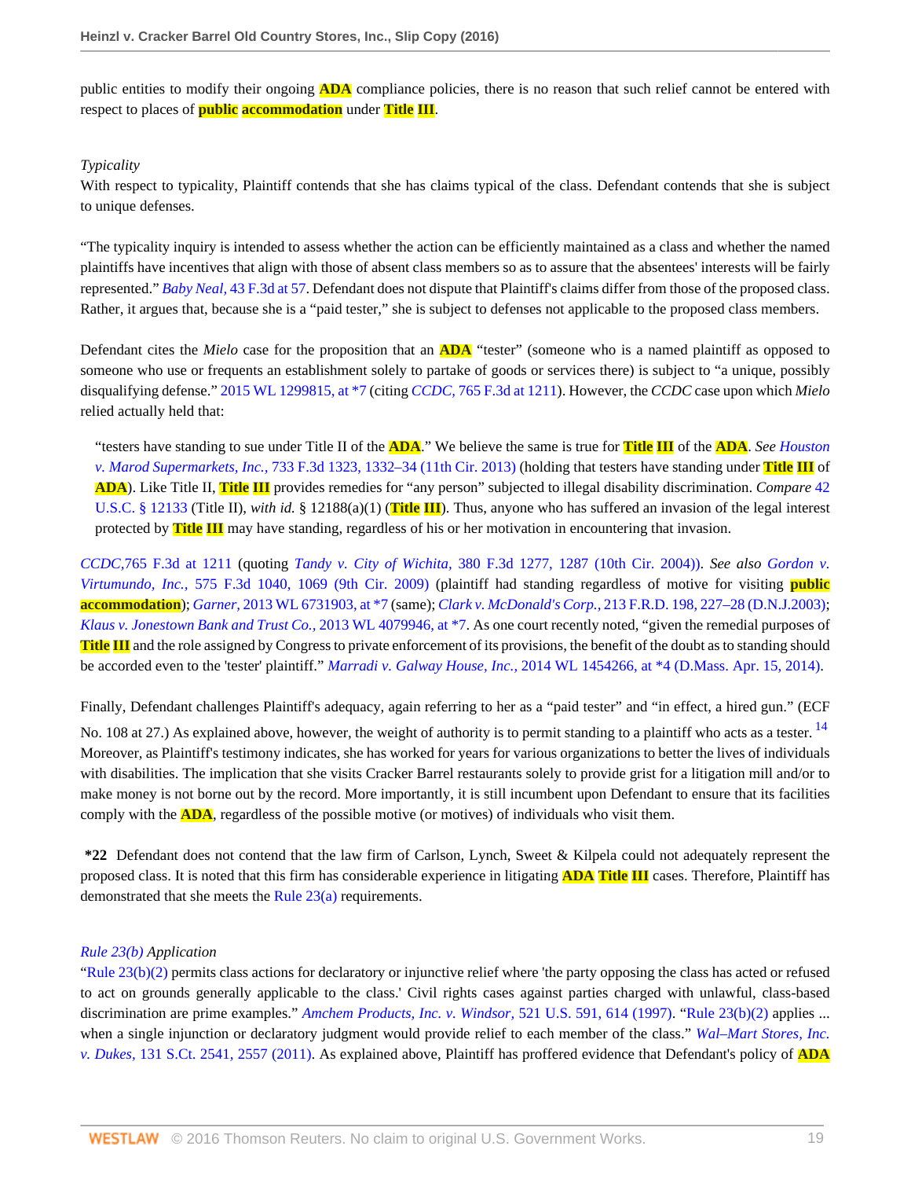public entities to modify their ongoing ADA compliance policies, there is no reason that such relief cannot be entered with respect to places of public accommodation under Title III.

*Typicality*

With respect to typicality, Plaintiff contends that she has claims typical of the class. Defendant contends that she is subject to unique defenses.

"The typicality inquiry is intended to assess whether the action can be efficiently maintained as a class and whether the named plaintiffs have incentives that align with those of absent class members so as to assure that the absentees' interests will be fairly represented." *Baby Neal,* 43 F.3d at 57. Defendant does not dispute that Plaintiff's claims differ from those of the proposed class. Rather, it argues that, because she is a "paid tester," she is subject to defenses not applicable to the proposed class members.

Defendant cites the *Mielo* case for the proposition that an ADA "tester" (someone who is a named plaintiff as opposed to someone who use or frequents an establishment solely to partake of goods or services there) is subject to "a unique, possibly disqualifying defense." 2015 WL 1299815, at *7 (citing *CCDC,* 765 F.3d at 1211). However, the *CCDC* case upon which *Mielo* relied actually held that:

> "testers have standing to sue under Title II of the ADA." We believe the same is true for Title III of the ADA. *See Houston v. Marod Supermarkets, Inc.,* 733 F.3d 1323, 1332–34 (11th Cir. 2013) (holding that testers have standing under Title III of ADA). Like Title II, Title III provides remedies for "any person" subjected to illegal disability discrimination. *Compare* 42 U.S.C. § 12133 (Title II), *with id.* § 12188(a)(1) (Title III). Thus, anyone who has suffered an invasion of the legal interest protected by Title III may have standing, regardless of his or her motivation in encountering that invasion.

*CCDC,*765 F.3d at 1211 (quoting *Tandy v. City of Wichita,* 380 F.3d 1277, 1287 (10th Cir. 2004)). *See also Gordon v. Virtumundo, Inc.,* 575 F.3d 1040, 1069 (9th Cir. 2009) (plaintiff had standing regardless of motive for visiting public accommodation); *Garner,* 2013 WL 6731903, at *7 (same); *Clark v. McDonald's Corp.,* 213 F.R.D. 198, 227–28 (D.N.J.2003); *Klaus v. Jonestown Bank and Trust Co.,* 2013 WL 4079946, at *7. As one court recently noted, "given the remedial purposes of Title III and the role assigned by Congress to private enforcement of its provisions, the benefit of the doubt as to standing should be accorded even to the 'tester' plaintiff." *Marradi v. Galway House, Inc.,* 2014 WL 1454266, at *4 (D.Mass. Apr. 15, 2014).

Finally, Defendant challenges Plaintiff's adequacy, again referring to her as a "paid tester" and "in effect, a hired gun." (ECF No. 108 at 27.) As explained above, however, the weight of authority is to permit standing to a plaintiff who acts as a tester. [14] Moreover, as Plaintiff's testimony indicates, she has worked for years for various organizations to better the lives of individuals with disabilities. The implication that she visits Cracker Barrel restaurants solely to provide grist for a litigation mill and/or to make money is not borne out by the record. More importantly, it is still incumbent upon Defendant to ensure that its facilities comply with the ADA, regardless of the possible motive (or motives) of individuals who visit them.

**\*22** Defendant does not contend that the law firm of Carlson, Lynch, Sweet & Kilpela could not adequately represent the proposed class. It is noted that this firm has considerable experience in litigating ADA Title III cases. Therefore, Plaintiff has demonstrated that she meets the Rule 23(a) requirements.

*Rule 23(b) Application*

"Rule 23(b)(2) permits class actions for declaratory or injunctive relief where 'the party opposing the class has acted or refused to act on grounds generally applicable to the class.' Civil rights cases against parties charged with unlawful, class-based discrimination are prime examples." *Amchem Products, Inc. v. Windsor,* 521 U.S. 591, 614 (1997). "Rule 23(b)(2) applies ... when a single injunction or declaratory judgment would provide relief to each member of the class." *Wal–Mart Stores, Inc. v. Dukes,* 131 S.Ct. 2541, 2557 (2011). As explained above, Plaintiff has proffered evidence that Defendant's policy of ADA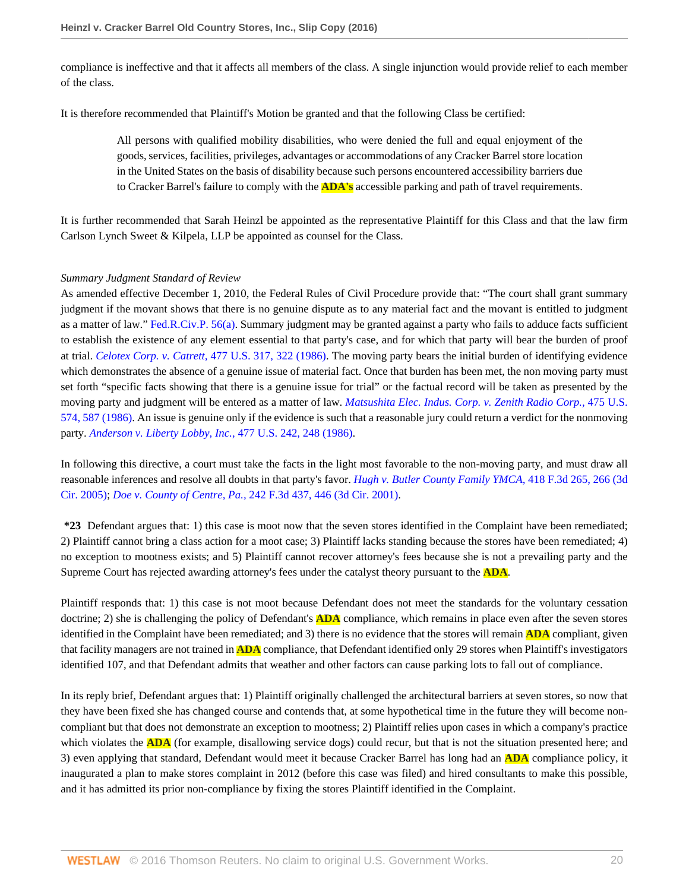compliance is ineffective and that it affects all members of the class. A single injunction would provide relief to each member of the class.

It is therefore recommended that Plaintiff's Motion be granted and that the following Class be certified:

> All persons with qualified mobility disabilities, who were denied the full and equal enjoyment of the goods, services, facilities, privileges, advantages or accommodations of any Cracker Barrel store location in the United States on the basis of disability because such persons encountered accessibility barriers due to Cracker Barrel's failure to comply with the **ADA's** accessible parking and path of travel requirements.

It is further recommended that Sarah Heinzl be appointed as the representative Plaintiff for this Class and that the law firm Carlson Lynch Sweet & Kilpela, LLP be appointed as counsel for the Class.

*Summary Judgment Standard of Review*

As amended effective December 1, 2010, the Federal Rules of Civil Procedure provide that: "The court shall grant summary judgment if the movant shows that there is no genuine dispute as to any material fact and the movant is entitled to judgment as a matter of law." Fed.R.Civ.P. 56(a). Summary judgment may be granted against a party who fails to adduce facts sufficient to establish the existence of any element essential to that party's case, and for which that party will bear the burden of proof at trial. *Celotex Corp. v. Catrett,* 477 U.S. 317, 322 (1986). The moving party bears the initial burden of identifying evidence which demonstrates the absence of a genuine issue of material fact. Once that burden has been met, the non moving party must set forth "specific facts showing that there is a genuine issue for trial" or the factual record will be taken as presented by the moving party and judgment will be entered as a matter of law. *Matsushita Elec. Indus. Corp. v. Zenith Radio Corp.,* 475 U.S. 574, 587 (1986). An issue is genuine only if the evidence is such that a reasonable jury could return a verdict for the nonmoving party. *Anderson v. Liberty Lobby, Inc.,* 477 U.S. 242, 248 (1986).

In following this directive, a court must take the facts in the light most favorable to the non-moving party, and must draw all reasonable inferences and resolve all doubts in that party's favor. *Hugh v. Butler County Family YMCA,* 418 F.3d 265, 266 (3d Cir. 2005); *Doe v. County of Centre, Pa.,* 242 F.3d 437, 446 (3d Cir. 2001).

**\*23** Defendant argues that: 1) this case is moot now that the seven stores identified in the Complaint have been remediated; 2) Plaintiff cannot bring a class action for a moot case; 3) Plaintiff lacks standing because the stores have been remediated; 4) no exception to mootness exists; and 5) Plaintiff cannot recover attorney's fees because she is not a prevailing party and the Supreme Court has rejected awarding attorney's fees under the catalyst theory pursuant to the **ADA**.

Plaintiff responds that: 1) this case is not moot because Defendant does not meet the standards for the voluntary cessation doctrine; 2) she is challenging the policy of Defendant's **ADA** compliance, which remains in place even after the seven stores identified in the Complaint have been remediated; and 3) there is no evidence that the stores will remain **ADA** compliant, given that facility managers are not trained in **ADA** compliance, that Defendant identified only 29 stores when Plaintiff's investigators identified 107, and that Defendant admits that weather and other factors can cause parking lots to fall out of compliance.

In its reply brief, Defendant argues that: 1) Plaintiff originally challenged the architectural barriers at seven stores, so now that they have been fixed she has changed course and contends that, at some hypothetical time in the future they will become non-compliant but that does not demonstrate an exception to mootness; 2) Plaintiff relies upon cases in which a company's practice which violates the **ADA** (for example, disallowing service dogs) could recur, but that is not the situation presented here; and 3) even applying that standard, Defendant would meet it because Cracker Barrel has long had an **ADA** compliance policy, it inaugurated a plan to make stores complaint in 2012 (before this case was filed) and hired consultants to make this possible, and it has admitted its prior non-compliance by fixing the stores Plaintiff identified in the Complaint.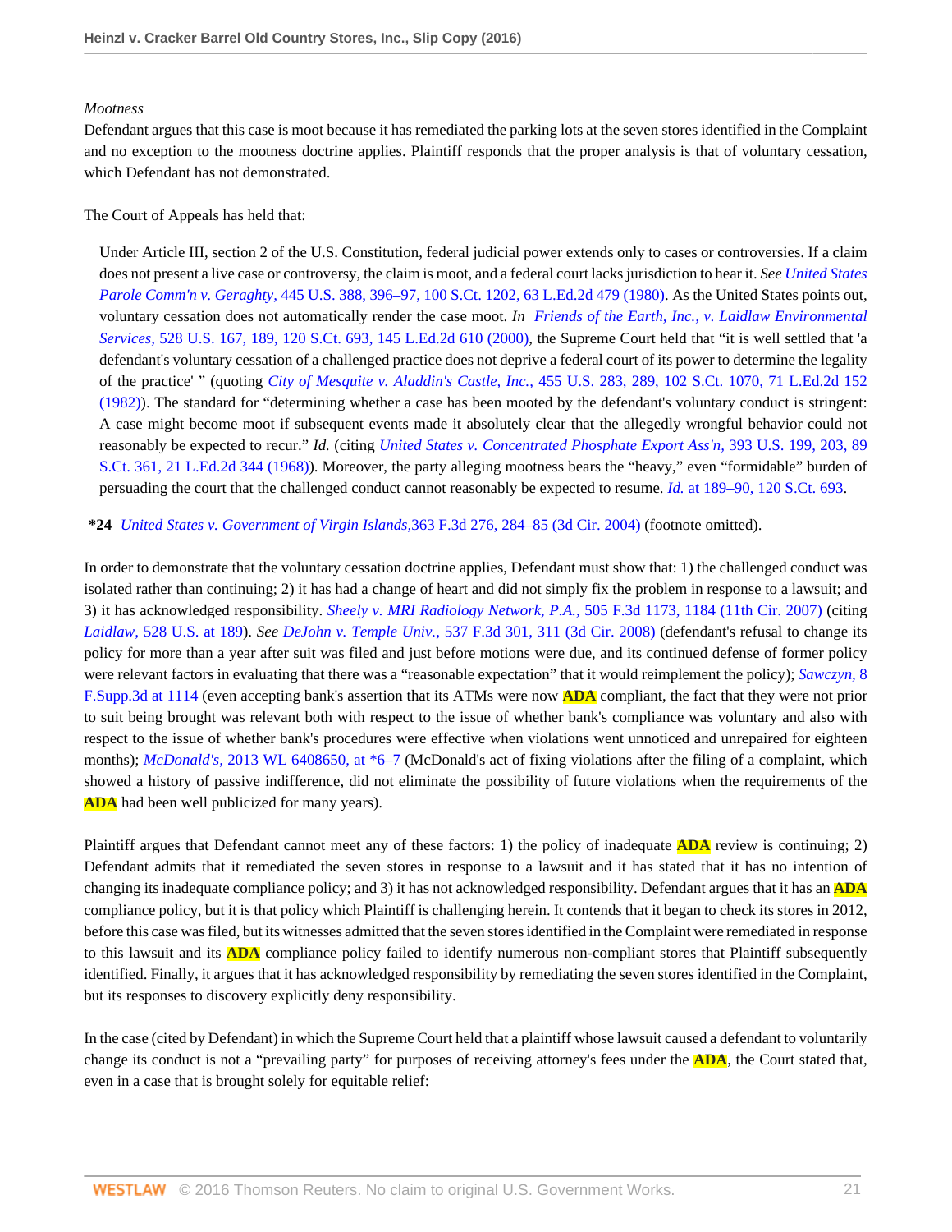*Mootness*

Defendant argues that this case is moot because it has remediated the parking lots at the seven stores identified in the Complaint and no exception to the mootness doctrine applies. Plaintiff responds that the proper analysis is that of voluntary cessation, which Defendant has not demonstrated.

The Court of Appeals has held that:

> Under Article III, section 2 of the U.S. Constitution, federal judicial power extends only to cases or controversies. If a claim does not present a live case or controversy, the claim is moot, and a federal court lacks jurisdiction to hear it. *See United States Parole Comm'n v. Geraghty,* 445 U.S. 388, 396–97, 100 S.Ct. 1202, 63 L.Ed.2d 479 (1980). As the United States points out, voluntary cessation does not automatically render the case moot. *In Friends of the Earth, Inc., v. Laidlaw Environmental Services,* 528 U.S. 167, 189, 120 S.Ct. 693, 145 L.Ed.2d 610 (2000), the Supreme Court held that "it is well settled that 'a defendant's voluntary cessation of a challenged practice does not deprive a federal court of its power to determine the legality of the practice' " (quoting *City of Mesquite v. Aladdin's Castle, Inc.,* 455 U.S. 283, 289, 102 S.Ct. 1070, 71 L.Ed.2d 152 (1982)). The standard for "determining whether a case has been mooted by the defendant's voluntary conduct is stringent: A case might become moot if subsequent events made it absolutely clear that the allegedly wrongful behavior could not reasonably be expected to recur." *Id.* (citing *United States v. Concentrated Phosphate Export Ass'n,* 393 U.S. 199, 203, 89 S.Ct. 361, 21 L.Ed.2d 344 (1968)). Moreover, the party alleging mootness bears the "heavy," even "formidable" burden of persuading the court that the challenged conduct cannot reasonably be expected to resume. *Id.* at 189–90, 120 S.Ct. 693.

**\*24** *United States v. Government of Virgin Islands,*363 F.3d 276, 284–85 (3d Cir. 2004) (footnote omitted).

In order to demonstrate that the voluntary cessation doctrine applies, Defendant must show that: 1) the challenged conduct was isolated rather than continuing; 2) it has had a change of heart and did not simply fix the problem in response to a lawsuit; and 3) it has acknowledged responsibility. *Sheely v. MRI Radiology Network, P.A.,* 505 F.3d 1173, 1184 (11th Cir. 2007) (citing *Laidlaw,* 528 U.S. at 189). *See DeJohn v. Temple Univ.,* 537 F.3d 301, 311 (3d Cir. 2008) (defendant's refusal to change its policy for more than a year after suit was filed and just before motions were due, and its continued defense of former policy were relevant factors in evaluating that there was a "reasonable expectation" that it would reimplement the policy); *Sawczyn,* 8 F.Supp.3d at 1114 (even accepting bank's assertion that its ATMs were now **ADA** compliant, the fact that they were not prior to suit being brought was relevant both with respect to the issue of whether bank's compliance was voluntary and also with respect to the issue of whether bank's procedures were effective when violations went unnoticed and unrepaired for eighteen months); *McDonald's,* 2013 WL 6408650, at \*6–7 (McDonald's act of fixing violations after the filing of a complaint, which showed a history of passive indifference, did not eliminate the possibility of future violations when the requirements of the **ADA** had been well publicized for many years).

Plaintiff argues that Defendant cannot meet any of these factors: 1) the policy of inadequate **ADA** review is continuing; 2) Defendant admits that it remediated the seven stores in response to a lawsuit and it has stated that it has no intention of changing its inadequate compliance policy; and 3) it has not acknowledged responsibility. Defendant argues that it has an **ADA** compliance policy, but it is that policy which Plaintiff is challenging herein. It contends that it began to check its stores in 2012, before this case was filed, but its witnesses admitted that the seven stores identified in the Complaint were remediated in response to this lawsuit and its **ADA** compliance policy failed to identify numerous non-compliant stores that Plaintiff subsequently identified. Finally, it argues that it has acknowledged responsibility by remediating the seven stores identified in the Complaint, but its responses to discovery explicitly deny responsibility.

In the case (cited by Defendant) in which the Supreme Court held that a plaintiff whose lawsuit caused a defendant to voluntarily change its conduct is not a "prevailing party" for purposes of receiving attorney's fees under the **ADA**, the Court stated that, even in a case that is brought solely for equitable relief: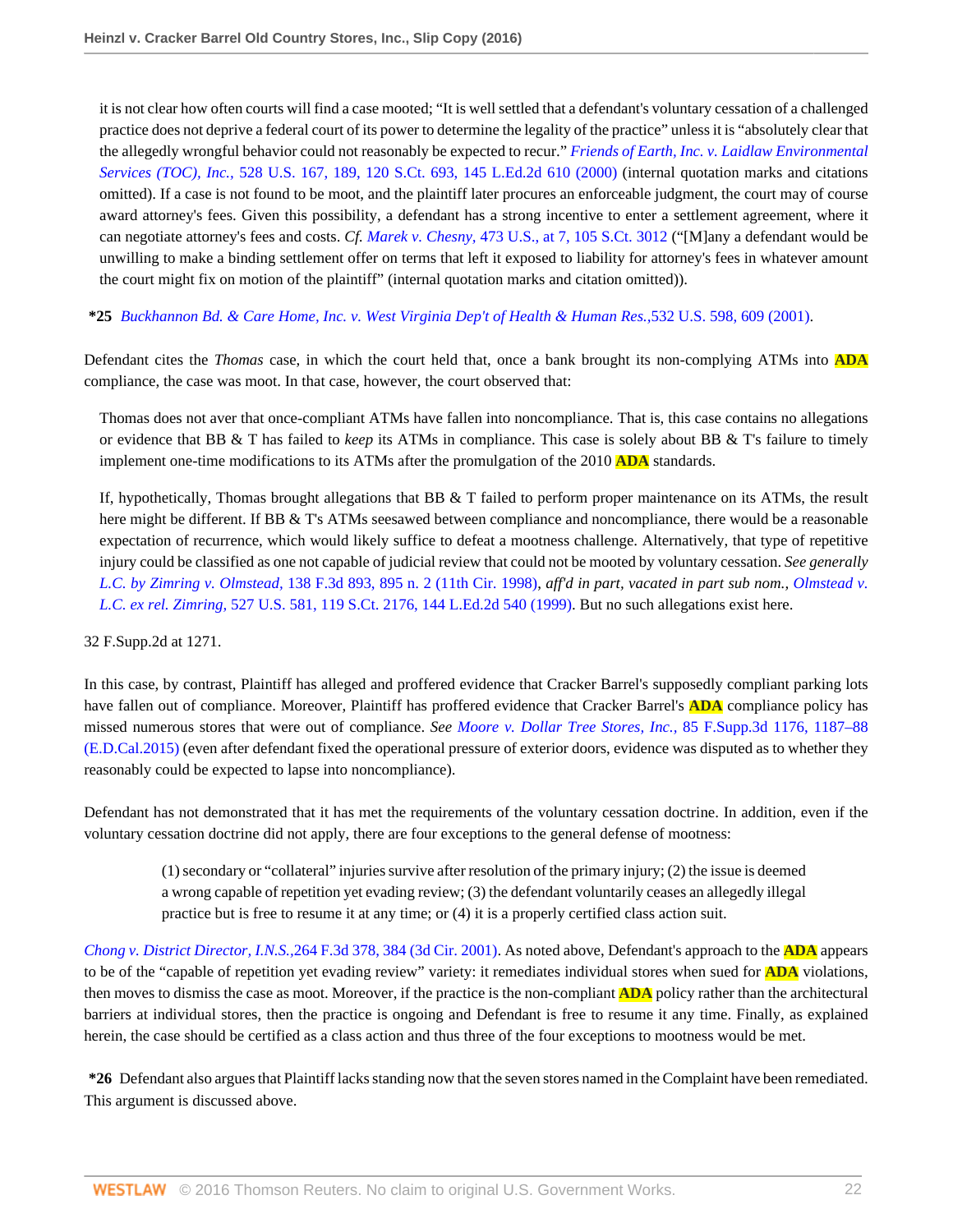it is not clear how often courts will find a case mooted; "It is well settled that a defendant's voluntary cessation of a challenged practice does not deprive a federal court of its power to determine the legality of the practice" unless it is "absolutely clear that the allegedly wrongful behavior could not reasonably be expected to recur." *Friends of Earth, Inc. v. Laidlaw Environmental Services (TOC), Inc.,* 528 U.S. 167, 189, 120 S.Ct. 693, 145 L.Ed.2d 610 (2000) (internal quotation marks and citations omitted). If a case is not found to be moot, and the plaintiff later procures an enforceable judgment, the court may of course award attorney's fees. Given this possibility, a defendant has a strong incentive to enter a settlement agreement, where it can negotiate attorney's fees and costs. *Cf. Marek v. Chesny,* 473 U.S., at 7, 105 S.Ct. 3012 ("[M]any a defendant would be unwilling to make a binding settlement offer on terms that left it exposed to liability for attorney's fees in whatever amount the court might fix on motion of the plaintiff" (internal quotation marks and citation omitted)).

**\*25** *Buckhannon Bd. & Care Home, Inc. v. West Virginia Dep't of Health & Human Res.,*532 U.S. 598, 609 (2001).

Defendant cites the *Thomas* case, in which the court held that, once a bank brought its non-complying ATMs into **ADA** compliance, the case was moot. In that case, however, the court observed that:

> Thomas does not aver that once-compliant ATMs have fallen into noncompliance. That is, this case contains no allegations or evidence that BB & T has failed to *keep* its ATMs in compliance. This case is solely about BB & T's failure to timely implement one-time modifications to its ATMs after the promulgation of the 2010 **ADA** standards.
>
> If, hypothetically, Thomas brought allegations that BB & T failed to perform proper maintenance on its ATMs, the result here might be different. If BB & T's ATMs seesawed between compliance and noncompliance, there would be a reasonable expectation of recurrence, which would likely suffice to defeat a mootness challenge. Alternatively, that type of repetitive injury could be classified as one not capable of judicial review that could not be mooted by voluntary cessation. *See generally L.C. by Zimring v. Olmstead,* 138 F.3d 893, 895 n. 2 (11th Cir. 1998), *aff'd in part, vacated in part sub nom., Olmstead v. L.C. ex rel. Zimring,* 527 U.S. 581, 119 S.Ct. 2176, 144 L.Ed.2d 540 (1999). But no such allegations exist here.

32 F.Supp.2d at 1271.

In this case, by contrast, Plaintiff has alleged and proffered evidence that Cracker Barrel's supposedly compliant parking lots have fallen out of compliance. Moreover, Plaintiff has proffered evidence that Cracker Barrel's **ADA** compliance policy has missed numerous stores that were out of compliance. *See Moore v. Dollar Tree Stores, Inc.,* 85 F.Supp.3d 1176, 1187–88 (E.D.Cal.2015) (even after defendant fixed the operational pressure of exterior doors, evidence was disputed as to whether they reasonably could be expected to lapse into noncompliance).

Defendant has not demonstrated that it has met the requirements of the voluntary cessation doctrine. In addition, even if the voluntary cessation doctrine did not apply, there are four exceptions to the general defense of mootness:

> (1) secondary or "collateral" injuries survive after resolution of the primary injury; (2) the issue is deemed a wrong capable of repetition yet evading review; (3) the defendant voluntarily ceases an allegedly illegal practice but is free to resume it at any time; or (4) it is a properly certified class action suit.

*Chong v. District Director, I.N.S.,*264 F.3d 378, 384 (3d Cir. 2001). As noted above, Defendant's approach to the **ADA** appears to be of the "capable of repetition yet evading review" variety: it remediates individual stores when sued for **ADA** violations, then moves to dismiss the case as moot. Moreover, if the practice is the non-compliant **ADA** policy rather than the architectural barriers at individual stores, then the practice is ongoing and Defendant is free to resume it any time. Finally, as explained herein, the case should be certified as a class action and thus three of the four exceptions to mootness would be met.

**\*26** Defendant also argues that Plaintiff lacks standing now that the seven stores named in the Complaint have been remediated. This argument is discussed above.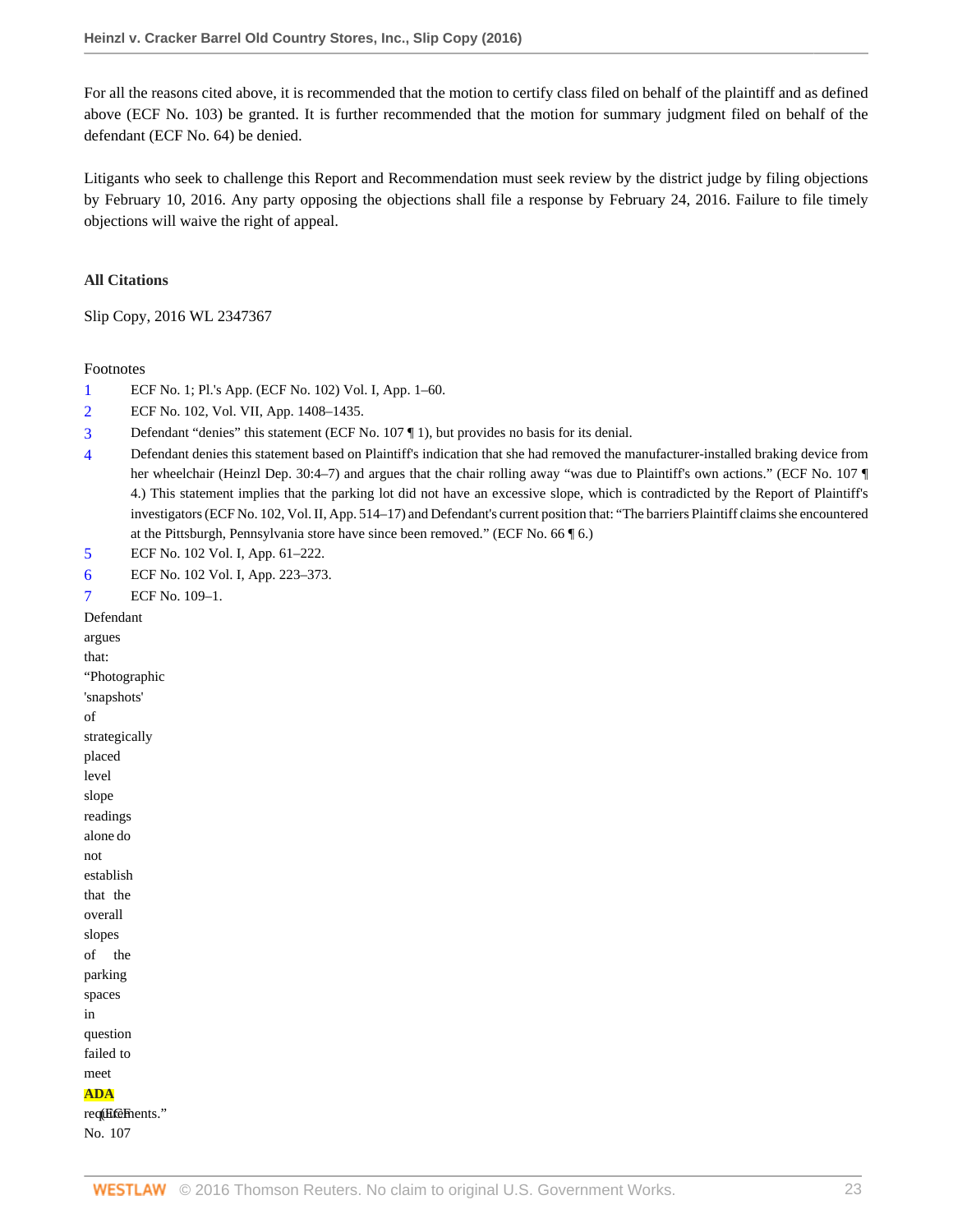For all the reasons cited above, it is recommended that the motion to certify class filed on behalf of the plaintiff and as defined above (ECF No. 103) be granted. It is further recommended that the motion for summary judgment filed on behalf of the defendant (ECF No. 64) be denied.

Litigants who seek to challenge this Report and Recommendation must seek review by the district judge by filing objections by February 10, 2016. Any party opposing the objections shall file a response by February 24, 2016. Failure to file timely objections will waive the right of appeal.

**All Citations**

Slip Copy, 2016 WL 2347367

Footnotes

1 ECF No. 1; Pl.'s App. (ECF No. 102) Vol. I, App. 1–60.

2 ECF No. 102, Vol. VII, App. 1408–1435.

3 Defendant "denies" this statement (ECF No. 107 ¶ 1), but provides no basis for its denial.

4 Defendant denies this statement based on Plaintiff's indication that she had removed the manufacturer-installed braking device from her wheelchair (Heinzl Dep. 30:4–7) and argues that the chair rolling away "was due to Plaintiff's own actions." (ECF No. 107 ¶ 4.) This statement implies that the parking lot did not have an excessive slope, which is contradicted by the Report of Plaintiff's investigators (ECF No. 102, Vol. II, App. 514–17) and Defendant's current position that: "The barriers Plaintiff claims she encountered at the Pittsburgh, Pennsylvania store have since been removed." (ECF No. 66 ¶ 6.)

5 ECF No. 102 Vol. I, App. 61–222.

6 ECF No. 102 Vol. I, App. 223–373.

7 ECF No. 109–1.

Defendant argues that: "Photographic 'snapshots' of strategically placed level slope readings alone do not establish that the overall slopes of the parking spaces in question failed to meet **ADA** requirements." (ECF No. 107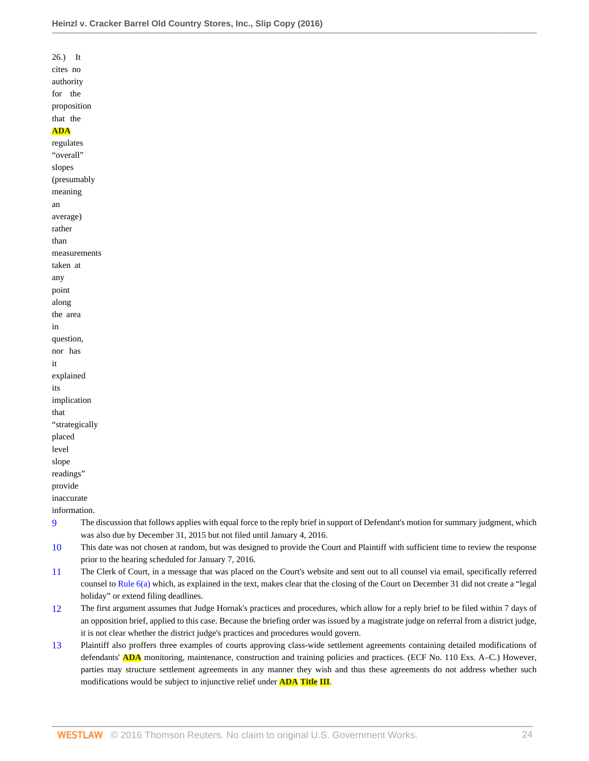26.) It cites no authority for the proposition that the ADA regulates "overall" slopes (presumably meaning an average) rather than measurements taken at any point along the area in question, nor has it explained its implication that "strategically placed level slope readings" provide inaccurate information.

9 The discussion that follows applies with equal force to the reply brief in support of Defendant's motion for summary judgment, which was also due by December 31, 2015 but not filed until January 4, 2016.

10 This date was not chosen at random, but was designed to provide the Court and Plaintiff with sufficient time to review the response prior to the hearing scheduled for January 7, 2016.

11 The Clerk of Court, in a message that was placed on the Court's website and sent out to all counsel via email, specifically referred counsel to Rule 6(a) which, as explained in the text, makes clear that the closing of the Court on December 31 did not create a "legal holiday" or extend filing deadlines.

12 The first argument assumes that Judge Hornak's practices and procedures, which allow for a reply brief to be filed within 7 days of an opposition brief, applied to this case. Because the briefing order was issued by a magistrate judge on referral from a district judge, it is not clear whether the district judge's practices and procedures would govern.

13 Plaintiff also proffers three examples of courts approving class-wide settlement agreements containing detailed modifications of defendants' ADA monitoring, maintenance, construction and training policies and practices. (ECF No. 110 Exs. A–C.) However, parties may structure settlement agreements in any manner they wish and thus these agreements do not address whether such modifications would be subject to injunctive relief under ADA Title III.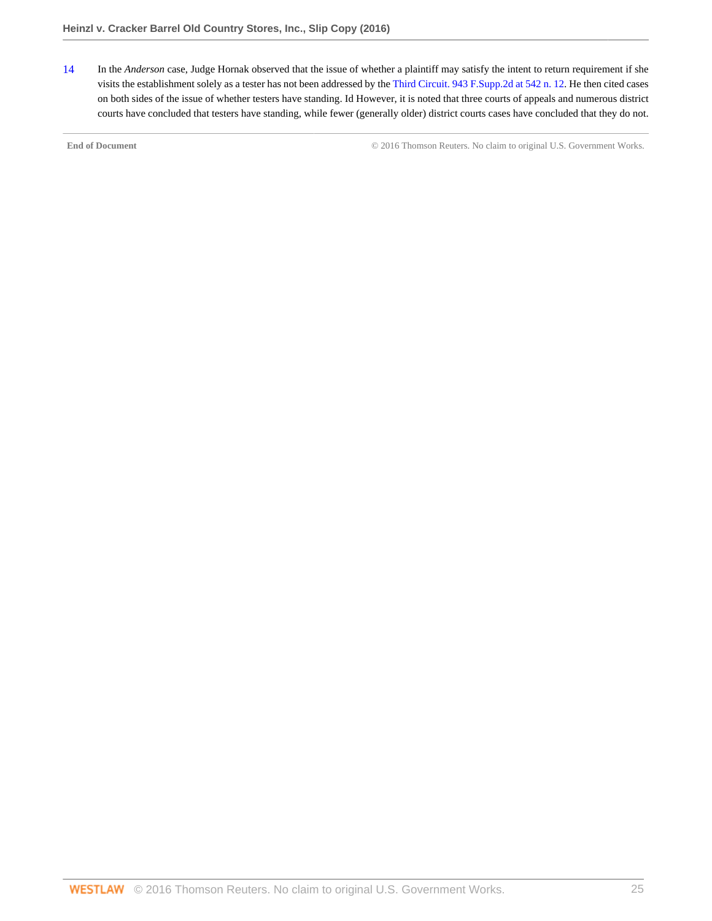14 In the *Anderson* case, Judge Hornak observed that the issue of whether a plaintiff may satisfy the intent to return requirement if she visits the establishment solely as a tester has not been addressed by the Third Circuit. 943 F.Supp.2d at 542 n. 12. He then cited cases on both sides of the issue of whether testers have standing. Id However, it is noted that three courts of appeals and numerous district courts have concluded that testers have standing, while fewer (generally older) district courts cases have concluded that they do not.

---

**End of Document** © 2016 Thomson Reuters. No claim to original U.S. Government Works.